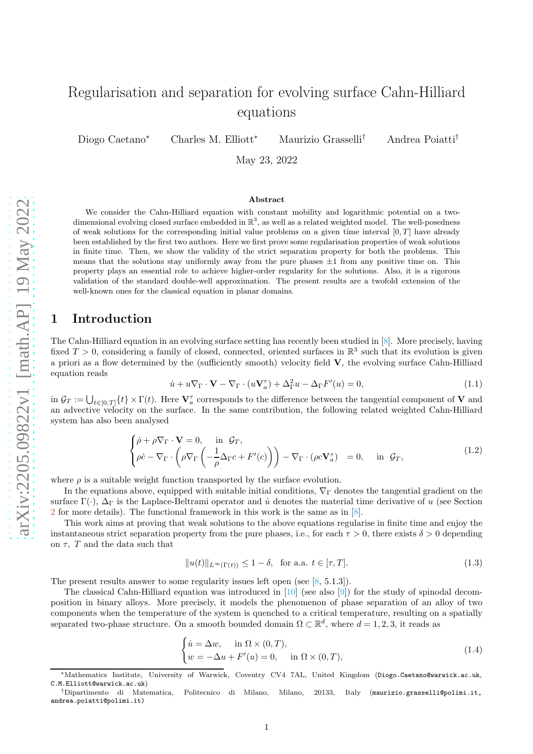# Regularisation and separation for evolving surface Cahn-Hilliard equations

Diogo Caetano[*] Charles M. Elliott[*] Maurizio Grasselli[†] Andrea Poiatti[†]

May 23, 2022

## Abstract

We consider the Cahn-Hilliard equation with constant mobility and logarithmic potential on a two-dimensional evolving closed surface embedded in $\mathbb{R}^3$, as well as a related weighted model. The well-posedness of weak solutions for the corresponding initial value problems on a given time interval $[0,T]$ have already been established by the first two authors. Here we first prove some regularisation properties of weak solutions in finite time. Then, we show the validity of the strict separation property for both the problems. This means that the solutions stay uniformly away from the pure phases $\pm 1$ from any positive time on. This property plays an essential role to achieve higher-order regularity for the solutions. Also, it is a rigorous validation of the standard double-well approximation. The present results are a twofold extension of the well-known ones for the classical equation in planar domains.

## 1 Introduction

The Cahn-Hilliard equation in an evolving surface setting has recently been studied in [8]. More precisely, having fixed $T > 0$, considering a family of closed, connected, oriented surfaces in $\mathbb{R}^3$ such that its evolution is given a priori as a flow determined by the (sufficiently smooth) velocity field $\mathbf{V}$, the evolving surface Cahn-Hilliard equation reads

$$\dot{u} + u\nabla_\Gamma \cdot \mathbf{V} - \nabla_\Gamma \cdot (u\mathbf{V}_a^\tau) + \Delta_\Gamma^2 u - \Delta_\Gamma F'(u) = 0, \tag{1.1}$$

in $\mathcal{G}_T := \bigcup_{t\in[0,T]}\{t\} \times \Gamma(t)$. Here $\mathbf{V}_a^\tau$ corresponds to the difference between the tangential component of $\mathbf{V}$ and an advective velocity on the surface. In the same contribution, the following related weighted Cahn-Hilliard system has also been analysed

$$\begin{cases} \dot{\rho} + \rho\nabla_\Gamma \cdot \mathbf{V} = 0, & \text{in } \mathcal{G}_T, \\ \rho\dot{c} - \nabla_\Gamma \cdot \left(\rho\nabla_\Gamma\left(-\dfrac{1}{\rho}\Delta_\Gamma c + F'(c)\right)\right) - \nabla_\Gamma \cdot (\rho c\mathbf{V}_a^\tau) = 0, & \text{in } \mathcal{G}_T, \end{cases} \tag{1.2}$$

where $\rho$ is a suitable weight function transported by the surface evolution.

In the equations above, equipped with suitable initial conditions, $\nabla_\Gamma$ denotes the tangential gradient on the surface $\Gamma(\cdot)$, $\Delta_\Gamma$ is the Laplace-Beltrami operator and $\dot{u}$ denotes the material time derivative of $u$ (see Section 2 for more details). The functional framework in this work is the same as in [8].

This work aims at proving that weak solutions to the above equations regularise in finite time and enjoy the instantaneous strict separation property from the pure phases, i.e., for each $\tau > 0$, there exists $\delta > 0$ depending on $\tau$, $T$ and the data such that

$$\|u(t)\|_{L^\infty(\Gamma(t))} \leq 1 - \delta, \quad \text{for a.a. } t \in [\tau, T]. \tag{1.3}$$

The present results answer to some regularity issues left open (see [8, 5.1.3]).

The classical Cahn-Hilliard equation was introduced in [10] (see also [9]) for the study of spinodal decomposition in binary alloys. More precisely, it models the phenomenon of phase separation of an alloy of two components when the temperature of the system is quenched to a critical temperature, resulting on a spatially separated two-phase structure. On a smooth bounded domain $\Omega \subset \mathbb{R}^d$, where $d = 1, 2, 3$, it reads as

$$\begin{cases} \dot{u} = \Delta w, & \text{in } \Omega \times (0,T), \\ w = -\Delta u + F'(u) = 0, & \text{in } \Omega \times (0,T), \end{cases} \tag{1.4}$$

[*]Mathematics Institute, University of Warwick, Coventry CV4 7AL, United Kingdom (Diogo.Caetano@warwick.ac.uk, C.M.Elliott@warwick.ac.uk)

[†]Dipartimento di Matematica, Politecnico di Milano, Milano, 20133, Italy (maurizio.grasselli@polimi.it, andrea.poiatti@polimi.it)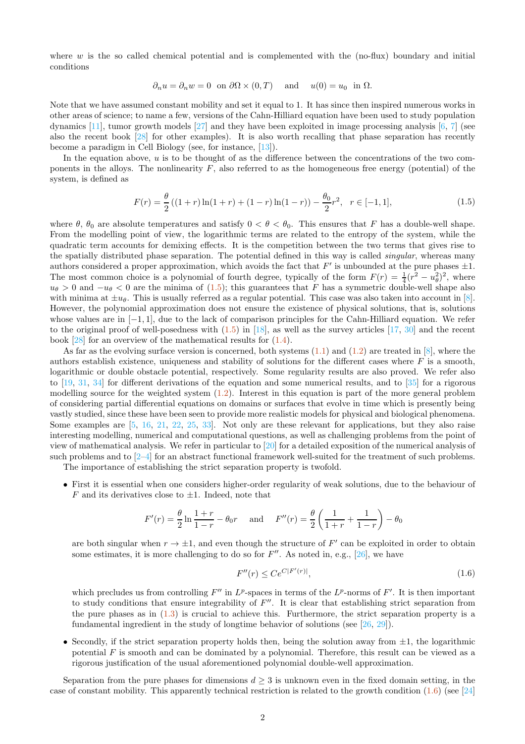where $w$ is the so called chemical potential and is complemented with the (no-flux) boundary and initial conditions

$$\partial_n u = \partial_n w = 0 \ \text{ on } \partial\Omega \times (0,T) \quad \text{ and } \quad u(0) = u_0 \ \text{ in } \Omega.$$

Note that we have assumed constant mobility and set it equal to 1. It has since then inspired numerous works in other areas of science; to name a few, versions of the Cahn-Hilliard equation have been used to study population dynamics [11], tumor growth models [27] and they have been exploited in image processing analysis [6, 7] (see also the recent book [28] for other examples). It is also worth recalling that phase separation has recently become a paradigm in Cell Biology (see, for instance, [13]).

In the equation above, $u$ is to be thought of as the difference between the concentrations of the two components in the alloys. The nonlinearity $F$, also referred to as the homogeneous free energy (potential) of the system, is defined as

$$F(r) = \frac{\theta}{2}\left((1+r)\ln(1+r) + (1-r)\ln(1-r)\right) - \frac{\theta_0}{2}r^2, \quad r \in [-1,1], \tag{1.5}$$

where $\theta$, $\theta_0$ are absolute temperatures and satisfy $0 < \theta < \theta_0$. This ensures that $F$ has a double-well shape. From the modelling point of view, the logarithmic terms are related to the entropy of the system, while the quadratic term accounts for demixing effects. It is the competition between the two terms that gives rise to the spatially distributed phase separation. The potential defined in this way is called *singular*, whereas many authors considered a proper approximation, which avoids the fact that $F'$ is unbounded at the pure phases $\pm 1$. The most common choice is a polynomial of fourth degree, typically of the form $F(r) = \frac{1}{4}(r^2 - u_\theta^2)^2$, where $u_\theta > 0$ and $-u_\theta < 0$ are the minima of (1.5); this guarantees that $F$ has a symmetric double-well shape also with minima at $\pm u_\theta$. This is usually referred as a regular potential. This case was also taken into account in [8]. However, the polynomial approximation does not ensure the existence of physical solutions, that is, solutions whose values are in $[-1,1]$, due to the lack of comparison principles for the Cahn-Hilliard equation. We refer to the original proof of well-posedness with (1.5) in [18], as well as the survey articles [17, 30] and the recent book [28] for an overview of the mathematical results for (1.4).

As far as the evolving surface version is concerned, both systems (1.1) and (1.2) are treated in [8], where the authors establish existence, uniqueness and stability of solutions for the different cases where $F$ is a smooth, logarithmic or double obstacle potential, respectively. Some regularity results are also proved. We refer also to [19, 31, 34] for different derivations of the equation and some numerical results, and to [35] for a rigorous modelling source for the weighted system (1.2). Interest in this equation is part of the more general problem of considering partial differential equations on domains or surfaces that evolve in time which is presently being vastly studied, since these have been seen to provide more realistic models for physical and biological phenomena. Some examples are [5, 16, 21, 22, 25, 33]. Not only are these relevant for applications, but they also raise interesting modelling, numerical and computational questions, as well as challenging problems from the point of view of mathematical analysis. We refer in particular to [20] for a detailed exposition of the numerical analysis of such problems and to [2–4] for an abstract functional framework well-suited for the treatment of such problems.

The importance of establishing the strict separation property is twofold.

- First it is essential when one considers higher-order regularity of weak solutions, due to the behaviour of $F$ and its derivatives close to $\pm 1$. Indeed, note that

$$F'(r) = \frac{\theta}{2}\ln\frac{1+r}{1-r} - \theta_0 r \quad \text{ and } \quad F''(r) = \frac{\theta}{2}\left(\frac{1}{1+r} + \frac{1}{1-r}\right) - \theta_0$$

  are both singular when $r \to \pm 1$, and even though the structure of $F'$ can be exploited in order to obtain some estimates, it is more challenging to do so for $F''$. As noted in, e.g., [26], we have

$$F''(r) \leq Ce^{C|F'(r)|}, \tag{1.6}$$

  which precludes us from controlling $F''$ in $L^p$-spaces in terms of the $L^p$-norms of $F'$. It is then important to study conditions that ensure integrability of $F''$. It is clear that establishing strict separation from the pure phases as in (1.3) is crucial to achieve this. Furthermore, the strict separation property is a fundamental ingredient in the study of longtime behavior of solutions (see [26, 29]).

- Secondly, if the strict separation property holds then, being the solution away from $\pm 1$, the logarithmic potential $F$ is smooth and can be dominated by a polynomial. Therefore, this result can be viewed as a rigorous justification of the usual aforementioned polynomial double-well approximation.

Separation from the pure phases for dimensions $d \geq 3$ is unknown even in the fixed domain setting, in the case of constant mobility. This apparently technical restriction is related to the growth condition (1.6) (see [24]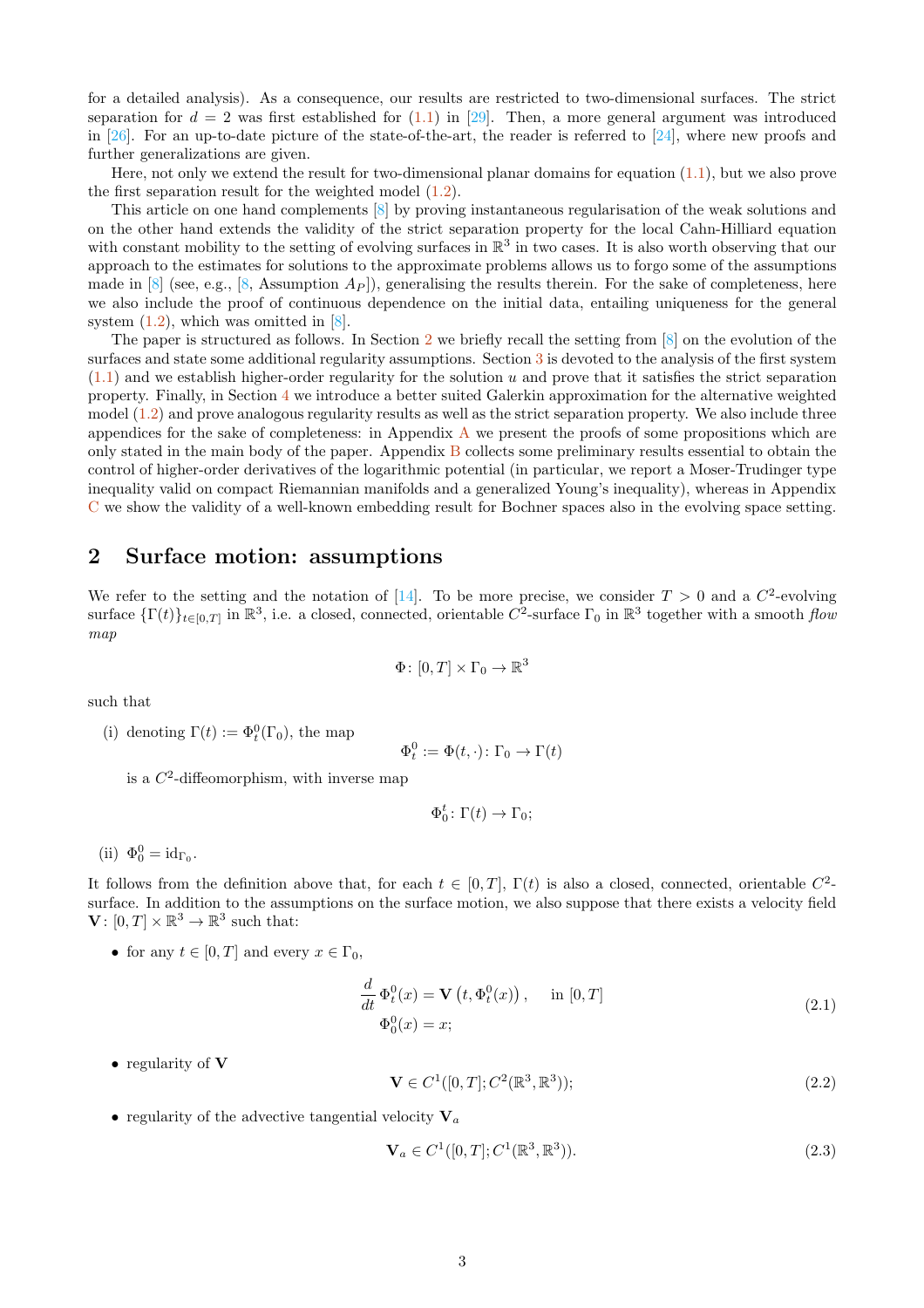for a detailed analysis). As a consequence, our results are restricted to two-dimensional surfaces. The strict separation for $d = 2$ was first established for (1.1) in [29]. Then, a more general argument was introduced in [26]. For an up-to-date picture of the state-of-the-art, the reader is referred to [24], where new proofs and further generalizations are given.

Here, not only we extend the result for two-dimensional planar domains for equation (1.1), but we also prove the first separation result for the weighted model (1.2).

This article on one hand complements [8] by proving instantaneous regularisation of the weak solutions and on the other hand extends the validity of the strict separation property for the local Cahn-Hilliard equation with constant mobility to the setting of evolving surfaces in $\mathbb{R}^3$ in two cases. It is also worth observing that our approach to the estimates for solutions to the approximate problems allows us to forgo some of the assumptions made in [8] (see, e.g., [8, Assumption $A_P$]), generalising the results therein. For the sake of completeness, here we also include the proof of continuous dependence on the initial data, entailing uniqueness for the general system (1.2), which was omitted in [8].

The paper is structured as follows. In Section 2 we briefly recall the setting from [8] on the evolution of the surfaces and state some additional regularity assumptions. Section 3 is devoted to the analysis of the first system (1.1) and we establish higher-order regularity for the solution $u$ and prove that it satisfies the strict separation property. Finally, in Section 4 we introduce a better suited Galerkin approximation for the alternative weighted model (1.2) and prove analogous regularity results as well as the strict separation property. We also include three appendices for the sake of completeness: in Appendix A we present the proofs of some propositions which are only stated in the main body of the paper. Appendix B collects some preliminary results essential to obtain the control of higher-order derivatives of the logarithmic potential (in particular, we report a Moser-Trudinger type inequality valid on compact Riemannian manifolds and a generalized Young's inequality), whereas in Appendix C we show the validity of a well-known embedding result for Bochner spaces also in the evolving space setting.

## 2 Surface motion: assumptions

We refer to the setting and the notation of [14]. To be more precise, we consider $T > 0$ and a $C^2$-evolving surface $\{\Gamma(t)\}_{t\in[0,T]}$ in $\mathbb{R}^3$, i.e. a closed, connected, orientable $C^2$-surface $\Gamma_0$ in $\mathbb{R}^3$ together with a smooth *flow map*

$$\Phi\colon [0,T]\times\Gamma_0 \to \mathbb{R}^3$$

such that

(i) denoting $\Gamma(t) := \Phi_t^0(\Gamma_0)$, the map
$$\Phi_t^0 := \Phi(t,\cdot)\colon \Gamma_0 \to \Gamma(t)$$
is a $C^2$-diffeomorphism, with inverse map
$$\Phi_0^t\colon \Gamma(t) \to \Gamma_0;$$

(ii) $\Phi_0^0 = \mathrm{id}_{\Gamma_0}$.

It follows from the definition above that, for each $t \in [0,T]$, $\Gamma(t)$ is also a closed, connected, orientable $C^2$-surface. In addition to the assumptions on the surface motion, we also suppose that there exists a velocity field $\mathbf{V}\colon [0,T]\times\mathbb{R}^3 \to \mathbb{R}^3$ such that:

- for any $t \in [0,T]$ and every $x \in \Gamma_0$,
$$\begin{aligned} \frac{d}{dt}\,\Phi_t^0(x) &= \mathbf{V}\left(t,\Phi_t^0(x)\right), \quad \text{in } [0,T] \\ \Phi_0^0(x) &= x; \end{aligned} \tag{2.1}$$

- regularity of $\mathbf{V}$
$$\mathbf{V} \in C^1([0,T];C^2(\mathbb{R}^3,\mathbb{R}^3)); \tag{2.2}$$

- regularity of the advective tangential velocity $\mathbf{V}_a$
$$\mathbf{V}_a \in C^1([0,T];C^1(\mathbb{R}^3,\mathbb{R}^3)). \tag{2.3}$$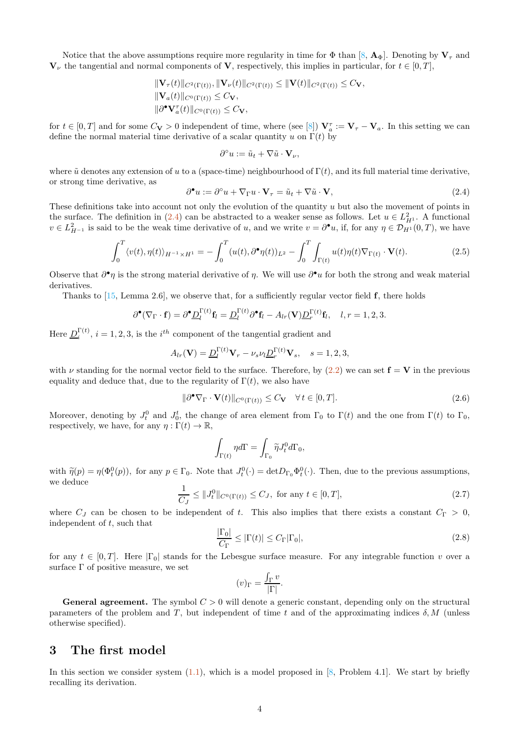Notice that the above assumptions require more regularity in time for $\Phi$ than [8, $\mathbf{A}_\Phi$]. Denoting by $\mathbf{V}_\tau$ and $\mathbf{V}_\nu$ the tangential and normal components of $\mathbf{V}$, respectively, this implies in particular, for $t \in [0,T]$,

$$
\begin{aligned}
&\|\mathbf{V}_\tau(t)\|_{C^2(\Gamma(t))}, \|\mathbf{V}_\nu(t)\|_{C^2(\Gamma(t))} \leq \|\mathbf{V}(t)\|_{C^2(\Gamma(t))} \leq C_{\mathbf{V}},\\
&\|\mathbf{V}_a(t)\|_{C^0(\Gamma(t))} \leq C_{\mathbf{V}},\\
&\|\partial^\bullet \mathbf{V}_a^\tau(t)\|_{C^0(\Gamma(t))} \leq C_{\mathbf{V}},
\end{aligned}
$$

for $t \in [0,T]$ and for some $C_{\mathbf{V}} > 0$ independent of time, where (see [8]) $\mathbf{V}_a^\tau := \mathbf{V}_\tau - \mathbf{V}_a$. In this setting we can define the normal material time derivative of a scalar quantity $u$ on $\Gamma(t)$ by

$$
\partial^\circ u := \tilde{u}_t + \nabla \tilde{u} \cdot \mathbf{V}_\nu,
$$

where $\tilde{u}$ denotes any extension of $u$ to a (space-time) neighbourhood of $\Gamma(t)$, and its full material time derivative, or strong time derivative, as

$$
\partial^\bullet u := \partial^\circ u + \nabla_\Gamma u \cdot \mathbf{V}_\tau = \tilde{u}_t + \nabla \tilde{u} \cdot \mathbf{V}, \tag{2.4}
$$

These definitions take into account not only the evolution of the quantity $u$ but also the movement of points in the surface. The definition in (2.4) can be abstracted to a weaker sense as follows. Let $u \in L^2_{H^1}$. A functional $v \in L^2_{H^{-1}}$ is said to be the weak time derivative of $u$, and we write $v = \partial^\bullet u$, if, for any $\eta \in \mathcal{D}_{H^1}(0,T)$, we have

$$
\int_0^T \langle v(t), \eta(t) \rangle_{H^{-1}\times H^1} = -\int_0^T (u(t), \partial^\bullet \eta(t))_{L^2} - \int_0^T \int_{\Gamma(t)} u(t)\eta(t) \nabla_{\Gamma(t)} \cdot \mathbf{V}(t). \tag{2.5}
$$

Observe that $\partial^\bullet \eta$ is the strong material derivative of $\eta$. We will use $\partial^\bullet u$ for both the strong and weak material derivatives.

Thanks to [15, Lemma 2.6], we observe that, for a sufficiently regular vector field $\mathbf{f}$, there holds

$$
\partial^\bullet (\nabla_\Gamma \cdot \mathbf{f}) = \partial^\bullet \underline{D}_l^{\Gamma(t)} \mathbf{f}_l = \underline{D}_l^{\Gamma(t)} \partial^\bullet \mathbf{f}_l - A_{lr}(\mathbf{V}) \underline{D}_r^{\Gamma(t)} \mathbf{f}_l, \quad l, r = 1, 2, 3.
$$

Here $\underline{D}_i^{\Gamma(t)}$, $i = 1, 2, 3$, is the $i^{th}$ component of the tangential gradient and

$$
A_{lr}(\mathbf{V}) = \underline{D}_l^{\Gamma(t)} \mathbf{V}_r - \nu_s \nu_l \underline{D}_r^{\Gamma(t)} \mathbf{V}_s, \quad s = 1, 2, 3,
$$

with $\nu$ standing for the normal vector field to the surface. Therefore, by (2.2) we can set $\mathbf{f} = \mathbf{V}$ in the previous equality and deduce that, due to the regularity of $\Gamma(t)$, we also have

$$
\|\partial^\bullet \nabla_\Gamma \cdot \mathbf{V}(t)\|_{C^0(\Gamma(t))} \leq C_{\mathbf{V}} \quad \forall\, t \in [0,T]. \tag{2.6}
$$

Moreover, denoting by $J_t^0$ and $J_0^t$, the change of area element from $\Gamma_0$ to $\Gamma(t)$ and the one from $\Gamma(t)$ to $\Gamma_0$, respectively, we have, for any $\eta : \Gamma(t) \to \mathbb{R}$,

$$
\int_{\Gamma(t)} \eta \, d\Gamma = \int_{\Gamma_0} \widetilde{\eta} J_t^0 \, d\Gamma_0,
$$

with $\widetilde{\eta}(p) = \eta(\Phi_t^0(p))$, for any $p \in \Gamma_0$. Note that $J_t^0(\cdot) = \det D_{\Gamma_0} \Phi_t^0(\cdot)$. Then, due to the previous assumptions, we deduce

$$
\frac{1}{C_J} \leq \|J_t^0\|_{C^0(\Gamma(t))} \leq C_J, \text{ for any } t \in [0,T], \tag{2.7}
$$

where $C_J$ can be chosen to be independent of $t$. This also implies that there exists a constant $C_\Gamma > 0$, independent of $t$, such that

$$
\frac{|\Gamma_0|}{C_\Gamma} \leq |\Gamma(t)| \leq C_\Gamma |\Gamma_0|, \tag{2.8}
$$

for any $t \in [0,T]$. Here $|\Gamma_0|$ stands for the Lebesgue surface measure. For any integrable function $v$ over a surface $\Gamma$ of positive measure, we set

$$
(v)_\Gamma = \frac{\int_\Gamma v}{|\Gamma|}.
$$

**General agreement.** The symbol $C > 0$ will denote a generic constant, depending only on the structural parameters of the problem and $T$, but independent of time $t$ and of the approximating indices $\delta, M$ (unless otherwise specified).

# 3 The first model

In this section we consider system (1.1), which is a model proposed in [8, Problem 4.1]. We start by briefly recalling its derivation.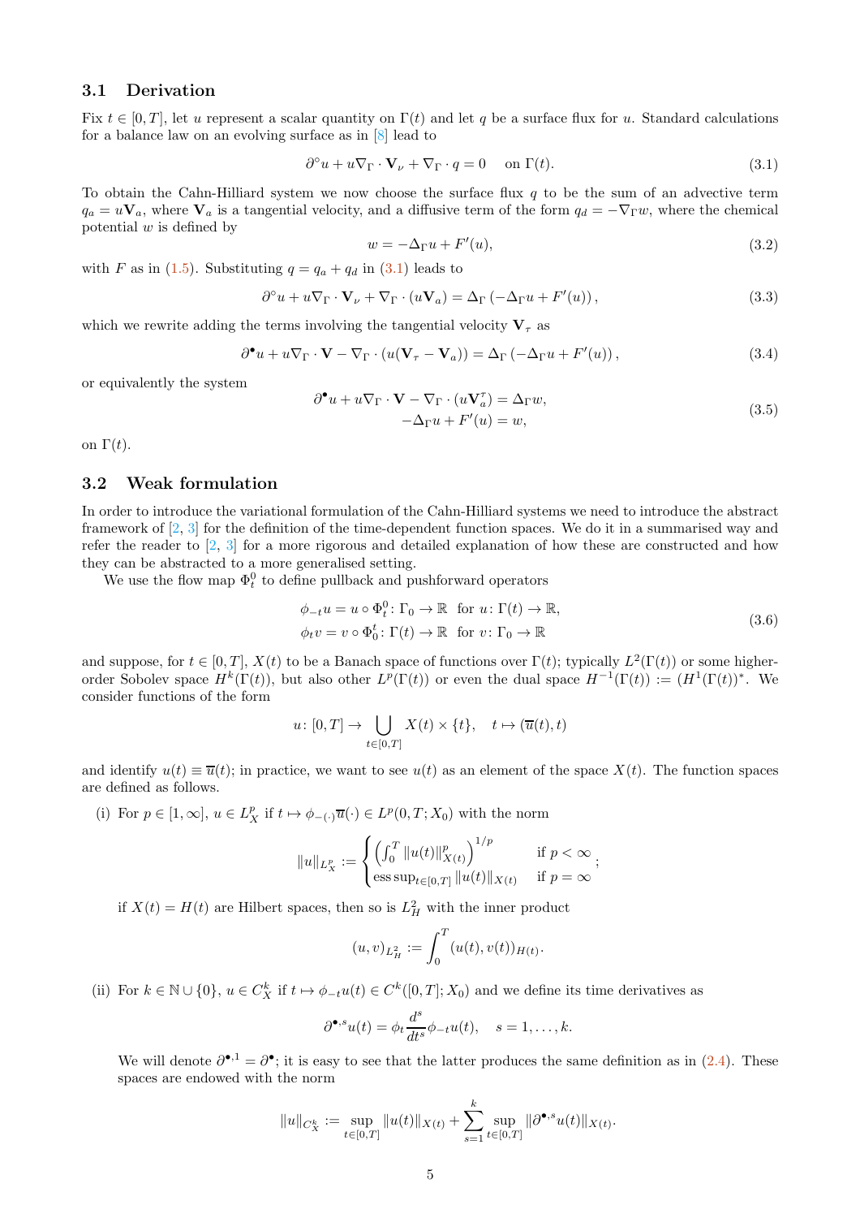### 3.1 Derivation

Fix $t \in [0,T]$, let $u$ represent a scalar quantity on $\Gamma(t)$ and let $q$ be a surface flux for $u$. Standard calculations for a balance law on an evolving surface as in [8] lead to

$$\partial^\circ u + u\nabla_\Gamma \cdot \mathbf{V}_\nu + \nabla_\Gamma \cdot q = 0 \quad \text{on } \Gamma(t). \tag{3.1}$$

To obtain the Cahn-Hilliard system we now choose the surface flux $q$ to be the sum of an advective term $q_a = u\mathbf{V}_a$, where $\mathbf{V}_a$ is a tangential velocity, and a diffusive term of the form $q_d = -\nabla_\Gamma w$, where the chemical potential $w$ is defined by

$$w = -\Delta_\Gamma u + F'(u), \tag{3.2}$$

with $F$ as in (1.5). Substituting $q = q_a + q_d$ in (3.1) leads to

$$\partial^\circ u + u\nabla_\Gamma \cdot \mathbf{V}_\nu + \nabla_\Gamma \cdot (u\mathbf{V}_a) = \Delta_\Gamma \left(-\Delta_\Gamma u + F'(u)\right), \tag{3.3}$$

which we rewrite adding the terms involving the tangential velocity $\mathbf{V}_\tau$ as

$$\partial^\bullet u + u\nabla_\Gamma \cdot \mathbf{V} - \nabla_\Gamma \cdot (u(\mathbf{V}_\tau - \mathbf{V}_a)) = \Delta_\Gamma \left(-\Delta_\Gamma u + F'(u)\right), \tag{3.4}$$

or equivalently the system

$$\begin{aligned} \partial^\bullet u + u\nabla_\Gamma \cdot \mathbf{V} - \nabla_\Gamma \cdot (u\mathbf{V}_a^\tau) &= \Delta_\Gamma w, \\ -\Delta_\Gamma u + F'(u) &= w, \end{aligned} \tag{3.5}$$

on $\Gamma(t)$.

### 3.2 Weak formulation

In order to introduce the variational formulation of the Cahn-Hilliard systems we need to introduce the abstract framework of [2, 3] for the definition of the time-dependent function spaces. We do it in a summarised way and refer the reader to [2, 3] for a more rigorous and detailed explanation of how these are constructed and how they can be abstracted to a more generalised setting.

We use the flow map $\Phi_t^0$ to define pullback and pushforward operators

$$\begin{aligned} \phi_{-t}u &= u \circ \Phi_t^0 \colon \Gamma_0 \to \mathbb{R} \quad \text{for } u \colon \Gamma(t) \to \mathbb{R}, \\ \phi_t v &= v \circ \Phi_0^t \colon \Gamma(t) \to \mathbb{R} \quad \text{for } v \colon \Gamma_0 \to \mathbb{R} \end{aligned} \tag{3.6}$$

and suppose, for $t \in [0,T]$, $X(t)$ to be a Banach space of functions over $\Gamma(t)$; typically $L^2(\Gamma(t))$ or some higher-order Sobolev space $H^k(\Gamma(t))$, but also other $L^p(\Gamma(t))$ or even the dual space $H^{-1}(\Gamma(t)) := (H^1(\Gamma(t))^*$. We consider functions of the form

$$u \colon [0,T] \to \bigcup_{t\in[0,T]} X(t) \times \{t\}, \quad t \mapsto (\overline{u}(t), t)$$

and identify $u(t) \equiv \overline{u}(t)$; in practice, we want to see $u(t)$ as an element of the space $X(t)$. The function spaces are defined as follows.

(i) For $p \in [1,\infty]$, $u \in L^p_X$ if $t \mapsto \phi_{-(\cdot)}\overline{u}(\cdot) \in L^p(0,T;X_0)$ with the norm

$$\|u\|_{L^p_X} := \begin{cases} \left(\int_0^T \|u(t)\|^p_{X(t)}\right)^{1/p} & \text{if } p < \infty \\ \operatorname{ess\,sup}_{t\in[0,T]} \|u(t)\|_{X(t)} & \text{if } p = \infty \end{cases};$$

if $X(t) = H(t)$ are Hilbert spaces, then so is $L^2_H$ with the inner product

$$(u,v)_{L^2_H} := \int_0^T (u(t), v(t))_{H(t)}.$$

(ii) For $k \in \mathbb{N} \cup \{0\}$, $u \in C^k_X$ if $t \mapsto \phi_{-t}u(t) \in C^k([0,T];X_0)$ and we define its time derivatives as

$$\partial^{\bullet,s} u(t) = \phi_t \frac{d^s}{dt^s} \phi_{-t} u(t), \quad s = 1, \dots, k.$$

We will denote $\partial^{\bullet,1} = \partial^\bullet$; it is easy to see that the latter produces the same definition as in (2.4). These spaces are endowed with the norm

$$\|u\|_{C^k_X} := \sup_{t\in[0,T]} \|u(t)\|_{X(t)} + \sum_{s=1}^k \sup_{t\in[0,T]} \|\partial^{\bullet,s} u(t)\|_{X(t)}.$$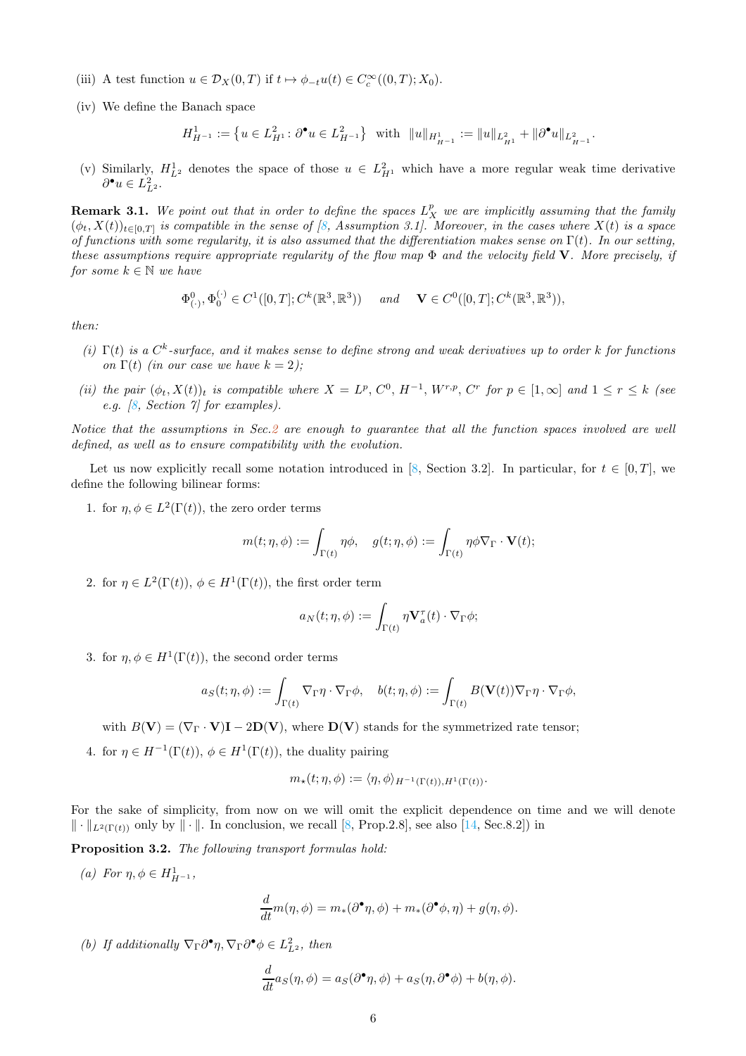(iii) A test function $u \in \mathcal{D}_X(0,T)$ if $t \mapsto \phi_{-t}u(t) \in C_c^\infty((0,T); X_0)$.

(iv) We define the Banach space

$$H^1_{H^{-1}} := \left\{ u \in L^2_{H^1} \colon \partial^\bullet u \in L^2_{H^{-1}} \right\} \quad \text{with} \quad \|u\|_{H^1_{H^{-1}}} := \|u\|_{L^2_{H^1}} + \|\partial^\bullet u\|_{L^2_{H^{-1}}}.$$

(v) Similarly, $H^1_{L^2}$ denotes the space of those $u \in L^2_{H^1}$ which have a more regular weak time derivative $\partial^\bullet u \in L^2_{L^2}$.

**Remark 3.1.** *We point out that in order to define the spaces $L^p_X$ we are implicitly assuming that the family $(\phi_t, X(t))_{t\in[0,T]}$ is compatible in the sense of [8, Assumption 3.1]. Moreover, in the cases where $X(t)$ is a space of functions with some regularity, it is also assumed that the differentiation makes sense on $\Gamma(t)$. In our setting, these assumptions require appropriate regularity of the flow map $\Phi$ and the velocity field $\mathbf{V}$. More precisely, if for some $k \in \mathbb{N}$ we have*

$$\Phi^0_{(\cdot)}, \Phi^{(\cdot)}_0 \in C^1([0,T]; C^k(\mathbb{R}^3, \mathbb{R}^3)) \quad \text{and} \quad \mathbf{V} \in C^0([0,T]; C^k(\mathbb{R}^3, \mathbb{R}^3)),$$

*then:*

*(i) $\Gamma(t)$ is a $C^k$-surface, and it makes sense to define strong and weak derivatives up to order $k$ for functions on $\Gamma(t)$ (in our case we have $k = 2$);*

*(ii) the pair $(\phi_t, X(t))_t$ is compatible where $X = L^p$, $C^0$, $H^{-1}$, $W^{r,p}$, $C^r$ for $p \in [1, \infty]$ and $1 \le r \le k$ (see e.g. [8, Section 7] for examples).*

*Notice that the assumptions in Sec.2 are enough to guarantee that all the function spaces involved are well defined, as well as to ensure compatibility with the evolution.*

Let us now explicitly recall some notation introduced in [8, Section 3.2]. In particular, for $t \in [0,T]$, we define the following bilinear forms:

1. for $\eta, \phi \in L^2(\Gamma(t))$, the zero order terms

$$m(t; \eta, \phi) := \int_{\Gamma(t)} \eta\phi, \quad g(t; \eta, \phi) := \int_{\Gamma(t)} \eta\phi\nabla_\Gamma \cdot \mathbf{V}(t);$$

2. for $\eta \in L^2(\Gamma(t))$, $\phi \in H^1(\Gamma(t))$, the first order term

$$a_N(t; \eta, \phi) := \int_{\Gamma(t)} \eta \mathbf{V}^\tau_a(t) \cdot \nabla_\Gamma \phi;$$

3. for $\eta, \phi \in H^1(\Gamma(t))$, the second order terms

$$a_S(t; \eta, \phi) := \int_{\Gamma(t)} \nabla_\Gamma \eta \cdot \nabla_\Gamma \phi, \quad b(t; \eta, \phi) := \int_{\Gamma(t)} B(\mathbf{V}(t))\nabla_\Gamma \eta \cdot \nabla_\Gamma \phi,$$

with $B(\mathbf{V}) = (\nabla_\Gamma \cdot \mathbf{V})\mathbf{I} - 2\mathbf{D}(\mathbf{V})$, where $\mathbf{D}(\mathbf{V})$ stands for the symmetrized rate tensor;

4. for $\eta \in H^{-1}(\Gamma(t))$, $\phi \in H^1(\Gamma(t))$, the duality pairing

$$m_\star(t; \eta, \phi) := \langle \eta, \phi \rangle_{H^{-1}(\Gamma(t)), H^1(\Gamma(t))}.$$

For the sake of simplicity, from now on we will omit the explicit dependence on time and we will denote $\|\cdot\|_{L^2(\Gamma(t))}$ only by $\|\cdot\|$. In conclusion, we recall [8, Prop.2.8], see also [14, Sec.8.2]) in

**Proposition 3.2.** *The following transport formulas hold:*

*(a) For $\eta, \phi \in H^1_{H^{-1}}$,*

$$\frac{d}{dt} m(\eta, \phi) = m_*(\partial^\bullet \eta, \phi) + m_*(\partial^\bullet \phi, \eta) + g(\eta, \phi).$$

*(b) If additionally $\nabla_\Gamma \partial^\bullet \eta, \nabla_\Gamma \partial^\bullet \phi \in L^2_{L^2}$, then*

$$\frac{d}{dt} a_S(\eta, \phi) = a_S(\partial^\bullet \eta, \phi) + a_S(\eta, \partial^\bullet \phi) + b(\eta, \phi).$$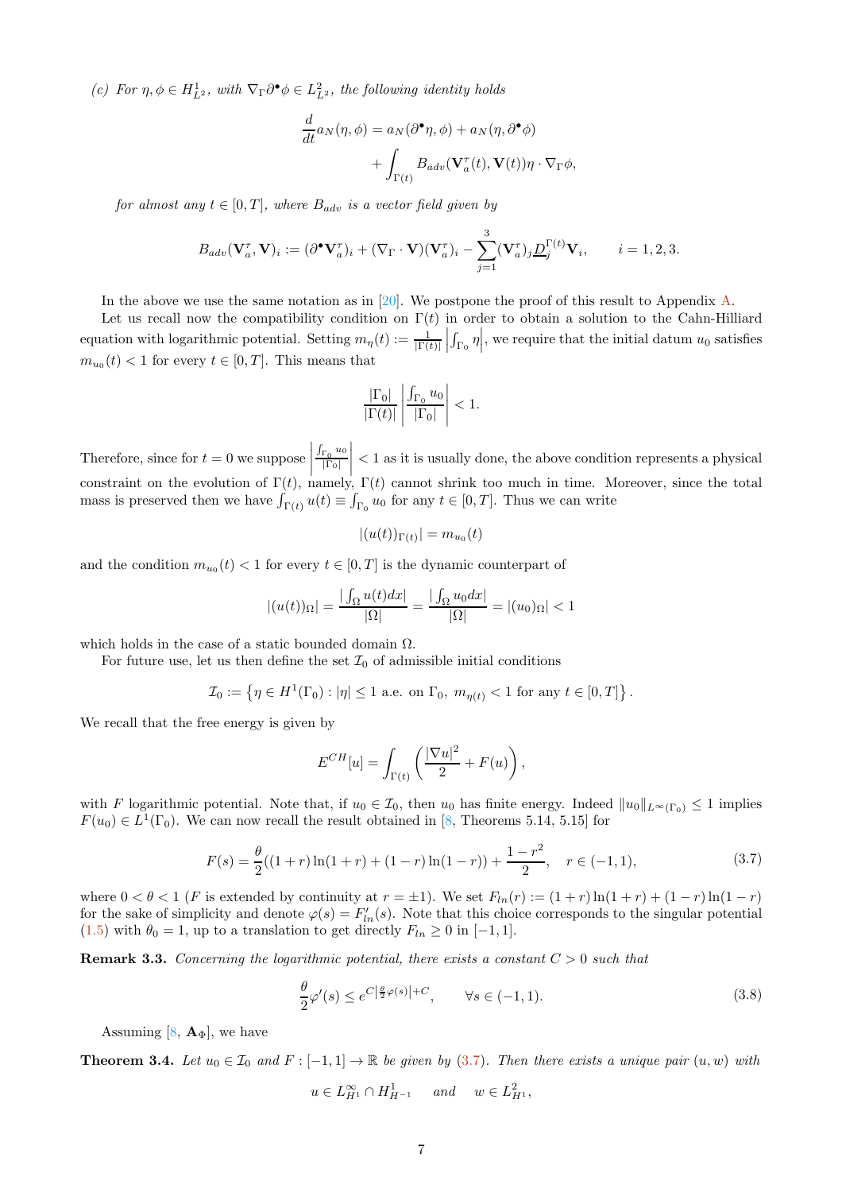*(c) For $\eta, \phi \in H^1_{L^2}$, with $\nabla_\Gamma \partial^\bullet \phi \in L^2_{L^2}$, the following identity holds*

$$\frac{d}{dt} a_N(\eta, \phi) = a_N(\partial^\bullet \eta, \phi) + a_N(\eta, \partial^\bullet \phi) + \int_{\Gamma(t)} B_{adv}(\mathbf{V}^\tau_a(t), \mathbf{V}(t)) \eta \cdot \nabla_\Gamma \phi,$$

*for almost any $t \in [0,T]$, where $B_{adv}$ is a vector field given by*

$$B_{adv}(\mathbf{V}^\tau_a, \mathbf{V})_i := (\partial^\bullet \mathbf{V}^\tau_a)_i + (\nabla_\Gamma \cdot \mathbf{V})(\mathbf{V}^\tau_a)_i - \sum_{j=1}^{3} (\mathbf{V}^\tau_a)_j \underline{D}^{\Gamma(t)}_j \mathbf{V}_i, \qquad i = 1,2,3.$$

In the above we use the same notation as in [20]. We postpone the proof of this result to Appendix A.

Let us recall now the compatibility condition on $\Gamma(t)$ in order to obtain a solution to the Cahn-Hilliard equation with logarithmic potential. Setting $m_\eta(t) := \frac{1}{|\Gamma(t)|} \left| \int_{\Gamma_0} \eta \right|$, we require that the initial datum $u_0$ satisfies $m_{u_0}(t) < 1$ for every $t \in [0,T]$. This means that

$$\frac{|\Gamma_0|}{|\Gamma(t)|} \left| \frac{\int_{\Gamma_0} u_0}{|\Gamma_0|} \right| < 1.$$

Therefore, since for $t = 0$ we suppose $\left| \frac{\int_{\Gamma_0} u_0}{|\Gamma_0|} \right| < 1$ as it is usually done, the above condition represents a physical constraint on the evolution of $\Gamma(t)$, namely, $\Gamma(t)$ cannot shrink too much in time. Moreover, since the total mass is preserved then we have $\int_{\Gamma(t)} u(t) \equiv \int_{\Gamma_0} u_0$ for any $t \in [0,T]$. Thus we can write

$$|(u(t))_{\Gamma(t)}| = m_{u_0}(t)$$

and the condition $m_{u_0}(t) < 1$ for every $t \in [0,T]$ is the dynamic counterpart of

$$|(u(t))_\Omega| = \frac{|\int_\Omega u(t) dx|}{|\Omega|} = \frac{|\int_\Omega u_0 dx|}{|\Omega|} = |(u_0)_\Omega| < 1$$

which holds in the case of a static bounded domain $\Omega$.

For future use, let us then define the set $\mathcal{I}_0$ of admissible initial conditions

$$\mathcal{I}_0 := \left\{ \eta \in H^1(\Gamma_0) : |\eta| \le 1 \text{ a.e. on } \Gamma_0,\ m_{\eta(t)} < 1 \text{ for any } t \in [0,T] \right\}.$$

We recall that the free energy is given by

$$E^{CH}[u] = \int_{\Gamma(t)} \left( \frac{|\nabla u|^2}{2} + F(u) \right),$$

with $F$ logarithmic potential. Note that, if $u_0 \in \mathcal{I}_0$, then $u_0$ has finite energy. Indeed $\|u_0\|_{L^\infty(\Gamma_0)} \le 1$ implies $F(u_0) \in L^1(\Gamma_0)$. We can now recall the result obtained in [8, Theorems 5.14, 5.15] for

$$F(s) = \frac{\theta}{2}((1+r)\ln(1+r) + (1-r)\ln(1-r)) + \frac{1-r^2}{2}, \quad r \in (-1,1), \tag{3.7}$$

where $0 < \theta < 1$ ($F$ is extended by continuity at $r = \pm 1$). We set $F_{ln}(r) := (1+r)\ln(1+r) + (1-r)\ln(1-r)$ for the sake of simplicity and denote $\varphi(s) = F'_{ln}(s)$. Note that this choice corresponds to the singular potential (1.5) with $\theta_0 = 1$, up to a translation to get directly $F_{ln} \ge 0$ in $[-1,1]$.

**Remark 3.3.** *Concerning the logarithmic potential, there exists a constant $C > 0$ such that*

$$\frac{\theta}{2}\varphi'(s) \le e^{C\left|\frac{\theta}{2}\varphi(s)\right| + C}, \qquad \forall s \in (-1,1). \tag{3.8}$$

Assuming [8, $\mathbf{A}_\Phi$], we have

**Theorem 3.4.** *Let $u_0 \in \mathcal{I}_0$ and $F : [-1,1] \to \mathbb{R}$ be given by (3.7). Then there exists a unique pair $(u, w)$ with*

$$u \in L^\infty_{H^1} \cap H^1_{H^{-1}} \quad \text{and} \quad w \in L^2_{H^1},$$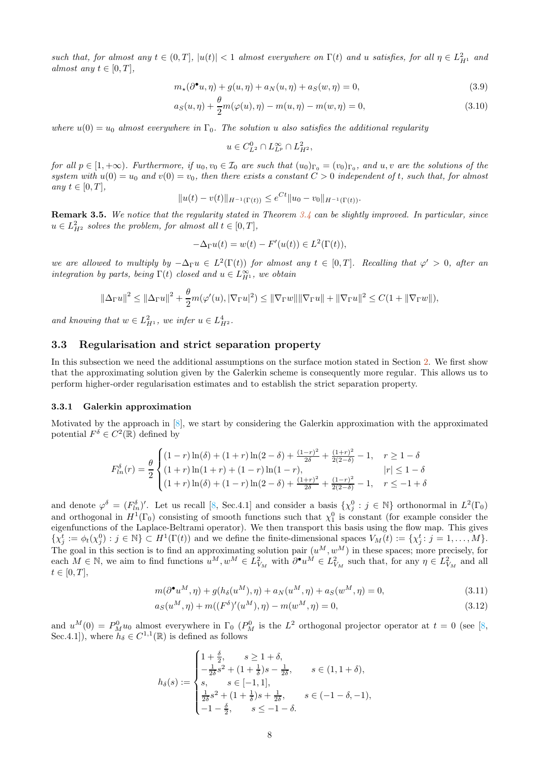*such that, for almost any $t \in (0,T)$, $|u(t)| < 1$ almost everywhere on $\Gamma(t)$ and $u$ satisfies, for all $\eta \in L^2_{H^1}$ and almost any $t \in [0,T]$,*

$$m_\star(\partial^\bullet u, \eta) + g(u, \eta) + a_N(u, \eta) + a_S(w, \eta) = 0, \tag{3.9}$$

$$a_S(u, \eta) + \frac{\theta}{2} m(\varphi(u), \eta) - m(u, \eta) - m(w, \eta) = 0, \tag{3.10}$$

*where $u(0) = u_0$ almost everywhere in $\Gamma_0$. The solution $u$ also satisfies the additional regularity*

$$u \in C^0_{L^2} \cap L^\infty_{L^p} \cap L^2_{H^2},$$

*for all $p \in [1, +\infty)$. Furthermore, if $u_0, v_0 \in \mathcal{I}_0$ are such that $(u_0)_{\Gamma_0} = (v_0)_{\Gamma_0}$, and $u, v$ are the solutions of the system with $u(0) = u_0$ and $v(0) = v_0$, then there exists a constant $C > 0$ independent of $t$, such that, for almost any $t \in [0,T]$,*

$$\|u(t) - v(t)\|_{H^{-1}(\Gamma(t))} \leq e^{Ct} \|u_0 - v_0\|_{H^{-1}(\Gamma(t))}.$$

**Remark 3.5.** *We notice that the regularity stated in Theorem 3.4 can be slightly improved. In particular, since $u \in L^2_{H^2}$ solves the problem, for almost all $t \in [0,T]$,*

$$-\Delta_\Gamma u(t) = w(t) - F'(u(t)) \in L^2(\Gamma(t)),$$

*we are allowed to multiply by $-\Delta_\Gamma u \in L^2(\Gamma(t))$ for almost any $t \in [0,T]$. Recalling that $\varphi' > 0$, after an integration by parts, being $\Gamma(t)$ closed and $u \in L^\infty_{H^1}$, we obtain*

$$\|\Delta_\Gamma u\|^2 \leq \|\Delta_\Gamma u\|^2 + \frac{\theta}{2} m(\varphi'(u), |\nabla_\Gamma u|^2) \leq \|\nabla_\Gamma w\| \|\nabla_\Gamma u\| + \|\nabla_\Gamma u\|^2 \leq C(1 + \|\nabla_\Gamma w\|),$$

*and knowing that $w \in L^2_{H^1}$, we infer $u \in L^4_{H^2}$.*

## 3.3 Regularisation and strict separation property

In this subsection we need the additional assumptions on the surface motion stated in Section 2. We first show that the approximating solution given by the Galerkin scheme is consequently more regular. This allows us to perform higher-order regularisation estimates and to establish the strict separation property.

### 3.3.1 Galerkin approximation

Motivated by the approach in [8], we start by considering the Galerkin approximation with the approximated potential $F^\delta \in C^2(\mathbb{R})$ defined by

$$F^\delta_{ln}(r) = \frac{\theta}{2} \begin{cases} (1-r)\ln(\delta) + (1+r)\ln(2-\delta) + \frac{(1-r)^2}{2\delta} + \frac{(1+r)^2}{2(2-\delta)} - 1, & r \geq 1-\delta \\ (1+r)\ln(1+r) + (1-r)\ln(1-r), & |r| \leq 1-\delta \\ (1+r)\ln(\delta) + (1-r)\ln(2-\delta) + \frac{(1+r)^2}{2\delta} + \frac{(1-r)^2}{2(2-\delta)} - 1, & r \leq -1+\delta \end{cases}$$

and denote $\varphi^\delta = (F^\delta_{ln})'$. Let us recall [8, Sec.4.1] and consider a basis $\{\chi^0_j : j \in \mathbb{N}\}$ orthonormal in $L^2(\Gamma_0)$ and orthogonal in $H^1(\Gamma_0)$ consisting of smooth functions such that $\chi^0_1$ is constant (for example consider the eigenfunctions of the Laplace-Beltrami operator). We then transport this basis using the flow map. This gives $\{\chi^t_j := \phi_t(\chi^0_j) : j \in \mathbb{N}\} \subset H^1(\Gamma(t))$ and we define the finite-dimensional spaces $V_M(t) := \{\chi^t_j : j = 1, \ldots, M\}$. The goal in this section is to find an approximating solution pair $(u^M, w^M)$ in these spaces; more precisely, for each $M \in \mathbb{N}$, we aim to find functions $u^M, w^M \in L^2_{V_M}$ with $\partial^\bullet u^M \in L^2_{V_M}$ such that, for any $\eta \in L^2_{V_M}$ and all $t \in [0,T]$,

$$m(\partial^\bullet u^M, \eta) + g(h_\delta(u^M), \eta) + a_N(u^M, \eta) + a_S(w^M, \eta) = 0, \tag{3.11}$$

$$a_S(u^M, \eta) + m((F^\delta)'(u^M), \eta) - m(w^M, \eta) = 0, \tag{3.12}$$

and $u^M(0) = P^0_M u_0$ almost everywhere in $\Gamma_0$ ($P^0_M$ is the $L^2$ orthogonal projector operator at $t = 0$ (see [8, Sec.4.1]), where $h_\delta \in C^{1,1}(\mathbb{R})$ is defined as follows

$$h_\delta(s) := \begin{cases} 1 + \frac{\delta}{2}, & s \geq 1+\delta, \\ -\frac{1}{2\delta}s^2 + (1 + \frac{1}{\delta})s - \frac{1}{2\delta}, & s \in (1, 1+\delta), \\ s, & s \in [-1, 1], \\ \frac{1}{2\delta}s^2 + (1 + \frac{1}{\delta})s + \frac{1}{2\delta}, & s \in (-1-\delta, -1), \\ -1 - \frac{\delta}{2}, & s \leq -1-\delta. \end{cases}$$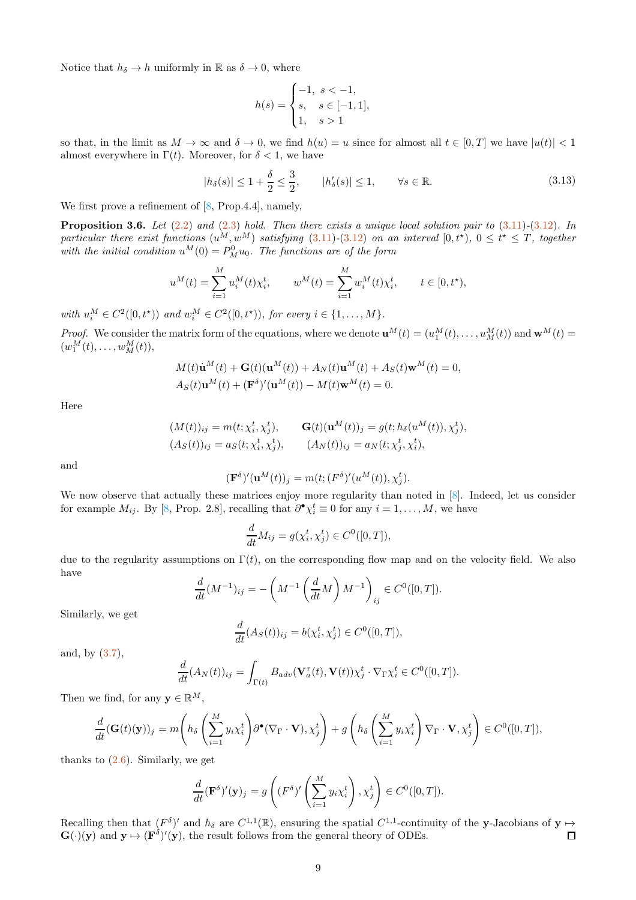Notice that $h_\delta \to h$ uniformly in $\mathbb{R}$ as $\delta \to 0$, where

$$
h(s) = \begin{cases} -1, & s < -1, \\ s, & s \in [-1, 1], \\ 1, & s > 1 \end{cases}
$$

so that, in the limit as $M \to \infty$ and $\delta \to 0$, we find $h(u) = u$ since for almost all $t \in [0,T]$ we have $|u(t)| < 1$ almost everywhere in $\Gamma(t)$. Moreover, for $\delta < 1$, we have

$$
|h_\delta(s)| \leq 1 + \frac{\delta}{2} \leq \frac{3}{2}, \qquad |h_\delta'(s)| \leq 1, \qquad \forall s \in \mathbb{R}. \tag{3.13}
$$

We first prove a refinement of [8, Prop.4.4], namely,

**Proposition 3.6.** *Let (2.2) and (2.3) hold. Then there exists a unique local solution pair to (3.11)-(3.12). In particular there exist functions $(u^M, w^M)$ satisfying (3.11)-(3.12) on an interval $[0, t^\star)$, $0 \leq t^\star \leq T$, together with the initial condition $u^M(0) = P_M^0 u_0$. The functions are of the form*

$$
u^M(t) = \sum_{i=1}^M u_i^M(t)\chi_i^t, \qquad w^M(t) = \sum_{i=1}^M w_i^M(t)\chi_i^t, \qquad t \in [0, t^\star),
$$

*with $u_i^M \in C^2([0,t^\star))$ and $w_i^M \in C^2([0,t^\star))$, for every $i \in \{1,\dots,M\}$.*

*Proof.* We consider the matrix form of the equations, where we denote $\mathbf{u}^M(t) = (u_1^M(t), \dots, u_M^M(t))$ and $\mathbf{w}^M(t) = (w_1^M(t), \dots, w_M^M(t))$,

$$
M(t)\dot{\mathbf{u}}^M(t) + \mathbf{G}(t)(\mathbf{u}^M(t)) + A_N(t)\mathbf{u}^M(t) + A_S(t)\mathbf{w}^M(t) = 0,
$$
$$
A_S(t)\mathbf{u}^M(t) + (\mathbf{F}^\delta)'(\mathbf{u}^M(t)) - M(t)\mathbf{w}^M(t) = 0.
$$

Here

$$
(M(t))_{ij} = m(t; \chi_i^t, \chi_j^t), \qquad \mathbf{G}(t)(\mathbf{u}^M(t))_j = g(t; h_\delta(u^M(t)), \chi_j^t),
$$
$$
(A_S(t))_{ij} = a_S(t; \chi_i^t, \chi_j^t), \qquad (A_N(t))_{ij} = a_N(t; \chi_j^t, \chi_i^t),
$$

and

$$
(\mathbf{F}^\delta)'(\mathbf{u}^M(t))_j = m(t; (F^\delta)'(u^M(t)), \chi_j^t).
$$

We now observe that actually these matrices enjoy more regularity than noted in [8]. Indeed, let us consider for example $M_{ij}$. By [8, Prop. 2.8], recalling that $\partial^\bullet \chi_i^t \equiv 0$ for any $i = 1, \dots, M$, we have

$$
\frac{d}{dt} M_{ij} = g(\chi_i^t, \chi_j^t) \in C^0([0,T]),
$$

due to the regularity assumptions on $\Gamma(t)$, on the corresponding flow map and on the velocity field. We also have

$$
\frac{d}{dt}(M^{-1})_{ij} = -\left( M^{-1}\left(\frac{d}{dt}M\right)M^{-1}\right)_{ij} \in C^0([0,T]).
$$

Similarly, we get

$$
\frac{d}{dt}(A_S(t))_{ij} = b(\chi_i^t, \chi_j^t) \in C^0([0,T]),
$$

and, by (3.7),

$$
\frac{d}{dt}(A_N(t))_{ij} = \int_{\Gamma(t)} B_{adv}(\mathbf{V}_a^\tau(t), \mathbf{V}(t))\chi_j^t \cdot \nabla_\Gamma \chi_i^t \in C^0([0,T]).
$$

Then we find, for any $\mathbf{y} \in \mathbb{R}^M$,

$$
\frac{d}{dt}(\mathbf{G}(t)(\mathbf{y}))_j = m\left(h_\delta\left(\sum_{i=1}^M y_i\chi_i^t\right)\partial^\bullet(\nabla_\Gamma \cdot \mathbf{V}), \chi_j^t\right) + g\left(h_\delta\left(\sum_{i=1}^M y_i \chi_i^t\right)\nabla_\Gamma \cdot \mathbf{V}, \chi_j^t\right) \in C^0([0,T]),
$$

thanks to (2.6). Similarly, we get

$$
\frac{d}{dt}(\mathbf{F}^\delta)'(\mathbf{y})_j = g\left((F^\delta)'\left(\sum_{i=1}^M y_i\chi_i^t\right), \chi_j^t\right) \in C^0([0,T]).
$$

Recalling then that $(F^\delta)'$ and $h_\delta$ are $C^{1,1}(\mathbb{R})$, ensuring the spatial $C^{1,1}$-continuity of the $\mathbf{y}$-Jacobians of $\mathbf{y} \mapsto \mathbf{G}(\cdot)(\mathbf{y})$ and $\mathbf{y} \mapsto (\mathbf{F}^\delta)'(\mathbf{y})$, the result follows from the general theory of ODEs. $\square$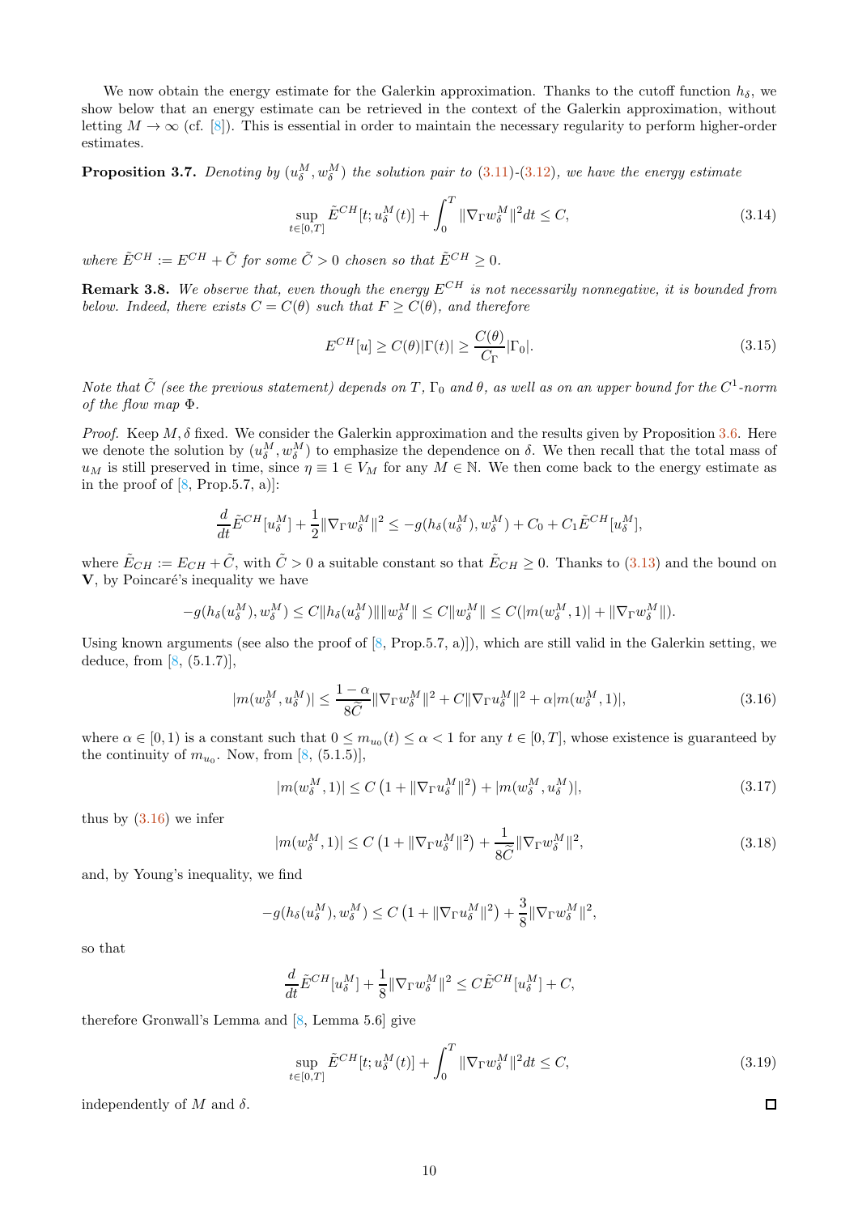We now obtain the energy estimate for the Galerkin approximation. Thanks to the cutoff function $h_\delta$, we show below that an energy estimate can be retrieved in the context of the Galerkin approximation, without letting $M \to \infty$ (cf. [8]). This is essential in order to maintain the necessary regularity to perform higher-order estimates.

**Proposition 3.7.** *Denoting by $(u_\delta^M, w_\delta^M)$ the solution pair to (3.11)-(3.12), we have the energy estimate*

$$\sup_{t\in[0,T]} \tilde{E}^{CH}[t; u_\delta^M(t)] + \int_0^T \|\nabla_\Gamma w_\delta^M\|^2 dt \leq C, \tag{3.14}$$

*where $\tilde{E}^{CH} := E^{CH} + \tilde{C}$ for some $\tilde{C} > 0$ chosen so that $\tilde{E}^{CH} \geq 0$.*

**Remark 3.8.** *We observe that, even though the energy $E^{CH}$ is not necessarily nonnegative, it is bounded from below. Indeed, there exists $C = C(\theta)$ such that $F \geq C(\theta)$, and therefore*

$$E^{CH}[u] \geq C(\theta)|\Gamma(t)| \geq \frac{C(\theta)}{C_\Gamma}|\Gamma_0|. \tag{3.15}$$

*Note that $\tilde{C}$ (see the previous statement) depends on $T$, $\Gamma_0$ and $\theta$, as well as on an upper bound for the $C^1$-norm of the flow map $\Phi$.*

*Proof.* Keep $M, \delta$ fixed. We consider the Galerkin approximation and the results given by Proposition 3.6. Here we denote the solution by $(u_\delta^M, w_\delta^M)$ to emphasize the dependence on $\delta$. We then recall that the total mass of $u_M$ is still preserved in time, since $\eta \equiv 1 \in V_M$ for any $M \in \mathbb{N}$. We then come back to the energy estimate as in the proof of [8, Prop.5.7, a)]:

$$\frac{d}{dt}\tilde{E}^{CH}[u_\delta^M] + \frac{1}{2}\|\nabla_\Gamma w_\delta^M\|^2 \leq -g(h_\delta(u_\delta^M), w_\delta^M) + C_0 + C_1\tilde{E}^{CH}[u_\delta^M],$$

where $\tilde{E}_{CH} := E_{CH} + \tilde{C}$, with $\tilde{C} > 0$ a suitable constant so that $\tilde{E}_{CH} \geq 0$. Thanks to (3.13) and the bound on $\mathbf{V}$, by Poincaré's inequality we have

$$-g(h_\delta(u_\delta^M), w_\delta^M) \leq C\|h_\delta(u_\delta^M)\|\|w_\delta^M\| \leq C\|w_\delta^M\| \leq C(|m(w_\delta^M, 1)| + \|\nabla_\Gamma w_\delta^M\|).$$

Using known arguments (see also the proof of [8, Prop.5.7, a)]), which are still valid in the Galerkin setting, we deduce, from [8, (5.1.7)],

$$|m(w_\delta^M, u_\delta^M)| \leq \frac{1-\alpha}{8\tilde{C}}\|\nabla_\Gamma w_\delta^M\|^2 + C\|\nabla_\Gamma u_\delta^M\|^2 + \alpha|m(w_\delta^M, 1)|, \tag{3.16}$$

where $\alpha \in [0, 1)$ is a constant such that $0 \leq m_{u_0}(t) \leq \alpha < 1$ for any $t \in [0, T]$, whose existence is guaranteed by the continuity of $m_{u_0}$. Now, from [8, (5.1.5)],

$$|m(w_\delta^M, 1)| \leq C\left(1 + \|\nabla_\Gamma u_\delta^M\|^2\right) + |m(w_\delta^M, u_\delta^M)|, \tag{3.17}$$

thus by (3.16) we infer

$$|m(w_\delta^M, 1)| \leq C\left(1 + \|\nabla_\Gamma u_\delta^M\|^2\right) + \frac{1}{8\tilde{C}}\|\nabla_\Gamma w_\delta^M\|^2, \tag{3.18}$$

and, by Young's inequality, we find

$$-g(h_\delta(u_\delta^M), w_\delta^M) \leq C\left(1 + \|\nabla_\Gamma u_\delta^M\|^2\right) + \frac{3}{8}\|\nabla_\Gamma w_\delta^M\|^2,$$

so that

$$\frac{d}{dt}\tilde{E}^{CH}[u_\delta^M] + \frac{1}{8}\|\nabla_\Gamma w_\delta^M\|^2 \leq C\tilde{E}^{CH}[u_\delta^M] + C,$$

therefore Gronwall's Lemma and [8, Lemma 5.6] give

$$\sup_{t\in[0,T]} \tilde{E}^{CH}[t; u_\delta^M(t)] + \int_0^T \|\nabla_\Gamma w_\delta^M\|^2 dt \leq C, \tag{3.19}$$

independently of $M$ and $\delta$. □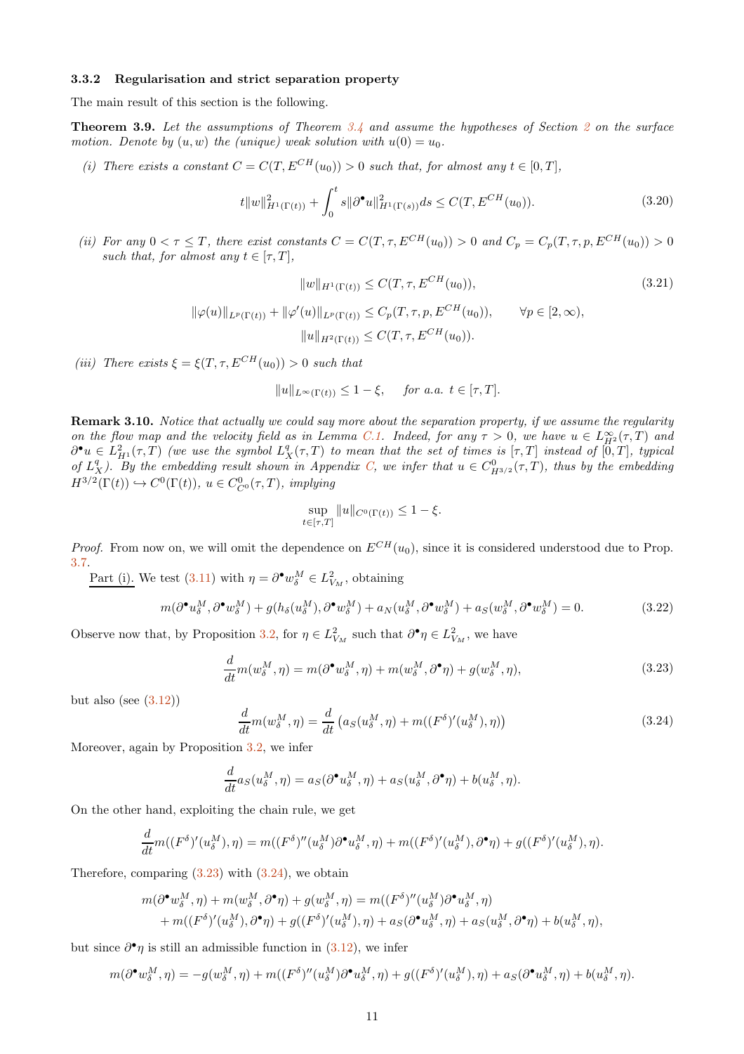### 3.3.2 Regularisation and strict separation property

The main result of this section is the following.

**Theorem 3.9.** *Let the assumptions of Theorem 3.4 and assume the hypotheses of Section 2 on the surface motion. Denote by $(u, w)$ the (unique) weak solution with $u(0) = u_0$.*

*(i) There exists a constant $C = C(T, E^{CH}(u_0)) > 0$ such that, for almost any $t \in [0, T]$,*

$$t\|w\|^2_{H^1(\Gamma(t))} + \int_0^t s\|\partial^\bullet u\|^2_{H^1(\Gamma(s))} ds \le C(T, E^{CH}(u_0)). \tag{3.20}$$

*(ii) For any $0 < \tau \le T$, there exist constants $C = C(T, \tau, E^{CH}(u_0)) > 0$ and $C_p = C_p(T, \tau, p, E^{CH}(u_0)) > 0$ such that, for almost any $t \in [\tau, T]$,*

$$\|w\|_{H^1(\Gamma(t))} \le C(T, \tau, E^{CH}(u_0)), \tag{3.21}$$

$$\|\varphi(u)\|_{L^p(\Gamma(t))} + \|\varphi'(u)\|_{L^p(\Gamma(t))} \le C_p(T, \tau, p, E^{CH}(u_0)), \qquad \forall p \in [2, \infty),$$

$$\|u\|_{H^2(\Gamma(t))} \le C(T, \tau, E^{CH}(u_0)).$$

*(iii) There exists $\xi = \xi(T, \tau, E^{CH}(u_0)) > 0$ such that*

$$\|u\|_{L^\infty(\Gamma(t))} \le 1 - \xi, \quad \text{ for a.a. } t \in [\tau, T].$$

**Remark 3.10.** *Notice that actually we could say more about the separation property, if we assume the regularity on the flow map and the velocity field as in Lemma C.1. Indeed, for any $\tau > 0$, we have $u \in L^\infty_{H^2}(\tau, T)$ and $\partial^\bullet u \in L^2_{H^1}(\tau, T)$ (we use the symbol $L^q_X(\tau, T)$ to mean that the set of times is $[\tau, T]$ instead of $[0, T]$, typical of $L^q_X$). By the embedding result shown in Appendix C, we infer that $u \in C^0_{H^{3/2}}(\tau, T)$, thus by the embedding $H^{3/2}(\Gamma(t)) \hookrightarrow C^0(\Gamma(t))$, $u \in C^0_{C^0}(\tau, T)$, implying*

$$\sup_{t \in [\tau, T]} \|u\|_{C^0(\Gamma(t))} \le 1 - \xi.$$

*Proof.* From now on, we will omit the dependence on $E^{CH}(u_0)$, since it is considered understood due to Prop. 3.7.

Part (i). We test (3.11) with $\eta = \partial^\bullet w^M_\delta \in L^2_{V_M}$, obtaining

$$m(\partial^\bullet u^M_\delta, \partial^\bullet w^M_\delta) + g(h_\delta(u^M_\delta), \partial^\bullet w^M_\delta) + a_N(u^M_\delta, \partial^\bullet w^M_\delta) + a_S(w^M_\delta, \partial^\bullet w^M_\delta) = 0. \tag{3.22}$$

Observe now that, by Proposition 3.2, for $\eta \in L^2_{V_M}$ such that $\partial^\bullet \eta \in L^2_{V_M}$, we have

$$\frac{d}{dt} m(w^M_\delta, \eta) = m(\partial^\bullet w^M_\delta, \eta) + m(w^M_\delta, \partial^\bullet \eta) + g(w^M_\delta, \eta), \tag{3.23}$$

but also (see (3.12))

$$\frac{d}{dt} m(w^M_\delta, \eta) = \frac{d}{dt}\left(a_S(u^M_\delta, \eta) + m((F^\delta)'(u^M_\delta), \eta)\right) \tag{3.24}$$

Moreover, again by Proposition 3.2, we infer

$$\frac{d}{dt} a_S(u^M_\delta, \eta) = a_S(\partial^\bullet u^M_\delta, \eta) + a_S(u^M_\delta, \partial^\bullet \eta) + b(u^M_\delta, \eta).$$

On the other hand, exploiting the chain rule, we get

$$\frac{d}{dt} m((F^\delta)'(u^M_\delta), \eta) = m((F^\delta)''(u^M_\delta)\partial^\bullet u^M_\delta, \eta) + m((F^\delta)'(u^M_\delta), \partial^\bullet \eta) + g((F^\delta)'(u^M_\delta), \eta).$$

Therefore, comparing (3.23) with (3.24), we obtain

$$\begin{aligned} m(\partial^\bullet w^M_\delta, \eta) + m(w^M_\delta, \partial^\bullet \eta) + g(w^M_\delta, \eta) &= m((F^\delta)''(u^M_\delta)\partial^\bullet u^M_\delta, \eta) \\ &+ m((F^\delta)'(u^M_\delta), \partial^\bullet \eta) + g((F^\delta)'(u^M_\delta), \eta) + a_S(\partial^\bullet u^M_\delta, \eta) + a_S(u^M_\delta, \partial^\bullet \eta) + b(u^M_\delta, \eta), \end{aligned}$$

but since $\partial^\bullet \eta$ is still an admissible function in (3.12), we infer

$$m(\partial^\bullet w^M_\delta, \eta) = -g(w^M_\delta, \eta) + m((F^\delta)''(u^M_\delta)\partial^\bullet u^M_\delta, \eta) + g((F^\delta)'(u^M_\delta), \eta) + a_S(\partial^\bullet u^M_\delta, \eta) + b(u^M_\delta, \eta).$$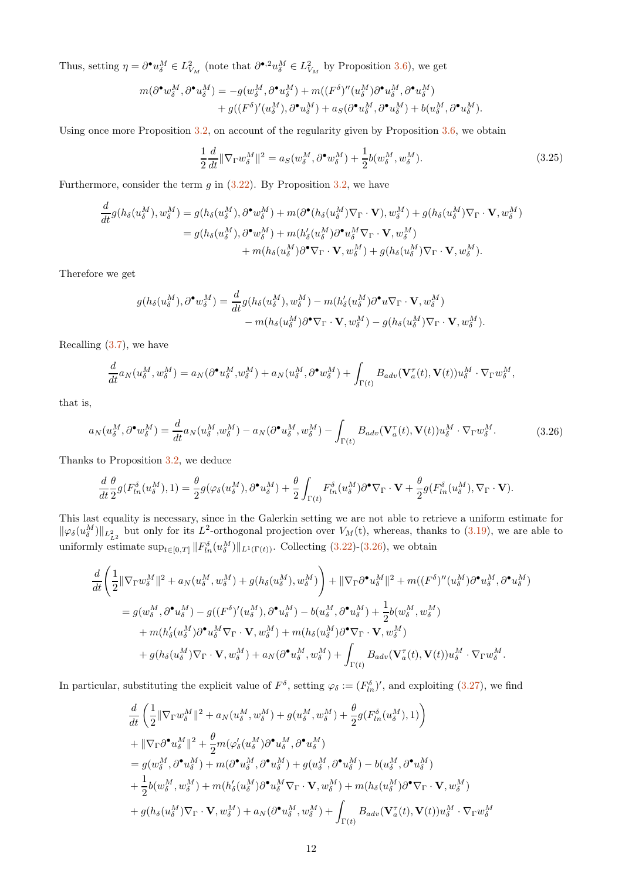Thus, setting $\eta = \partial^\bullet u_\delta^M \in L^2_{V_M}$ (note that $\partial^{\bullet,2} u_\delta^M \in L^2_{V_M}$ by Proposition 3.6), we get

$$
\begin{aligned}
m(\partial^\bullet w_\delta^M, \partial^\bullet u_\delta^M) = &-g(w_\delta^M, \partial^\bullet u_\delta^M) + m((F^\delta)''(u_\delta^M)\partial^\bullet u_\delta^M, \partial^\bullet u_\delta^M) \\
&+ g((F^\delta)'(u_\delta^M), \partial^\bullet u_\delta^M) + a_S(\partial^\bullet u_\delta^M, \partial^\bullet u_\delta^M) + b(u_\delta^M, \partial^\bullet u_\delta^M).
\end{aligned}
$$

Using once more Proposition 3.2, on account of the regularity given by Proposition 3.6, we obtain

$$
\frac{1}{2}\frac{d}{dt}\|\nabla_\Gamma w_\delta^M\|^2 = a_S(w_\delta^M, \partial^\bullet w_\delta^M) + \frac{1}{2} b(w_\delta^M, w_\delta^M). \tag{3.25}
$$

Furthermore, consider the term $g$ in (3.22). By Proposition 3.2, we have

$$
\begin{aligned}
\frac{d}{dt} g(h_\delta(u_\delta^M), w_\delta^M) &= g(h_\delta(u_\delta^M), \partial^\bullet w_\delta^M) + m(\partial^\bullet (h_\delta(u_\delta^M)\nabla_\Gamma \cdot \mathbf{V}), w_\delta^M) + g(h_\delta(u_\delta^M)\nabla_\Gamma \cdot \mathbf{V}, w_\delta^M) \\
&= g(h_\delta(u_\delta^M), \partial^\bullet w_\delta^M) + m(h_\delta'(u_\delta^M)\partial^\bullet u_\delta^M \nabla_\Gamma \cdot \mathbf{V}, w_\delta^M) \\
&\quad + m(h_\delta(u_\delta^M)\partial^\bullet \nabla_\Gamma \cdot \mathbf{V}, w_\delta^M) + g(h_\delta(u_\delta^M)\nabla_\Gamma \cdot \mathbf{V}, w_\delta^M).
\end{aligned}
$$

Therefore we get

$$
\begin{aligned}
g(h_\delta(u_\delta^M), \partial^\bullet w_\delta^M) = &\frac{d}{dt} g(h_\delta(u_\delta^M), w_\delta^M) - m(h_\delta'(u_\delta^M)\partial^\bullet u \nabla_\Gamma \cdot \mathbf{V}, w_\delta^M) \\
&- m(h_\delta(u_\delta^M)\partial^\bullet \nabla_\Gamma \cdot \mathbf{V}, w_\delta^M) - g(h_\delta(u_\delta^M)\nabla_\Gamma \cdot \mathbf{V}, w_\delta^M).
\end{aligned}
$$

Recalling (3.7), we have

$$
\frac{d}{dt} a_N(u_\delta^M, w_\delta^M) = a_N(\partial^\bullet u_\delta^M, w_\delta^M) + a_N(u_\delta^M, \partial^\bullet w_\delta^M) + \int_{\Gamma(t)} B_{adv}(\mathbf{V}_a^\tau(t), \mathbf{V}(t)) u_\delta^M \cdot \nabla_\Gamma w_\delta^M,
$$

that is,

$$
a_N(u_\delta^M, \partial^\bullet w_\delta^M) = \frac{d}{dt} a_N(u_\delta^M, w_\delta^M) - a_N(\partial^\bullet u_\delta^M, w_\delta^M) - \int_{\Gamma(t)} B_{adv}(\mathbf{V}_a^\tau(t), \mathbf{V}(t)) u_\delta^M \cdot \nabla_\Gamma w_\delta^M. \tag{3.26}
$$

Thanks to Proposition 3.2, we deduce

$$
\frac{d}{dt}\frac{\theta}{2} g(F_{ln}^\delta(u_\delta^M), 1) = \frac{\theta}{2} g(\varphi_\delta(u_\delta^M), \partial^\bullet u_\delta^M) + \frac{\theta}{2}\int_{\Gamma(t)} F_{ln}^\delta(u_\delta^M)\partial^\bullet \nabla_\Gamma \cdot \mathbf{V} + \frac{\theta}{2} g(F_{ln}^\delta(u_\delta^M), \nabla_\Gamma \cdot \mathbf{V}).
$$

This last equality is necessary, since in the Galerkin setting we are not able to retrieve a uniform estimate for $\|\varphi_\delta(u_\delta^M)\|_{L^2_{L^2}}$ but only for its $L^2$-orthogonal projection over $V_M(t)$, whereas, thanks to (3.19), we are able to uniformly estimate $\sup_{t\in[0,T]} \|F_{ln}^\delta(u_\delta^M)\|_{L^1(\Gamma(t))}$. Collecting (3.22)-(3.26), we obtain

$$
\begin{aligned}
&\frac{d}{dt}\left(\frac{1}{2}\|\nabla_\Gamma w_\delta^M\|^2 + a_N(u_\delta^M, w_\delta^M) + g(h_\delta(u_\delta^M), w_\delta^M)\right) + \|\nabla_\Gamma \partial^\bullet u_\delta^M\|^2 + m((F^\delta)''(u_\delta^M)\partial^\bullet u_\delta^M, \partial^\bullet u_\delta^M) \\
&= g(w_\delta^M, \partial^\bullet u_\delta^M) - g((F^\delta)'(u_\delta^M), \partial^\bullet u_\delta^M) - b(u_\delta^M, \partial^\bullet u_\delta^M) + \frac{1}{2} b(w_\delta^M, w_\delta^M) \\
&\quad + m(h_\delta'(u_\delta^M)\partial^\bullet u_\delta^M \nabla_\Gamma \cdot \mathbf{V}, w_\delta^M) + m(h_\delta(u_\delta^M)\partial^\bullet \nabla_\Gamma \cdot \mathbf{V}, w_\delta^M) \\
&\quad + g(h_\delta(u_\delta^M)\nabla_\Gamma \cdot \mathbf{V}, w_\delta^M) + a_N(\partial^\bullet u_\delta^M, w_\delta^M) + \int_{\Gamma(t)} B_{adv}(\mathbf{V}_a^\tau(t), \mathbf{V}(t)) u_\delta^M \cdot \nabla_\Gamma w_\delta^M.
\end{aligned}
$$

In particular, substituting the explicit value of $F^\delta$, setting $\varphi_\delta := (F_{ln}^\delta)'$, and exploiting (3.27), we find

$$
\begin{aligned}
&\frac{d}{dt}\left(\frac{1}{2}\|\nabla_\Gamma w_\delta^M\|^2 + a_N(u_\delta^M, w_\delta^M) + g(u_\delta^M, w_\delta^M) + \frac{\theta}{2} g(F_{ln}^\delta(u_\delta^M), 1)\right) \\
&+ \|\nabla_\Gamma \partial^\bullet u_\delta^M\|^2 + \frac{\theta}{2} m(\varphi_\delta'(u_\delta^M)\partial^\bullet u_\delta^M, \partial^\bullet u_\delta^M) \\
&= g(w_\delta^M, \partial^\bullet u_\delta^M) + m(\partial^\bullet u_\delta^M, \partial^\bullet u_\delta^M) + g(u_\delta^M, \partial^\bullet u_\delta^M) - b(u_\delta^M, \partial^\bullet u_\delta^M) \\
&+ \frac{1}{2} b(w_\delta^M, w_\delta^M) + m(h_\delta'(u_\delta^M)\partial^\bullet u_\delta^M \nabla_\Gamma \cdot \mathbf{V}, w_\delta^M) + m(h_\delta(u_\delta^M)\partial^\bullet \nabla_\Gamma \cdot \mathbf{V}, w_\delta^M) \\
&+ g(h_\delta(u_\delta^M)\nabla_\Gamma \cdot \mathbf{V}, w_\delta^M) + a_N(\partial^\bullet u_\delta^M, w_\delta^M) + \int_{\Gamma(t)} B_{adv}(\mathbf{V}_a^\tau(t), \mathbf{V}(t)) u_\delta^M \cdot \nabla_\Gamma w_\delta^M
\end{aligned}
$$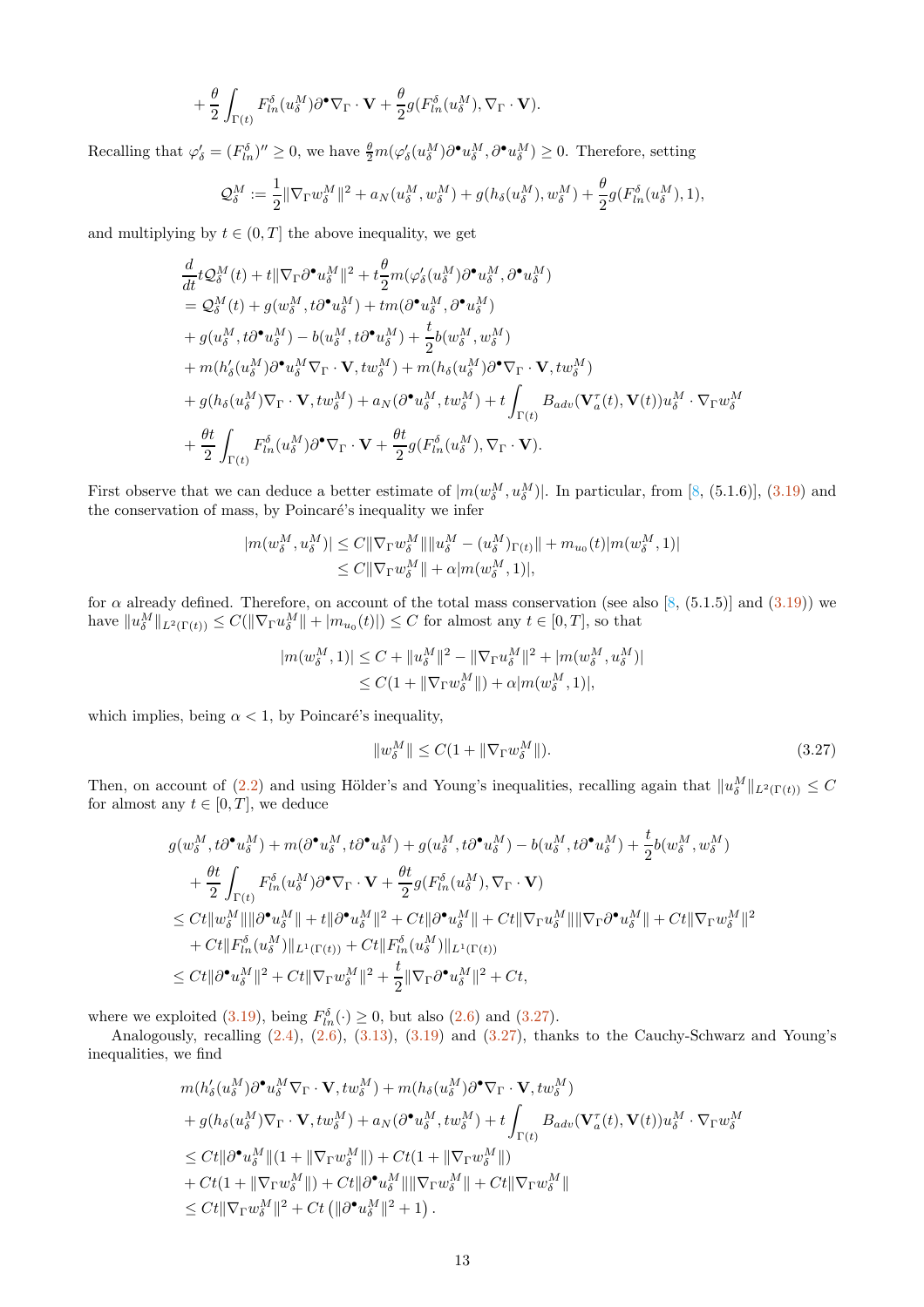$$+ \frac{\theta}{2}\int_{\Gamma(t)} F_{ln}^\delta(u_\delta^M)\partial^\bullet \nabla_\Gamma\cdot \mathbf{V} + \frac{\theta}{2} g(F_{ln}^\delta(u_\delta^M), \nabla_\Gamma\cdot \mathbf{V}).$$

Recalling that $\varphi_\delta' = (F_{ln}^\delta)'' \geq 0$, we have $\frac{\theta}{2} m(\varphi_\delta'(u_\delta^M)\partial^\bullet u_\delta^M, \partial^\bullet u_\delta^M) \geq 0$. Therefore, setting

$$\mathcal{Q}_\delta^M := \frac{1}{2}\|\nabla_\Gamma w_\delta^M\|^2 + a_N(u_\delta^M, w_\delta^M) + g(h_\delta(u_\delta^M), w_\delta^M) + \frac{\theta}{2} g(F_{ln}^\delta(u_\delta^M), 1),$$

and multiplying by $t \in (0,T]$ the above inequality, we get

$$\begin{aligned}
&\frac{d}{dt} t\mathcal{Q}_\delta^M(t) + t\|\nabla_\Gamma \partial^\bullet u_\delta^M\|^2 + t\frac{\theta}{2} m(\varphi_\delta'(u_\delta^M)\partial^\bullet u_\delta^M, \partial^\bullet u_\delta^M)\\
&= \mathcal{Q}_\delta^M(t) + g(w_\delta^M, t\partial^\bullet u_\delta^M) + tm(\partial^\bullet u_\delta^M, \partial^\bullet u_\delta^M)\\
&+ g(u_\delta^M, t\partial^\bullet u_\delta^M) - b(u_\delta^M, t\partial^\bullet u_\delta^M) + \frac{t}{2} b(w_\delta^M, w_\delta^M)\\
&+ m(h_\delta'(u_\delta^M)\partial^\bullet u_\delta^M \nabla_\Gamma\cdot \mathbf{V}, tw_\delta^M) + m(h_\delta(u_\delta^M)\partial^\bullet \nabla_\Gamma \cdot \mathbf{V}, tw_\delta^M)\\
&+ g(h_\delta(u_\delta^M)\nabla_\Gamma\cdot \mathbf{V}, tw_\delta^M) + a_N(\partial^\bullet u_\delta^M, tw_\delta^M) + t\int_{\Gamma(t)} B_{adv}(\mathbf{V}_a^\tau(t), \mathbf{V}(t)) u_\delta^M \cdot \nabla_\Gamma w_\delta^M\\
&+ \frac{\theta t}{2}\int_{\Gamma(t)} F_{ln}^\delta(u_\delta^M)\partial^\bullet \nabla_\Gamma\cdot \mathbf{V} + \frac{\theta t}{2} g(F_{ln}^\delta(u_\delta^M), \nabla_\Gamma\cdot \mathbf{V}).
\end{aligned}$$

First observe that we can deduce a better estimate of $|m(w_\delta^M, u_\delta^M)|$. In particular, from [8, (5.1.6)], (3.19) and the conservation of mass, by Poincaré's inequality we infer

$$\begin{aligned}
|m(w_\delta^M, u_\delta^M)| &\leq C\|\nabla_\Gamma w_\delta^M\|\|u_\delta^M - (u_\delta^M)_{\Gamma(t)}\| + m_{u_0}(t)|m(w_\delta^M, 1)|\\
&\leq C\|\nabla_\Gamma w_\delta^M\| + \alpha|m(w_\delta^M, 1)|,
\end{aligned}$$

for $\alpha$ already defined. Therefore, on account of the total mass conservation (see also [8, (5.1.5)] and (3.19)) we have $\|u_\delta^M\|_{L^2(\Gamma(t))} \leq C(\|\nabla_\Gamma u_\delta^M\| + |m_{u_0}(t)|) \leq C$ for almost any $t \in [0,T]$, so that

$$\begin{aligned}
|m(w_\delta^M, 1)| &\leq C + \|u_\delta^M\|^2 - \|\nabla_\Gamma u_\delta^M\|^2 + |m(w_\delta^M, u_\delta^M)|\\
&\leq C(1 + \|\nabla_\Gamma w_\delta^M\|) + \alpha|m(w_\delta^M, 1)|,
\end{aligned}$$

which implies, being $\alpha < 1$, by Poincaré's inequality,

$$\|w_\delta^M\| \leq C(1 + \|\nabla_\Gamma w_\delta^M\|). \tag{3.27}$$

Then, on account of (2.2) and using Hölder's and Young's inequalities, recalling again that $\|u_\delta^M\|_{L^2(\Gamma(t))} \leq C$ for almost any $t \in [0,T]$, we deduce

$$\begin{aligned}
&g(w_\delta^M, t\partial^\bullet u_\delta^M) + m(\partial^\bullet u_\delta^M, t\partial^\bullet u_\delta^M) + g(u_\delta^M, t\partial^\bullet u_\delta^M) - b(u_\delta^M, t\partial^\bullet u_\delta^M) + \frac{t}{2} b(w_\delta^M, w_\delta^M)\\
&\quad + \frac{\theta t}{2}\int_{\Gamma(t)} F_{ln}^\delta(u_\delta^M)\partial^\bullet \nabla_\Gamma\cdot \mathbf{V} + \frac{\theta t}{2} g(F_{ln}^\delta(u_\delta^M), \nabla_\Gamma\cdot \mathbf{V})\\
&\leq Ct\|w_\delta^M\|\|\partial^\bullet u_\delta^M\| + t\|\partial^\bullet u_\delta^M\|^2 + Ct\|\partial^\bullet u_\delta^M\| + Ct\|\nabla_\Gamma u_\delta^M\|\|\nabla_\Gamma \partial^\bullet u_\delta^M\| + Ct\|\nabla_\Gamma w_\delta^M\|^2\\
&\quad + Ct\|F_{ln}^\delta(u_\delta^M)\|_{L^1(\Gamma(t))} + Ct\|F_{ln}^\delta(u_\delta^M)\|_{L^1(\Gamma(t))}\\
&\leq Ct\|\partial^\bullet u_\delta^M\|^2 + Ct\|\nabla_\Gamma w_\delta^M\|^2 + \frac{t}{2}\|\nabla_\Gamma \partial^\bullet u_\delta^M\|^2 + Ct,
\end{aligned}$$

where we exploited (3.19), being $F_{ln}^\delta(\cdot) \geq 0$, but also (2.6) and (3.27).

Analogously, recalling (2.4), (2.6), (3.13), (3.19) and (3.27), thanks to the Cauchy-Schwarz and Young's inequalities, we find

$$\begin{aligned}
&m(h_\delta'(u_\delta^M)\partial^\bullet u_\delta^M \nabla_\Gamma\cdot \mathbf{V}, tw_\delta^M) + m(h_\delta(u_\delta^M)\partial^\bullet \nabla_\Gamma\cdot \mathbf{V}, tw_\delta^M)\\
&+ g(h_\delta(u_\delta^M)\nabla_\Gamma\cdot \mathbf{V}, tw_\delta^M) + a_N(\partial^\bullet u_\delta^M, tw_\delta^M) + t\int_{\Gamma(t)} B_{adv}(\mathbf{V}_a^\tau(t), \mathbf{V}(t)) u_\delta^M \cdot \nabla_\Gamma w_\delta^M\\
&\leq Ct\|\partial^\bullet u_\delta^M\|(1 + \|\nabla_\Gamma w_\delta^M\|) + Ct(1 + \|\nabla_\Gamma w_\delta^M\|)\\
&+ Ct(1 + \|\nabla_\Gamma w_\delta^M\|) + Ct\|\partial^\bullet u_\delta^M\|\|\nabla_\Gamma w_\delta^M\| + Ct\|\nabla_\Gamma w_\delta^M\|\\
&\leq Ct\|\nabla_\Gamma w_\delta^M\|^2 + Ct\left(\|\partial^\bullet u_\delta^M\|^2 + 1\right).
\end{aligned}$$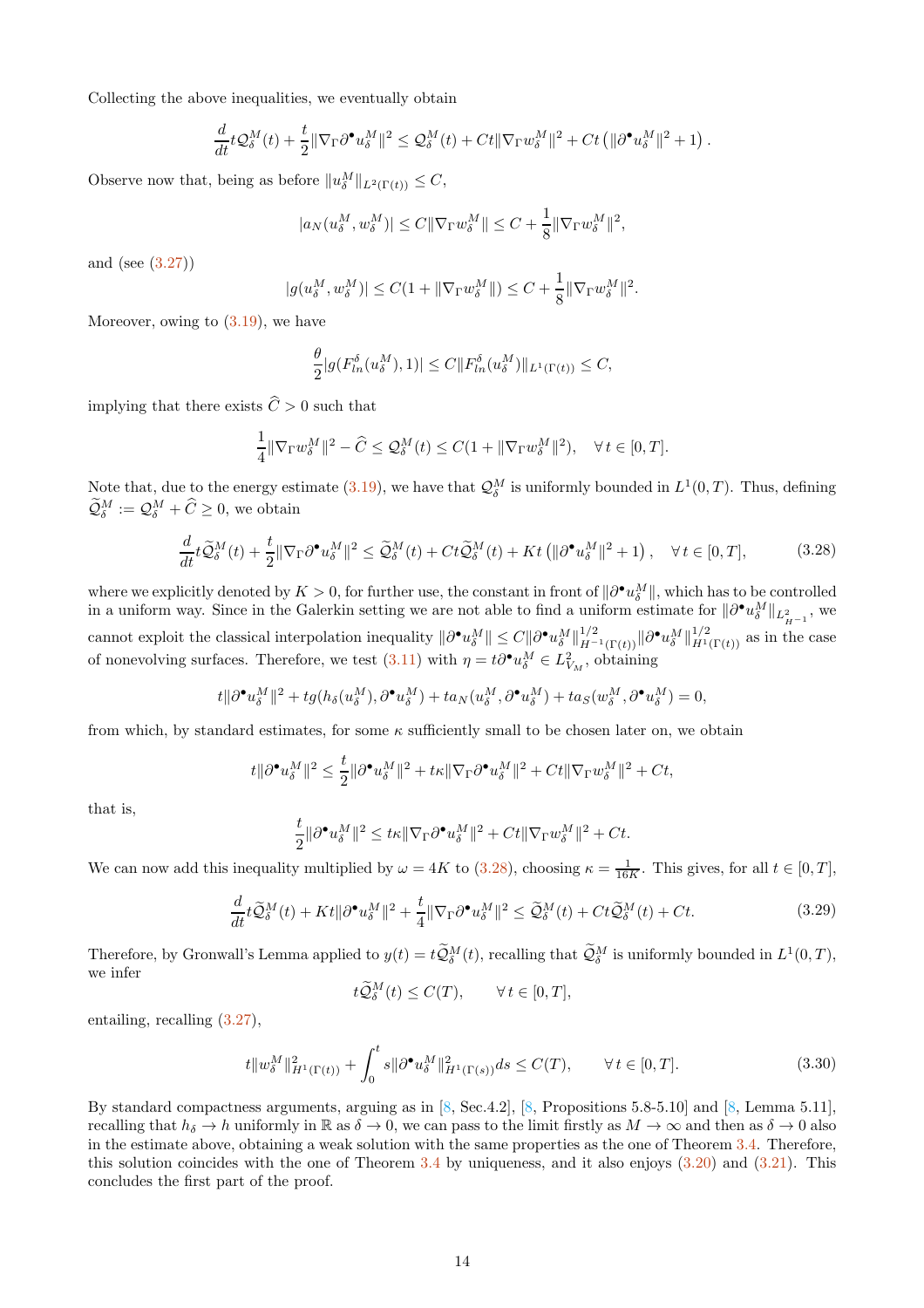Collecting the above inequalities, we eventually obtain

$$\frac{d}{dt} t\mathcal{Q}_\delta^M(t) + \frac{t}{2}\|\nabla_\Gamma \partial^\bullet u_\delta^M\|^2 \le \mathcal{Q}_\delta^M(t) + Ct\|\nabla_\Gamma w_\delta^M\|^2 + Ct\left(\|\partial^\bullet u_\delta^M\|^2 + 1\right).$$

Observe now that, being as before $\|u_\delta^M\|_{L^2(\Gamma(t))} \le C$,

$$|a_N(u_\delta^M, w_\delta^M)| \le C\|\nabla_\Gamma w_\delta^M\| \le C + \frac{1}{8}\|\nabla_\Gamma w_\delta^M\|^2,$$

and (see (3.27))

$$|g(u_\delta^M, w_\delta^M)| \le C(1 + \|\nabla_\Gamma w_\delta^M\|) \le C + \frac{1}{8}\|\nabla_\Gamma w_\delta^M\|^2.$$

Moreover, owing to (3.19), we have

$$\frac{\theta}{2}|g(F_{ln}^\delta(u_\delta^M), 1)| \le C\|F_{ln}^\delta(u_\delta^M)\|_{L^1(\Gamma(t))} \le C,$$

implying that there exists $\widehat{C} > 0$ such that

$$\frac{1}{4}\|\nabla_\Gamma w_\delta^M\|^2 - \widehat{C} \le \mathcal{Q}_\delta^M(t) \le C(1 + \|\nabla_\Gamma w_\delta^M\|^2), \quad \forall\, t \in [0,T].$$

Note that, due to the energy estimate (3.19), we have that $\mathcal{Q}_\delta^M$ is uniformly bounded in $L^1(0,T)$. Thus, defining $\widetilde{\mathcal{Q}}_\delta^M := \mathcal{Q}_\delta^M + \widehat{C} \ge 0$, we obtain

$$\frac{d}{dt} t\widetilde{\mathcal{Q}}_\delta^M(t) + \frac{t}{2}\|\nabla_\Gamma \partial^\bullet u_\delta^M\|^2 \le \widetilde{\mathcal{Q}}_\delta^M(t) + Ct\widetilde{\mathcal{Q}}_\delta^M(t) + Kt\left(\|\partial^\bullet u_\delta^M\|^2 + 1\right), \quad \forall\, t \in [0,T], \tag{3.28}$$

where we explicitly denoted by $K > 0$, for further use, the constant in front of $\|\partial^\bullet u_\delta^M\|$, which has to be controlled in a uniform way. Since in the Galerkin setting we are not able to find a uniform estimate for $\|\partial^\bullet u_\delta^M\|_{L^2_{H^{-1}}}$, we cannot exploit the classical interpolation inequality $\|\partial^\bullet u_\delta^M\| \le C\|\partial^\bullet u_\delta^M\|_{H^{-1}(\Gamma(t))}^{1/2}\|\partial^\bullet u_\delta^M\|_{H^1(\Gamma(t))}^{1/2}$ as in the case of nonevolving surfaces. Therefore, we test (3.11) with $\eta = t\partial^\bullet u_\delta^M \in L^2_{V_M}$, obtaining

$$t\|\partial^\bullet u_\delta^M\|^2 + tg(h_\delta(u_\delta^M), \partial^\bullet u_\delta^M) + ta_N(u_\delta^M, \partial^\bullet u_\delta^M) + ta_S(w_\delta^M, \partial^\bullet u_\delta^M) = 0,$$

from which, by standard estimates, for some $\kappa$ sufficiently small to be chosen later on, we obtain

$$t\|\partial^\bullet u_\delta^M\|^2 \le \frac{t}{2}\|\partial^\bullet u_\delta^M\|^2 + t\kappa\|\nabla_\Gamma \partial^\bullet u_\delta^M\|^2 + Ct\|\nabla_\Gamma w_\delta^M\|^2 + Ct,$$

that is,

$$\frac{t}{2}\|\partial^\bullet u_\delta^M\|^2 \le t\kappa\|\nabla_\Gamma \partial^\bullet u_\delta^M\|^2 + Ct\|\nabla_\Gamma w_\delta^M\|^2 + Ct.$$

We can now add this inequality multiplied by $\omega = 4K$ to (3.28), choosing $\kappa = \frac{1}{16K}$. This gives, for all $t \in [0,T]$,

$$\frac{d}{dt} t\widetilde{\mathcal{Q}}_\delta^M(t) + Kt\|\partial^\bullet u_\delta^M\|^2 + \frac{t}{4}\|\nabla_\Gamma \partial^\bullet u_\delta^M\|^2 \le \widetilde{\mathcal{Q}}_\delta^M(t) + Ct\widetilde{\mathcal{Q}}_\delta^M(t) + Ct. \tag{3.29}$$

Therefore, by Gronwall's Lemma applied to $y(t) = t\widetilde{\mathcal{Q}}_\delta^M(t)$, recalling that $\widetilde{\mathcal{Q}}_\delta^M$ is uniformly bounded in $L^1(0,T)$, we infer

$$t\widetilde{\mathcal{Q}}_\delta^M(t) \le C(T), \qquad \forall\, t \in [0,T],$$

entailing, recalling (3.27),

$$t\|w_\delta^M\|_{H^1(\Gamma(t))}^2 + \int_0^t s\|\partial^\bullet u_\delta^M\|_{H^1(\Gamma(s))}^2 ds \le C(T), \qquad \forall\, t \in [0,T]. \tag{3.30}$$

By standard compactness arguments, arguing as in [8, Sec.4.2], [8, Propositions 5.8-5.10] and [8, Lemma 5.11], recalling that $h_\delta \to h$ uniformly in $\mathbb{R}$ as $\delta \to 0$, we can pass to the limit firstly as $M \to \infty$ and then as $\delta \to 0$ also in the estimate above, obtaining a weak solution with the same properties as the one of Theorem 3.4. Therefore, this solution coincides with the one of Theorem 3.4 by uniqueness, and it also enjoys (3.20) and (3.21). This concludes the first part of the proof.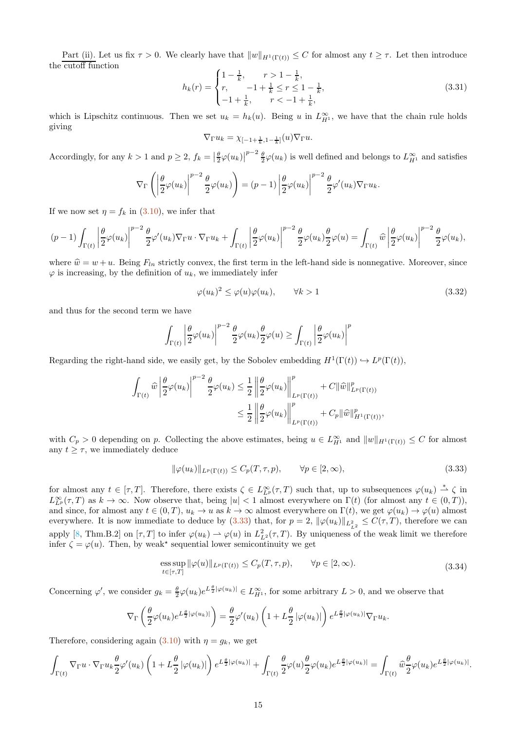<u>Part (ii).</u> Let us fix $\tau > 0$. We clearly have that $\|w\|_{H^1(\Gamma(t))} \leq C$ for almost any $t \geq \tau$. Let then introduce the cutoff function

$$
h_k(r) = \begin{cases} 1 - \frac{1}{k}, & r > 1 - \frac{1}{k}, \\ r, & -1 + \frac{1}{k} \leq r \leq 1 - \frac{1}{k}, \\ -1 + \frac{1}{k}, & r < -1 + \frac{1}{k}, \end{cases} \tag{3.31}
$$

which is Lipschitz continuous. Then we set $u_k = h_k(u)$. Being $u$ in $L^\infty_{H^1}$, we have that the chain rule holds giving

$$
\nabla_\Gamma u_k = \chi_{[-1+\frac{1}{k}, 1-\frac{1}{k}]}(u) \nabla_\Gamma u.
$$

Accordingly, for any $k > 1$ and $p \geq 2$, $f_k = \left|\frac{\theta}{2}\varphi(u_k)\right|^{p-2} \frac{\theta}{2}\varphi(u_k)$ is well defined and belongs to $L^\infty_{H^1}$ and satisfies

$$
\nabla_\Gamma \left( \left|\frac{\theta}{2}\varphi(u_k)\right|^{p-2} \frac{\theta}{2}\varphi(u_k) \right) = (p-1) \left|\frac{\theta}{2}\varphi(u_k)\right|^{p-2} \frac{\theta}{2}\varphi'(u_k) \nabla_\Gamma u_k.
$$

If we now set $\eta = f_k$ in (3.10), we infer that

$$
(p-1) \int_{\Gamma(t)} \left|\frac{\theta}{2}\varphi(u_k)\right|^{p-2} \frac{\theta}{2}\varphi'(u_k) \nabla_\Gamma u \cdot \nabla_\Gamma u_k + \int_{\Gamma(t)} \left|\frac{\theta}{2}\varphi(u_k)\right|^{p-2} \frac{\theta}{2}\varphi(u_k) \frac{\theta}{2}\varphi(u) = \int_{\Gamma(t)} \widehat{w} \left|\frac{\theta}{2}\varphi(u_k)\right|^{p-2} \frac{\theta}{2}\varphi(u_k),
$$

where $\widehat{w} = w + u$. Being $F_{ln}$ strictly convex, the first term in the left-hand side is nonnegative. Moreover, since $\varphi$ is increasing, by the definition of $u_k$, we immediately infer

$$
\varphi(u_k)^2 \leq \varphi(u)\varphi(u_k), \qquad \forall k > 1 \tag{3.32}
$$

and thus for the second term we have

$$
\int_{\Gamma(t)} \left|\frac{\theta}{2}\varphi(u_k)\right|^{p-2} \frac{\theta}{2}\varphi(u_k) \frac{\theta}{2}\varphi(u) \geq \int_{\Gamma(t)} \left|\frac{\theta}{2}\varphi(u_k)\right|^p
$$

Regarding the right-hand side, we easily get, by the Sobolev embedding $H^1(\Gamma(t)) \hookrightarrow L^p(\Gamma(t))$,

$$
\begin{aligned}
\int_{\Gamma(t)} \widehat{w} \left|\frac{\theta}{2}\varphi(u_k)\right|^{p-2} \frac{\theta}{2}\varphi(u_k) &\leq \frac{1}{2} \left\|\frac{\theta}{2}\varphi(u_k)\right\|^p_{L^p(\Gamma(t))} + C\|\widehat{w}\|^p_{L^p(\Gamma(t))} \\
&\leq \frac{1}{2} \left\|\frac{\theta}{2}\varphi(u_k)\right\|^p_{L^p(\Gamma(t))} + C_p\|\widehat{w}\|^p_{H^1(\Gamma(t))},
\end{aligned}
$$

with $C_p > 0$ depending on $p$. Collecting the above estimates, being $u \in L^\infty_{H^1}$ and $\|w\|_{H^1(\Gamma(t))} \leq C$ for almost any $t \geq \tau$, we immediately deduce

$$
\|\varphi(u_k)\|_{L^p(\Gamma(t))} \leq C_p(T, \tau, p), \qquad \forall p \in [2, \infty), \tag{3.33}
$$

for almost any $t \in [\tau, T]$. Therefore, there exists $\zeta \in L^\infty_{L^p}(\tau, T)$ such that, up to subsequences $\varphi(u_k) \overset{*}{\rightharpoonup} \zeta$ in $L^\infty_{L^p}(\tau, T)$ as $k \to \infty$. Now observe that, being $|u| < 1$ almost everywhere on $\Gamma(t)$ (for almost any $t \in (0, T)$), and since, for almost any $t \in (0, T)$, $u_k \to u$ as $k \to \infty$ almost everywhere on $\Gamma(t)$, we get $\varphi(u_k) \to \varphi(u)$ almost everywhere. It is now immediate to deduce by (3.33) that, for $p = 2$, $\|\varphi(u_k)\|_{L^2_{L^2}} \leq C(\tau, T)$, therefore we can apply [8, Thm.B.2] on $[\tau, T]$ to infer $\varphi(u_k) \rightharpoonup \varphi(u)$ in $L^2_{L^2}(\tau, T)$. By uniqueness of the weak limit we therefore infer $\zeta = \varphi(u)$. Then, by weak$^\star$ sequential lower semicontinuity we get

$$
\operatorname*{ess\,sup}_{t \in [\tau, T]} \|\varphi(u)\|_{L^p(\Gamma(t))} \leq C_p(T, \tau, p), \qquad \forall p \in [2, \infty). \tag{3.34}
$$

Concerning $\varphi'$, we consider $g_k = \frac{\theta}{2}\varphi(u_k) e^{L\frac{\theta}{2}|\varphi(u_k)|} \in L^\infty_{H^1}$, for some arbitrary $L > 0$, and we observe that

$$
\nabla_\Gamma \left( \frac{\theta}{2}\varphi(u_k) e^{L\frac{\theta}{2}|\varphi(u_k)|} \right) = \frac{\theta}{2}\varphi'(u_k) \left(1 + L\frac{\theta}{2}|\varphi(u_k)|\right) e^{L\frac{\theta}{2}|\varphi(u_k)|} \nabla_\Gamma u_k.
$$

Therefore, considering again (3.10) with $\eta = g_k$, we get

$$
\int_{\Gamma(t)} \nabla_\Gamma u \cdot \nabla_\Gamma u_k \frac{\theta}{2}\varphi'(u_k) \left(1 + L\frac{\theta}{2}|\varphi(u_k)|\right) e^{L\frac{\theta}{2}|\varphi(u_k)|} + \int_{\Gamma(t)} \frac{\theta}{2}\varphi(u) \frac{\theta}{2}\varphi(u_k) e^{L\frac{\theta}{2}|\varphi(u_k)|} = \int_{\Gamma(t)} \widehat{w} \frac{\theta}{2}\varphi(u_k) e^{L\frac{\theta}{2}|\varphi(u_k)|}.
$$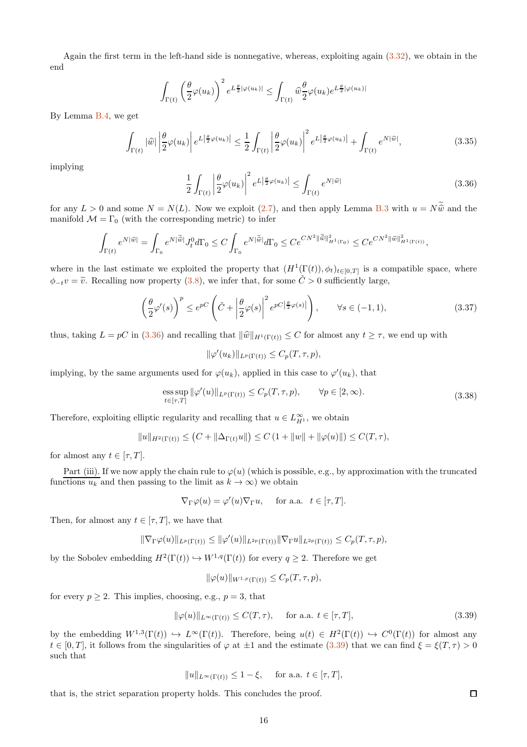Again the first term in the left-hand side is nonnegative, whereas, exploiting again (3.32), we obtain in the end

$$\int_{\Gamma(t)} \left(\frac{\theta}{2}\varphi(u_k)\right)^2 e^{L\frac{\theta}{2}|\varphi(u_k)|} \leq \int_{\Gamma(t)} \widehat{w}\frac{\theta}{2}\varphi(u_k) e^{L\frac{\theta}{2}|\varphi(u_k)|}$$

By Lemma B.4, we get

$$\int_{\Gamma(t)} |\widehat{w}| \left|\frac{\theta}{2}\varphi(u_k)\right| e^{L\left|\frac{\theta}{2}\varphi(u_k)\right|} \leq \frac{1}{2}\int_{\Gamma(t)} \left|\frac{\theta}{2}\varphi(u_k)\right|^2 e^{L\left|\frac{\theta}{2}\varphi(u_k)\right|} + \int_{\Gamma(t)} e^{N|\widehat{w}|}, \tag{3.35}$$

implying

$$\frac{1}{2}\int_{\Gamma(t)} \left|\frac{\theta}{2}\varphi(u_k)\right|^2 e^{L\left|\frac{\theta}{2}\varphi(u_k)\right|} \leq \int_{\Gamma(t)} e^{N|\widehat{w}|} \tag{3.36}$$

for any $L > 0$ and some $N = N(L)$. Now we exploit (2.7), and then apply Lemma B.3 with $u = N\widetilde{\widehat{w}}$ and the manifold $\mathcal{M} = \Gamma_0$ (with the corresponding metric) to infer

$$\int_{\Gamma(t)} e^{N|\widehat{w}|} = \int_{\Gamma_0} e^{N|\widetilde{\widehat{w}}|} J_t^0 d\Gamma_0 \leq C\int_{\Gamma_0} e^{N|\widetilde{\widehat{w}}|} d\Gamma_0 \leq Ce^{CN^2\|\widetilde{\widehat{w}}\|^2_{H^1(\Gamma_0)}} \leq Ce^{CN^2\|\widehat{w}\|^2_{H^1(\Gamma(t))}},$$

where in the last estimate we exploited the property that $(H^1(\Gamma(t)), \phi_t)_{t\in[0,T]}$ is a compatible space, where $\phi_{-t}v = \widetilde{v}$. Recalling now property (3.8), we infer that, for some $\tilde{C} > 0$ sufficiently large,

$$\left(\frac{\theta}{2}\varphi'(s)\right)^p \leq e^{pC}\left(\tilde{C} + \left|\frac{\theta}{2}\varphi(s)\right|^2 e^{pC\left|\frac{\theta}{2}\varphi(s)\right|}\right), \qquad \forall s \in (-1,1), \tag{3.37}$$

thus, taking $L = pC$ in (3.36) and recalling that $\|\widehat{w}\|_{H^1(\Gamma(t))} \leq C$ for almost any $t \geq \tau$, we end up with

$$\|\varphi'(u_k)\|_{L^p(\Gamma(t))} \leq C_p(T,\tau,p),$$

implying, by the same arguments used for $\varphi(u_k)$, applied in this case to $\varphi'(u_k)$, that

$$\operatorname*{ess\,sup}_{t\in[\tau,T]} \|\varphi'(u)\|_{L^p(\Gamma(t))} \leq C_p(T,\tau,p), \qquad \forall p \in [2,\infty). \tag{3.38}$$

Therefore, exploiting elliptic regularity and recalling that $u \in L^\infty_{H^1}$, we obtain

$$\|u\|_{H^2(\Gamma(t))} \leq \left(C + \|\Delta_{\Gamma(t)}u\|\right) \leq C\left(1 + \|w\| + \|\varphi(u)\|\right) \leq C(T,\tau),$$

for almost any $t \in [\tau, T]$.

Part (iii). If we now apply the chain rule to $\varphi(u)$ (which is possible, e.g., by approximation with the truncated functions $u_k$ and then passing to the limit as $k \to \infty$) we obtain

$$\nabla_\Gamma\varphi(u) = \varphi'(u)\nabla_\Gamma u, \quad \text{ for a.a. } \ t \in [\tau, T].$$

Then, for almost any $t \in [\tau, T]$, we have that

$$\|\nabla_\Gamma\varphi(u)\|_{L^p(\Gamma(t))} \leq \|\varphi'(u)\|_{L^{2p}(\Gamma(t))}\|\nabla_\Gamma u\|_{L^{2p}(\Gamma(t))} \leq C_p(T,\tau,p),$$

by the Sobolev embedding $H^2(\Gamma(t)) \hookrightarrow W^{1,q}(\Gamma(t))$ for every $q \geq 2$. Therefore we get

$$\|\varphi(u)\|_{W^{1,p}(\Gamma(t))} \leq C_p(T,\tau,p),$$

for every $p \geq 2$. This implies, choosing, e.g., $p = 3$, that

$$\|\varphi(u)\|_{L^\infty(\Gamma(t))} \leq C(T,\tau), \quad \text{ for a.a. } t \in [\tau, T], \tag{3.39}$$

by the embedding $W^{1,3}(\Gamma(t)) \hookrightarrow L^\infty(\Gamma(t))$. Therefore, being $u(t) \in H^2(\Gamma(t)) \hookrightarrow C^0(\Gamma(t))$ for almost any $t \in [0,T]$, it follows from the singularities of $\varphi$ at $\pm 1$ and the estimate (3.39) that we can find $\xi = \xi(T,\tau) > 0$ such that

$$\|u\|_{L^\infty(\Gamma(t))} \leq 1 - \xi, \quad \text{ for a.a. } t \in [\tau, T],$$

that is, the strict separation property holds. This concludes the proof. □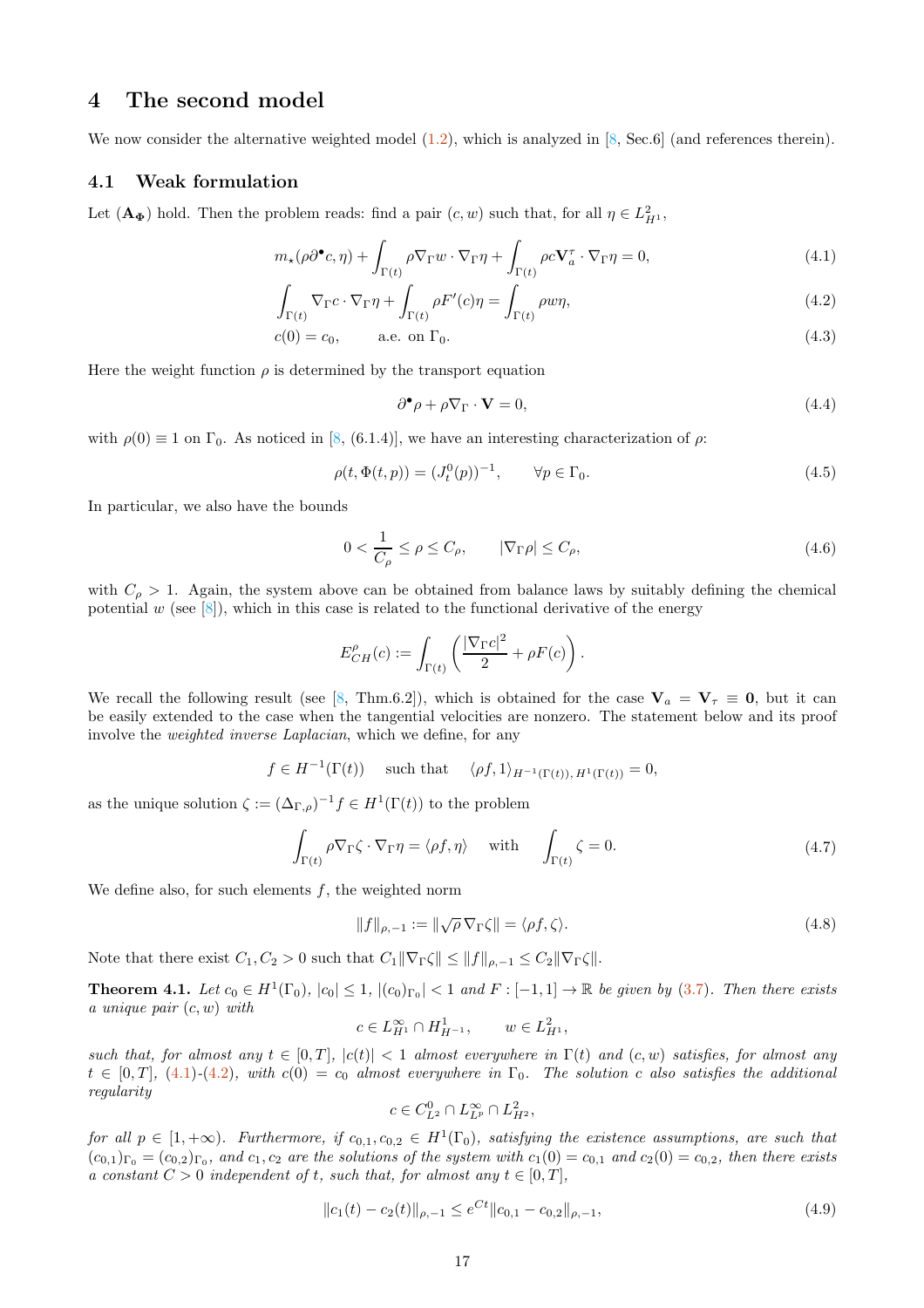# 4 The second model

We now consider the alternative weighted model (1.2), which is analyzed in [8, Sec.6] (and references therein).

## 4.1 Weak formulation

Let $(\mathbf{A_\Phi})$ hold. Then the problem reads: find a pair $(c, w)$ such that, for all $\eta \in L^2_{H^1}$,

$$
m_\star(\rho\partial^\bullet c, \eta) + \int_{\Gamma(t)} \rho \nabla_\Gamma w \cdot \nabla_\Gamma \eta + \int_{\Gamma(t)} \rho c \mathbf{V}_a^\tau \cdot \nabla_\Gamma \eta = 0, \tag{4.1}
$$

$$
\int_{\Gamma(t)} \nabla_\Gamma c \cdot \nabla_\Gamma \eta + \int_{\Gamma(t)} \rho F'(c)\eta = \int_{\Gamma(t)} \rho w \eta, \tag{4.2}
$$

$$
c(0) = c_0, \qquad \text{a.e. on } \Gamma_0. \tag{4.3}
$$

Here the weight function $\rho$ is determined by the transport equation

$$
\partial^\bullet \rho + \rho \nabla_\Gamma \cdot \mathbf{V} = 0, \tag{4.4}
$$

with $\rho(0) \equiv 1$ on $\Gamma_0$. As noticed in [8, (6.1.4)], we have an interesting characterization of $\rho$:

$$
\rho(t, \Phi(t, p)) = (J_t^0(p))^{-1}, \qquad \forall p \in \Gamma_0. \tag{4.5}
$$

In particular, we also have the bounds

$$
0 < \frac{1}{C_\rho} \le \rho \le C_\rho, \qquad |\nabla_\Gamma \rho| \le C_\rho, \tag{4.6}
$$

with $C_\rho > 1$. Again, the system above can be obtained from balance laws by suitably defining the chemical potential $w$ (see [8]), which in this case is related to the functional derivative of the energy

$$
E^\rho_{CH}(c) := \int_{\Gamma(t)} \left( \frac{|\nabla_\Gamma c|^2}{2} + \rho F(c) \right).
$$

We recall the following result (see [8, Thm.6.2]), which is obtained for the case $\mathbf{V}_a = \mathbf{V}_\tau \equiv \mathbf{0}$, but it can be easily extended to the case when the tangential velocities are nonzero. The statement below and its proof involve the *weighted inverse Laplacian*, which we define, for any

$$
f \in H^{-1}(\Gamma(t)) \quad \text{ such that } \quad \langle \rho f, 1 \rangle_{H^{-1}(\Gamma(t)), H^1(\Gamma(t))} = 0,
$$

as the unique solution $\zeta := (\Delta_{\Gamma,\rho})^{-1} f \in H^1(\Gamma(t))$ to the problem

$$
\int_{\Gamma(t)} \rho \nabla_\Gamma \zeta \cdot \nabla_\Gamma \eta = \langle \rho f, \eta \rangle \quad \text{ with } \quad \int_{\Gamma(t)} \zeta = 0. \tag{4.7}
$$

We define also, for such elements $f$, the weighted norm

$$
\|f\|_{\rho,-1} := \|\sqrt{\rho}\, \nabla_\Gamma \zeta\| = \langle \rho f, \zeta \rangle. \tag{4.8}
$$

Note that there exist $C_1, C_2 > 0$ such that $C_1 \|\nabla_\Gamma \zeta\| \le \|f\|_{\rho,-1} \le C_2 \|\nabla_\Gamma \zeta\|$.

**Theorem 4.1.** *Let $c_0 \in H^1(\Gamma_0)$, $|c_0| \le 1$, $|(c_0)_{\Gamma_0}| < 1$ and $F : [-1, 1] \to \mathbb{R}$ be given by (3.7). Then there exists a unique pair $(c, w)$ with*

$$
c \in L^\infty_{H^1} \cap H^1_{H^{-1}}, \qquad w \in L^2_{H^1},
$$

*such that, for almost any $t \in [0, T]$, $|c(t)| < 1$ almost everywhere in $\Gamma(t)$ and $(c, w)$ satisfies, for almost any $t \in [0, T]$, (4.1)-(4.2), with $c(0) = c_0$ almost everywhere in $\Gamma_0$. The solution $c$ also satisfies the additional regularity*

$$
c \in C^0_{L^2} \cap L^\infty_{L^p} \cap L^2_{H^2},
$$

*for all $p \in [1, +\infty)$. Furthermore, if $c_{0,1}, c_{0,2} \in H^1(\Gamma_0)$, satisfying the existence assumptions, are such that $(c_{0,1})_{\Gamma_0} = (c_{0,2})_{\Gamma_0}$, and $c_1, c_2$ are the solutions of the system with $c_1(0) = c_{0,1}$ and $c_2(0) = c_{0,2}$, then there exists a constant $C > 0$ independent of $t$, such that, for almost any $t \in [0, T]$,*

$$
\|c_1(t) - c_2(t)\|_{\rho,-1} \le e^{Ct} \|c_{0,1} - c_{0,2}\|_{\rho,-1}, \tag{4.9}
$$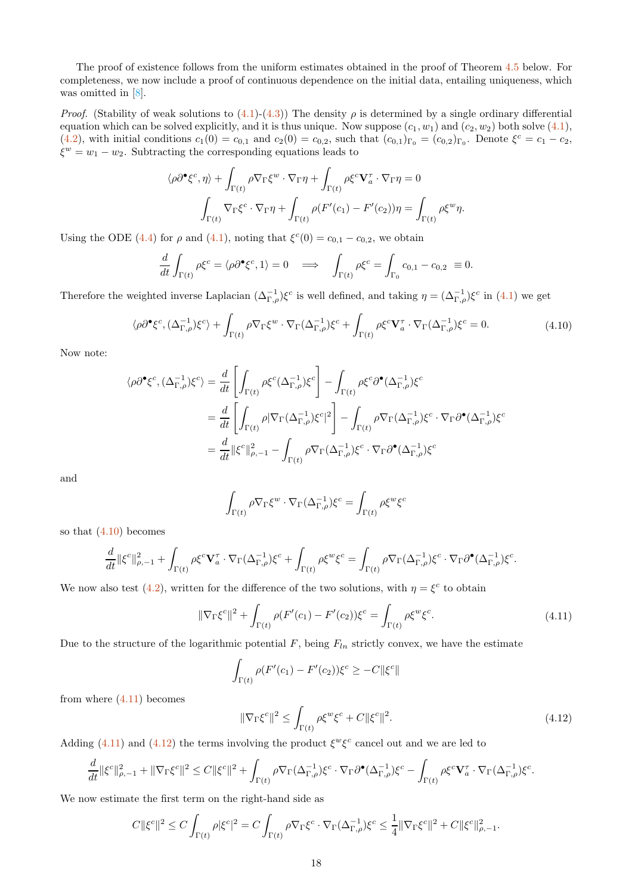The proof of existence follows from the uniform estimates obtained in the proof of Theorem 4.5 below. For completeness, we now include a proof of continuous dependence on the initial data, entailing uniqueness, which was omitted in [8].

*Proof.* (Stability of weak solutions to (4.1)-(4.3)) The density $\rho$ is determined by a single ordinary differential equation which can be solved explicitly, and it is thus unique. Now suppose $(c_1, w_1)$ and $(c_2, w_2)$ both solve (4.1), (4.2), with initial conditions $c_1(0) = c_{0,1}$ and $c_2(0) = c_{0,2}$, such that $(c_{0,1})_{\Gamma_0} = (c_{0,2})_{\Gamma_0}$. Denote $\xi^c = c_1 - c_2$, $\xi^w = w_1 - w_2$. Subtracting the corresponding equations leads to

$$\langle \rho \partial^\bullet \xi^c, \eta \rangle + \int_{\Gamma(t)} \rho \nabla_\Gamma \xi^w \cdot \nabla_\Gamma \eta + \int_{\Gamma(t)} \rho \xi^c \mathbf{V}_a^\tau \cdot \nabla_\Gamma \eta = 0$$

$$\int_{\Gamma(t)} \nabla_\Gamma \xi^c \cdot \nabla_\Gamma \eta + \int_{\Gamma(t)} \rho (F'(c_1) - F'(c_2)) \eta = \int_{\Gamma(t)} \rho \xi^w \eta.$$

Using the ODE (4.4) for $\rho$ and (4.1), noting that $\xi^c(0) = c_{0,1} - c_{0,2}$, we obtain

$$\frac{d}{dt} \int_{\Gamma(t)} \rho \xi^c = \langle \rho \partial^\bullet \xi^c, 1 \rangle = 0 \quad \Longrightarrow \quad \int_{\Gamma(t)} \rho \xi^c = \int_{\Gamma_0} c_{0,1} - c_{0,2} \; \equiv 0.$$

Therefore the weighted inverse Laplacian $(\Delta_{\Gamma,\rho}^{-1})\xi^c$ is well defined, and taking $\eta = (\Delta_{\Gamma,\rho}^{-1})\xi^c$ in (4.1) we get

$$\langle \rho \partial^\bullet \xi^c, (\Delta_{\Gamma,\rho}^{-1})\xi^c \rangle + \int_{\Gamma(t)} \rho \nabla_\Gamma \xi^w \cdot \nabla_\Gamma (\Delta_{\Gamma,\rho}^{-1})\xi^c + \int_{\Gamma(t)} \rho \xi^c \mathbf{V}_a^\tau \cdot \nabla_\Gamma (\Delta_{\Gamma,\rho}^{-1})\xi^c = 0. \tag{4.10}$$

Now note:

$$\begin{aligned}
\langle \rho \partial^\bullet \xi^c, (\Delta_{\Gamma,\rho}^{-1})\xi^c \rangle &= \frac{d}{dt} \left[ \int_{\Gamma(t)} \rho \xi^c (\Delta_{\Gamma,\rho}^{-1})\xi^c \right] - \int_{\Gamma(t)} \rho \xi^c \partial^\bullet (\Delta_{\Gamma,\rho}^{-1})\xi^c \\
&= \frac{d}{dt} \left[ \int_{\Gamma(t)} \rho |\nabla_\Gamma (\Delta_{\Gamma,\rho}^{-1})\xi^c|^2 \right] - \int_{\Gamma(t)} \rho \nabla_\Gamma (\Delta_{\Gamma,\rho}^{-1})\xi^c \cdot \nabla_\Gamma \partial^\bullet (\Delta_{\Gamma,\rho}^{-1})\xi^c \\
&= \frac{d}{dt} \|\xi^c\|_{\rho,-1}^2 - \int_{\Gamma(t)} \rho \nabla_\Gamma (\Delta_{\Gamma,\rho}^{-1})\xi^c \cdot \nabla_\Gamma \partial^\bullet (\Delta_{\Gamma,\rho}^{-1})\xi^c
\end{aligned}$$

and

$$\int_{\Gamma(t)} \rho \nabla_\Gamma \xi^w \cdot \nabla_\Gamma (\Delta_{\Gamma,\rho}^{-1})\xi^c = \int_{\Gamma(t)} \rho \xi^w \xi^c$$

so that (4.10) becomes

$$\frac{d}{dt} \|\xi^c\|_{\rho,-1}^2 + \int_{\Gamma(t)} \rho \xi^c \mathbf{V}_a^\tau \cdot \nabla_\Gamma (\Delta_{\Gamma,\rho}^{-1})\xi^c + \int_{\Gamma(t)} \rho \xi^w \xi^c = \int_{\Gamma(t)} \rho \nabla_\Gamma (\Delta_{\Gamma,\rho}^{-1})\xi^c \cdot \nabla_\Gamma \partial^\bullet (\Delta_{\Gamma,\rho}^{-1})\xi^c.$$

We now also test (4.2), written for the difference of the two solutions, with $\eta = \xi^c$ to obtain

$$\|\nabla_\Gamma \xi^c\|^2 + \int_{\Gamma(t)} \rho (F'(c_1) - F'(c_2))\xi^c = \int_{\Gamma(t)} \rho \xi^w \xi^c. \tag{4.11}$$

Due to the structure of the logarithmic potential $F$, being $F_{ln}$ strictly convex, we have the estimate

$$\int_{\Gamma(t)} \rho (F'(c_1) - F'(c_2))\xi^c \geq -C \|\xi^c\|$$

from where (4.11) becomes

$$\|\nabla_\Gamma \xi^c\|^2 \leq \int_{\Gamma(t)} \rho \xi^w \xi^c + C \|\xi^c\|^2. \tag{4.12}$$

Adding (4.11) and (4.12) the terms involving the product $\xi^w \xi^c$ cancel out and we are led to

$$\frac{d}{dt} \|\xi^c\|_{\rho,-1}^2 + \|\nabla_\Gamma \xi^c\|^2 \leq C \|\xi^c\|^2 + \int_{\Gamma(t)} \rho \nabla_\Gamma (\Delta_{\Gamma,\rho}^{-1})\xi^c \cdot \nabla_\Gamma \partial^\bullet (\Delta_{\Gamma,\rho}^{-1})\xi^c - \int_{\Gamma(t)} \rho \xi^c \mathbf{V}_a^\tau \cdot \nabla_\Gamma (\Delta_{\Gamma,\rho}^{-1})\xi^c.$$

We now estimate the first term on the right-hand side as

$$C \|\xi^c\|^2 \leq C \int_{\Gamma(t)} \rho |\xi^c|^2 = C \int_{\Gamma(t)} \rho \nabla_\Gamma \xi^c \cdot \nabla_\Gamma (\Delta_{\Gamma,\rho}^{-1})\xi^c \leq \frac{1}{4} \|\nabla_\Gamma \xi^c\|^2 + C \|\xi^c\|_{\rho,-1}^2.$$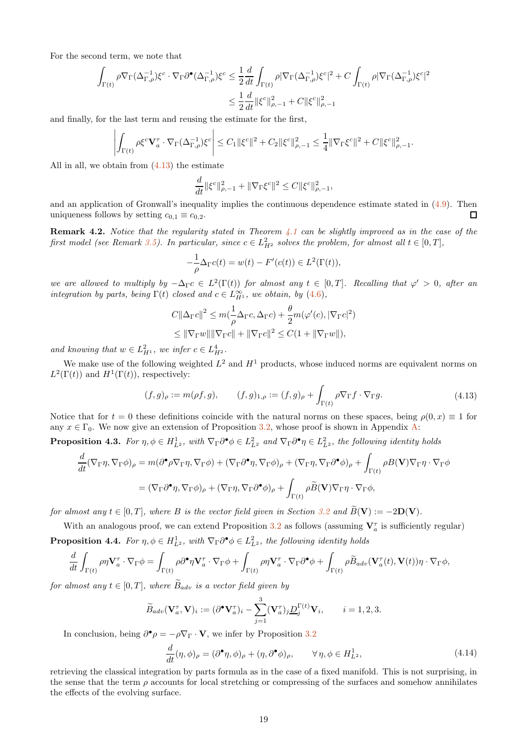For the second term, we note that

$$
\begin{aligned}
\int_{\Gamma(t)} \rho \nabla_\Gamma (\Delta_{\Gamma,\rho}^{-1})\xi^c \cdot \nabla_\Gamma \partial^\bullet (\Delta_{\Gamma,\rho}^{-1})\xi^c &\leq \frac{1}{2}\frac{d}{dt}\int_{\Gamma(t)} \rho |\nabla_\Gamma (\Delta_{\Gamma,\rho}^{-1})\xi^c|^2 + C\int_{\Gamma(t)} \rho |\nabla_\Gamma (\Delta_{\Gamma,\rho}^{-1})\xi^c|^2 \\
&\leq \frac{1}{2}\frac{d}{dt}\|\xi^c\|_{\rho,-1}^2 + C\|\xi^c\|_{\rho,-1}^2
\end{aligned}
$$

and finally, for the last term and reusing the estimate for the first,

$$
\left| \int_{\Gamma(t)} \rho \xi^c \mathbf{V}_a^\tau \cdot \nabla_\Gamma (\Delta_{\Gamma,\rho}^{-1})\xi^c \right| \leq C_1 \|\xi^c\|^2 + C_2 \|\xi^c\|_{\rho,-1}^2 \leq \frac{1}{4}\|\nabla_\Gamma \xi^c\|^2 + C\|\xi^c\|_{\rho,-1}^2.
$$

All in all, we obtain from (4.13) the estimate

$$
\frac{d}{dt}\|\xi^c\|_{\rho,-1}^2 + \|\nabla_\Gamma \xi^c\|^2 \leq C\|\xi^c\|_{\rho,-1}^2,
$$

and an application of Gronwall's inequality implies the continuous dependence estimate stated in (4.9). Then uniqueness follows by setting $c_{0,1} \equiv c_{0,2}$. ∎

**Remark 4.2.** *Notice that the regularity stated in Theorem 4.1 can be slightly improved as in the case of the first model (see Remark 3.5). In particular, since $c \in L^2_{H^2}$ solves the problem, for almost all $t \in [0,T]$,*

$$
-\frac{1}{\rho}\Delta_\Gamma c(t) = w(t) - F'(c(t)) \in L^2(\Gamma(t)),
$$

*we are allowed to multiply by $-\Delta_\Gamma c \in L^2(\Gamma(t))$ for almost any $t \in [0,T]$. Recalling that $\varphi' > 0$, after an integration by parts, being $\Gamma(t)$ closed and $c \in L^\infty_{H^1}$, we obtain, by (4.6),*

$$
\begin{aligned}
C\|\Delta_\Gamma c\|^2 &\leq m(\frac{1}{\rho}\Delta_\Gamma c, \Delta_\Gamma c) + \frac{\theta}{2} m(\varphi'(c), |\nabla_\Gamma c|^2) \\
&\leq \|\nabla_\Gamma w\|\|\nabla_\Gamma c\| + \|\nabla_\Gamma c\|^2 \leq C(1 + \|\nabla_\Gamma w\|),
\end{aligned}
$$

*and knowing that $w \in L^2_{H^1}$, we infer $c \in L^4_{H^2}$.*

We make use of the following weighted $L^2$ and $H^1$ products, whose induced norms are equivalent norms on $L^2(\Gamma(t))$ and $H^1(\Gamma(t))$, respectively:

$$
(f,g)_\rho := m(\rho f, g), \qquad (f,g)_{1,\rho} := (f,g)_\rho + \int_{\Gamma(t)} \rho \nabla_\Gamma f \cdot \nabla_\Gamma g. \tag{4.13}
$$

Notice that for $t = 0$ these definitions coincide with the natural norms on these spaces, being $\rho(0,x) \equiv 1$ for any $x \in \Gamma_0$. We now give an extension of Proposition 3.2, whose proof is shown in Appendix A:

**Proposition 4.3.** *For $\eta, \phi \in H^1_{L^2}$, with $\nabla_\Gamma \partial^\bullet \phi \in L^2_{L^2}$ and $\nabla_\Gamma \partial^\bullet \eta \in L^2_{L^2}$, the following identity holds*

$$
\begin{aligned}
\frac{d}{dt}(\nabla_\Gamma \eta, \nabla_\Gamma \phi)_\rho &= m(\partial^\bullet \rho \nabla_\Gamma \eta, \nabla_\Gamma \phi) + (\nabla_\Gamma \partial^\bullet \eta, \nabla_\Gamma \phi)_\rho + (\nabla_\Gamma \eta, \nabla_\Gamma \partial^\bullet \phi)_\rho + \int_{\Gamma(t)} \rho B(\mathbf{V}) \nabla_\Gamma \eta \cdot \nabla_\Gamma \phi \\
&= (\nabla_\Gamma \partial^\bullet \eta, \nabla_\Gamma \phi)_\rho + (\nabla_\Gamma \eta, \nabla_\Gamma \partial^\bullet \phi)_\rho + \int_{\Gamma(t)} \rho \widetilde{B}(\mathbf{V}) \nabla_\Gamma \eta \cdot \nabla_\Gamma \phi,
\end{aligned}
$$

*for almost any $t \in [0,T]$, where $B$ is the vector field given in Section 3.2 and $\widetilde{B}(\mathbf{V}) := -2\mathbf{D}(\mathbf{V})$.*

With an analogous proof, we can extend Proposition 3.2 as follows (assuming $\mathbf{V}_a^\tau$ is sufficiently regular)

**Proposition 4.4.** *For $\eta, \phi \in H^1_{L^2}$, with $\nabla_\Gamma \partial^\bullet \phi \in L^2_{L^2}$, the following identity holds*

$$
\frac{d}{dt}\int_{\Gamma(t)} \rho \eta \mathbf{V}_a^\tau \cdot \nabla_\Gamma \phi = \int_{\Gamma(t)} \rho \partial^\bullet \eta \mathbf{V}_a^\tau \cdot \nabla_\Gamma \phi + \int_{\Gamma(t)} \rho \eta \mathbf{V}_a^\tau \cdot \nabla_\Gamma \partial^\bullet \phi + \int_{\Gamma(t)} \rho \widetilde{B}_{adv}(\mathbf{V}_a^\tau(t), \mathbf{V}(t)) \eta \cdot \nabla_\Gamma \phi,
$$

*for almost any $t \in [0,T]$, where $\widetilde{B}_{adv}$ is a vector field given by*

$$
\widetilde{B}_{adv}(\mathbf{V}_a^\tau, \mathbf{V})_i := (\partial^\bullet \mathbf{V}_a^\tau)_i - \sum_{j=1}^3 (\mathbf{V}_a^\tau)_j \underline{D}_j^{\Gamma(t)} \mathbf{V}_i, \qquad i = 1,2,3.
$$

In conclusion, being $\partial^\bullet \rho = -\rho \nabla_\Gamma \cdot \mathbf{V}$, we infer by Proposition 3.2

$$
\frac{d}{dt}(\eta, \phi)_\rho = (\partial^\bullet \eta, \phi)_\rho + (\eta, \partial^\bullet \phi)_\rho, \qquad \forall\, \eta, \phi \in H^1_{L^2}, \tag{4.14}
$$

retrieving the classical integration by parts formula as in the case of a fixed manifold. This is not surprising, in the sense that the term $\rho$ accounts for local stretching or compressing of the surfaces and somehow annihilates the effects of the evolving surface.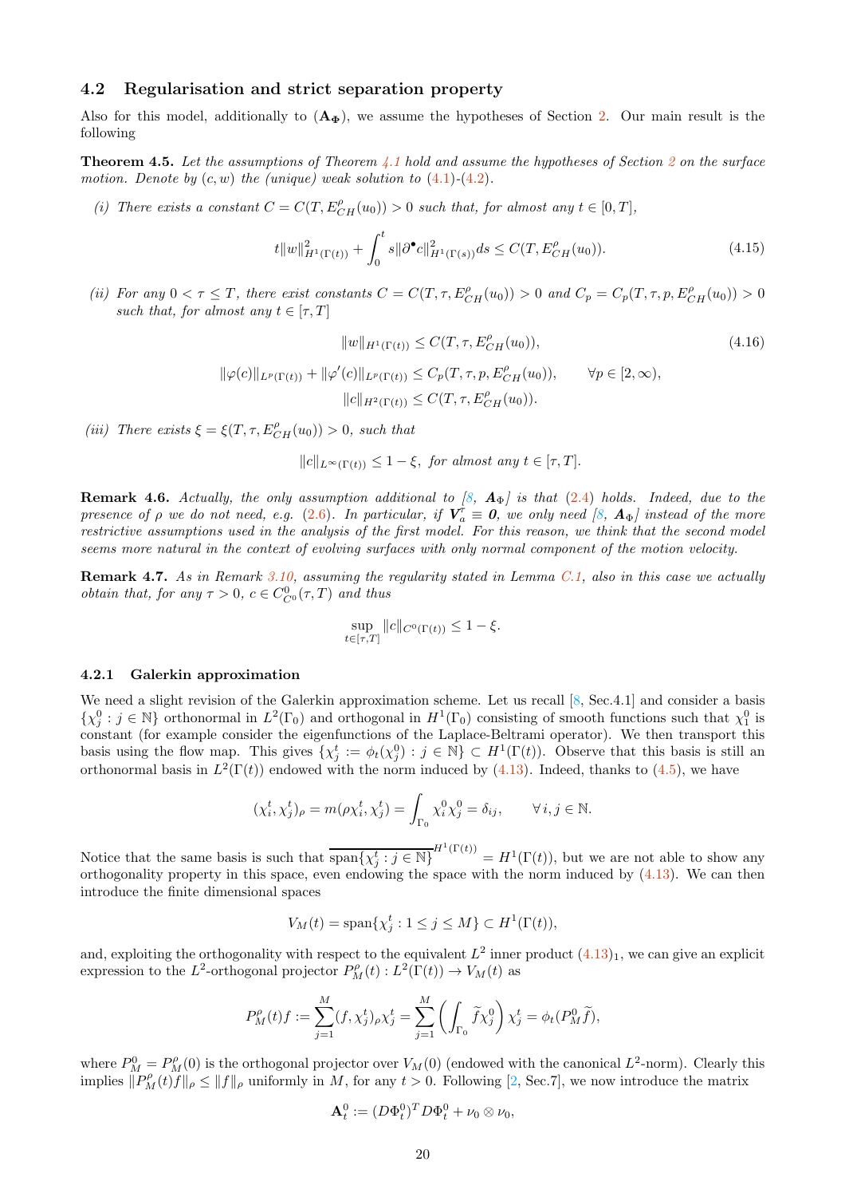### 4.2 Regularisation and strict separation property

Also for this model, additionally to ($\mathbf{A_\Phi}$), we assume the hypotheses of Section 2. Our main result is the following

**Theorem 4.5.** *Let the assumptions of Theorem 4.1 hold and assume the hypotheses of Section 2 on the surface motion. Denote by $(c, w)$ the (unique) weak solution to (4.1)-(4.2).*

*(i) There exists a constant $C = C(T, E^\rho_{CH}(u_0)) > 0$ such that, for almost any $t \in [0, T]$,*

$$t\|w\|^2_{H^1(\Gamma(t))} + \int_0^t s\|\partial^\bullet c\|^2_{H^1(\Gamma(s))} ds \leq C(T, E^\rho_{CH}(u_0)). \tag{4.15}$$

*(ii) For any $0 < \tau \leq T$, there exist constants $C = C(T, \tau, E^\rho_{CH}(u_0)) > 0$ and $C_p = C_p(T, \tau, p, E^\rho_{CH}(u_0)) > 0$ such that, for almost any $t \in [\tau, T]$*

$$\|w\|_{H^1(\Gamma(t))} \leq C(T, \tau, E^\rho_{CH}(u_0)), \tag{4.16}$$

$$\|\varphi(c)\|_{L^p(\Gamma(t))} + \|\varphi'(c)\|_{L^p(\Gamma(t))} \leq C_p(T, \tau, p, E^\rho_{CH}(u_0)), \qquad \forall p \in [2, \infty),$$

$$\|c\|_{H^2(\Gamma(t))} \leq C(T, \tau, E^\rho_{CH}(u_0)).$$

*(iii) There exists $\xi = \xi(T, \tau, E^\rho_{CH}(u_0)) > 0$, such that*

$$\|c\|_{L^\infty(\Gamma(t))} \leq 1 - \xi, \text{ for almost any } t \in [\tau, T].$$

**Remark 4.6.** *Actually, the only assumption additional to [8, $\boldsymbol{A}_\Phi$] is that (2.4) holds. Indeed, due to the presence of $\rho$ we do not need, e.g. (2.6). In particular, if $\boldsymbol{V}_a^\tau \equiv \boldsymbol{0}$, we only need [8, $\boldsymbol{A}_\Phi$] instead of the more restrictive assumptions used in the analysis of the first model. For this reason, we think that the second model seems more natural in the context of evolving surfaces with only normal component of the motion velocity.*

**Remark 4.7.** *As in Remark 3.10, assuming the regularity stated in Lemma C.1, also in this case we actually obtain that, for any $\tau > 0$, $c \in C^0_{C^0}(\tau, T)$ and thus*

$$\sup_{t \in [\tau, T]} \|c\|_{C^0(\Gamma(t))} \leq 1 - \xi.$$

#### 4.2.1 Galerkin approximation

We need a slight revision of the Galerkin approximation scheme. Let us recall [8, Sec.4.1] and consider a basis $\{\chi^0_j : j \in \mathbb{N}\}$ orthonormal in $L^2(\Gamma_0)$ and orthogonal in $H^1(\Gamma_0)$ consisting of smooth functions such that $\chi^0_1$ is constant (for example consider the eigenfunctions of the Laplace-Beltrami operator). We then transport this basis using the flow map. This gives $\{\chi^t_j := \phi_t(\chi^0_j) : j \in \mathbb{N}\} \subset H^1(\Gamma(t))$. Observe that this basis is still an orthonormal basis in $L^2(\Gamma(t))$ endowed with the norm induced by (4.13). Indeed, thanks to (4.5), we have

$$(\chi^t_i, \chi^t_j)_\rho = m(\rho\chi^t_i, \chi^t_j) = \int_{\Gamma_0} \chi^0_i \chi^0_j = \delta_{ij}, \qquad \forall i, j \in \mathbb{N}.$$

Notice that the same basis is such that $\overline{\text{span}\{\chi^t_j : j \in \mathbb{N}\}}^{H^1(\Gamma(t))} = H^1(\Gamma(t))$, but we are not able to show any orthogonality property in this space, even endowing the space with the norm induced by (4.13). We can then introduce the finite dimensional spaces

$$V_M(t) = \text{span}\{\chi^t_j : 1 \leq j \leq M\} \subset H^1(\Gamma(t)),$$

and, exploiting the orthogonality with respect to the equivalent $L^2$ inner product $(4.13)_1$, we can give an explicit expression to the $L^2$-orthogonal projector $P^\rho_M(t) : L^2(\Gamma(t)) \to V_M(t)$ as

$$P^\rho_M(t)f := \sum_{j=1}^M (f, \chi^t_j)_\rho \chi^t_j = \sum_{j=1}^M \left( \int_{\Gamma_0} \widetilde{f}\chi^0_j \right) \chi^t_j = \phi_t(P^0_M \widetilde{f}),$$

where $P^0_M = P^\rho_M(0)$ is the orthogonal projector over $V_M(0)$ (endowed with the canonical $L^2$-norm). Clearly this implies $\|P^\rho_M(t)f\|_\rho \leq \|f\|_\rho$ uniformly in $M$, for any $t > 0$. Following [2, Sec.7], we now introduce the matrix

$$\mathbf{A}^0_t := (D\Phi^0_t)^T D\Phi^0_t + \nu_0 \otimes \nu_0,$$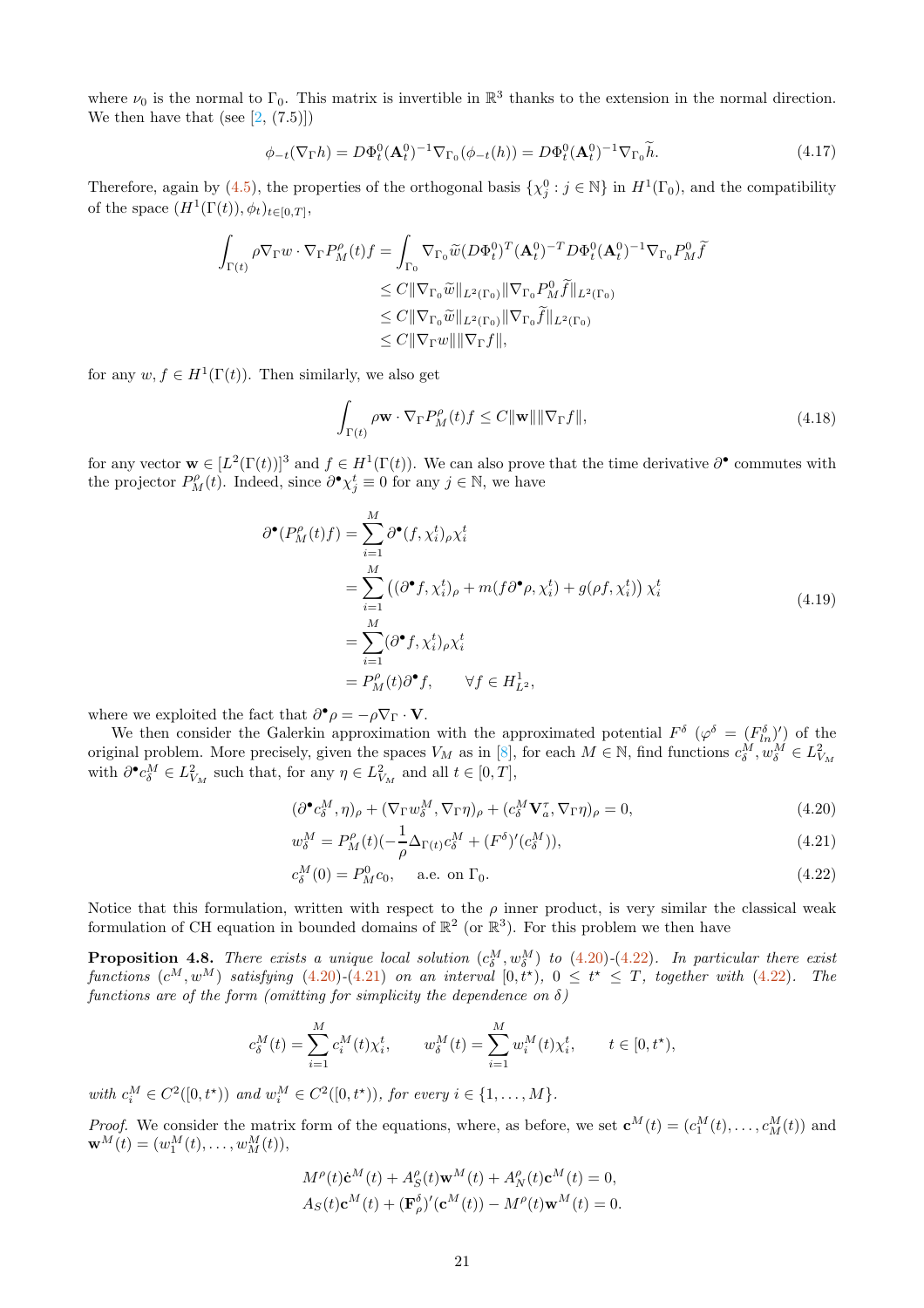where $\nu_0$ is the normal to $\Gamma_0$. This matrix is invertible in $\mathbb{R}^3$ thanks to the extension in the normal direction. We then have that (see [2, (7.5)])

$$
\phi_{-t}(\nabla_\Gamma h) = D\Phi_t^0(\mathbf{A}_t^0)^{-1}\nabla_{\Gamma_0}(\phi_{-t}(h)) = D\Phi_t^0(\mathbf{A}_t^0)^{-1}\nabla_{\Gamma_0}\widetilde{h}. \tag{4.17}
$$

Therefore, again by (4.5), the properties of the orthogonal basis $\{\chi_j^0 : j \in \mathbb{N}\}$ in $H^1(\Gamma_0)$, and the compatibility of the space $(H^1(\Gamma(t)), \phi_t)_{t\in[0,T]}$,

$$
\begin{aligned}
\int_{\Gamma(t)} \rho \nabla_\Gamma w \cdot \nabla_\Gamma P_M^\rho(t) f &= \int_{\Gamma_0} \nabla_{\Gamma_0}\widetilde{w}(D\Phi_t^0)^T(\mathbf{A}_t^0)^{-T} D\Phi_t^0(\mathbf{A}_t^0)^{-1}\nabla_{\Gamma_0} P_M^0 \widetilde{f} \\
&\leq C\|\nabla_{\Gamma_0}\widetilde{w}\|_{L^2(\Gamma_0)}\|\nabla_{\Gamma_0} P_M^0\widetilde{f}\|_{L^2(\Gamma_0)} \\
&\leq C\|\nabla_{\Gamma_0}\widetilde{w}\|_{L^2(\Gamma_0)}\|\nabla_{\Gamma_0}\widetilde{f}\|_{L^2(\Gamma_0)} \\
&\leq C\|\nabla_\Gamma w\|\|\nabla_\Gamma f\|,
\end{aligned}
$$

for any $w, f \in H^1(\Gamma(t))$. Then similarly, we also get

$$
\int_{\Gamma(t)} \rho \mathbf{w} \cdot \nabla_\Gamma P_M^\rho(t) f \leq C\|\mathbf{w}\|\|\nabla_\Gamma f\|, \tag{4.18}
$$

for any vector $\mathbf{w} \in [L^2(\Gamma(t))]^3$ and $f \in H^1(\Gamma(t))$. We can also prove that the time derivative $\partial^\bullet$ commutes with the projector $P_M^\rho(t)$. Indeed, since $\partial^\bullet \chi_j^t \equiv 0$ for any $j \in \mathbb{N}$, we have

$$
\begin{aligned}
\partial^\bullet(P_M^\rho(t)f) &= \sum_{i=1}^M \partial^\bullet(f, \chi_i^t)_\rho \chi_i^t \\
&= \sum_{i=1}^M \left((\partial^\bullet f, \chi_i^t)_\rho + m(f\partial^\bullet\rho, \chi_i^t) + g(\rho f, \chi_i^t)\right)\chi_i^t \\
&= \sum_{i=1}^M (\partial^\bullet f, \chi_i^t)_\rho \chi_i^t \\
&= P_M^\rho(t)\partial^\bullet f, \qquad \forall f \in H^1_{L^2},
\end{aligned} \tag{4.19}
$$

where we exploited the fact that $\partial^\bullet\rho = -\rho\nabla_\Gamma \cdot \mathbf{V}$.

We then consider the Galerkin approximation with the approximated potential $F^\delta$ ($\varphi^\delta = (F_{ln}^\delta)'$) of the original problem. More precisely, given the spaces $V_M$ as in [8], for each $M \in \mathbb{N}$, find functions $c_\delta^M, w_\delta^M \in L^2_{V_M}$ with $\partial^\bullet c_\delta^M \in L^2_{V_M}$ such that, for any $\eta \in L^2_{V_M}$ and all $t \in [0, T]$,

$$
(\partial^\bullet c_\delta^M, \eta)_\rho + (\nabla_\Gamma w_\delta^M, \nabla_\Gamma \eta)_\rho + (c_\delta^M \mathbf{V}_a^\tau, \nabla_\Gamma \eta)_\rho = 0, \tag{4.20}
$$

$$
w_\delta^M = P_M^\rho(t)(-\frac{1}{\rho}\Delta_{\Gamma(t)} c_\delta^M + (F^\delta)'(c_\delta^M)), \tag{4.21}
$$

$$
c_\delta^M(0) = P_M^0 c_0, \quad \text{ a.e. on } \Gamma_0. \tag{4.22}
$$

Notice that this formulation, written with respect to the $\rho$ inner product, is very similar the classical weak formulation of CH equation in bounded domains of $\mathbb{R}^2$ (or $\mathbb{R}^3$). For this problem we then have

**Proposition 4.8.** *There exists a unique local solution $(c_\delta^M, w_\delta^M)$ to (4.20)-(4.22). In particular there exist functions $(c^M, w^M)$ satisfying (4.20)-(4.21) on an interval $[0, t^\star)$, $0 \leq t^\star \leq T$, together with (4.22). The functions are of the form (omitting for simplicity the dependence on $\delta$)*

$$
c_\delta^M(t) = \sum_{i=1}^M c_i^M(t)\chi_i^t, \qquad w_\delta^M(t) = \sum_{i=1}^M w_i^M(t)\chi_i^t, \qquad t \in [0, t^\star),
$$

*with $c_i^M \in C^2([0, t^\star))$ and $w_i^M \in C^2([0, t^\star))$, for every $i \in \{1, \dots, M\}$.*

*Proof.* We consider the matrix form of the equations, where, as before, we set $\mathbf{c}^M(t) = (c_1^M(t), \dots, c_M^M(t))$ and $\mathbf{w}^M(t) = (w_1^M(t), \dots, w_M^M(t))$,

$$
\begin{aligned}
M^\rho(t)\dot{\mathbf{c}}^M(t) + A_S^\rho(t)\mathbf{w}^M(t) + A_N^\rho(t)\mathbf{c}^M(t) = 0, \\
A_S(t)\mathbf{c}^M(t) + (\mathbf{F}_\rho^\delta)'(\mathbf{c}^M(t)) - M^\rho(t)\mathbf{w}^M(t) = 0.
\end{aligned}
$$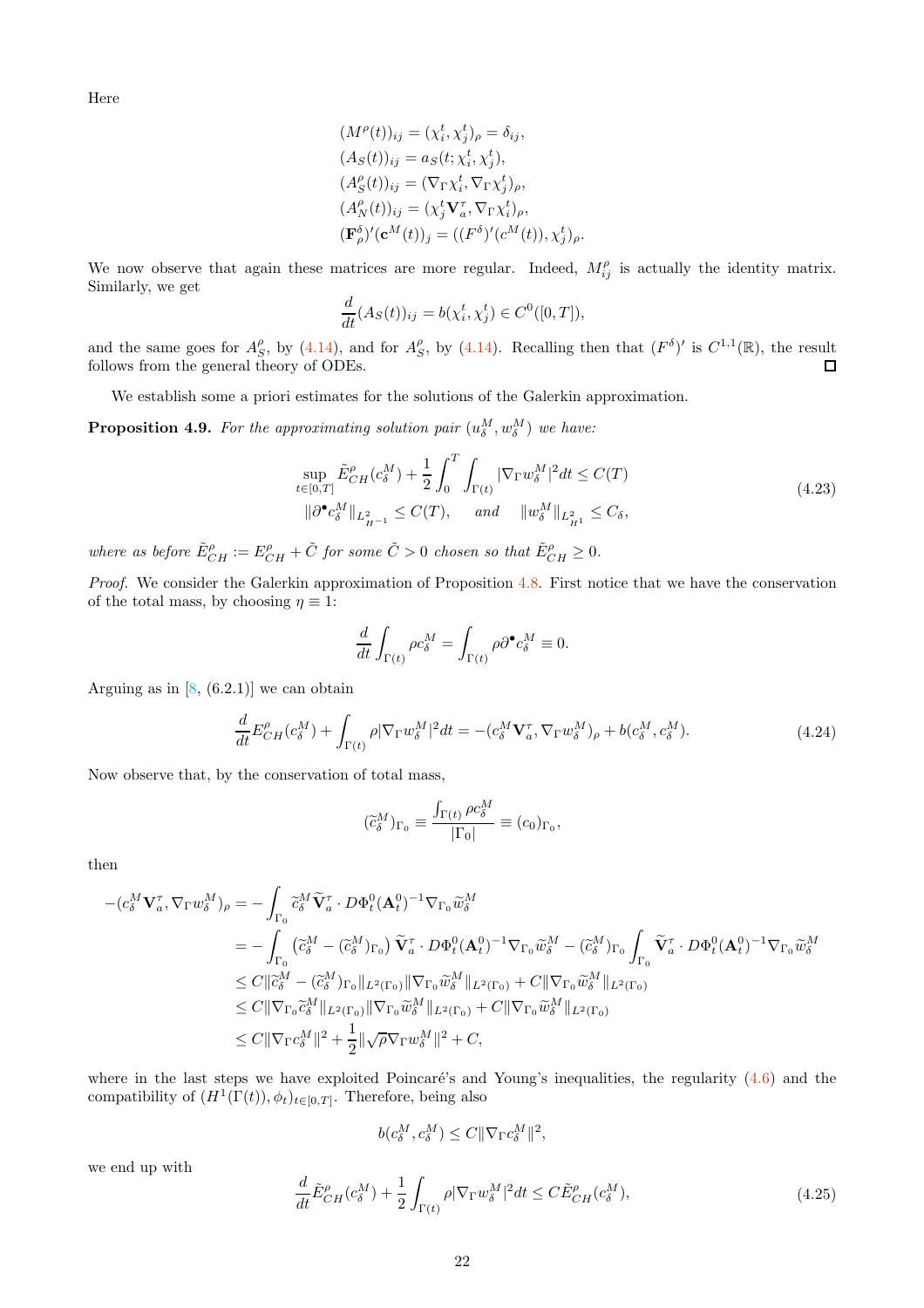Here

$$
\begin{aligned}
(M^\rho(t))_{ij} &= (\chi_i^t, \chi_j^t)_\rho = \delta_{ij}, \\
(A_S(t))_{ij} &= a_S(t; \chi_i^t, \chi_j^t), \\
(A_S^\rho(t))_{ij} &= (\nabla_\Gamma \chi_i^t, \nabla_\Gamma \chi_j^t)_\rho, \\
(A_N^\rho(t))_{ij} &= (\chi_j^t \mathbf{V}_a^\tau, \nabla_\Gamma \chi_i^t)_\rho, \\
(\mathbf{F}_\rho^\delta)'(\mathbf{c}^M(t))_j &= ((F^\delta)'(c^M(t)), \chi_j^t)_\rho.
\end{aligned}
$$

We now observe that again these matrices are more regular. Indeed, $M_{ij}^\rho$ is actually the identity matrix. Similarly, we get

$$
\frac{d}{dt}(A_S(t))_{ij} = b(\chi_i^t, \chi_j^t) \in C^0([0,T]),
$$

and the same goes for $A_S^\rho$, by (4.14), and for $A_S^\rho$, by (4.14). Recalling then that $(F^\delta)'$ is $C^{1,1}(\mathbb{R})$, the result follows from the general theory of ODEs. □

We establish some a priori estimates for the solutions of the Galerkin approximation.

**Proposition 4.9.** *For the approximating solution pair $(u_\delta^M, w_\delta^M)$ we have:*

$$
\begin{aligned}
&\sup_{t\in[0,T]} \tilde{E}_{CH}^\rho(c_\delta^M) + \frac{1}{2}\int_0^T \int_{\Gamma(t)} |\nabla_\Gamma w_\delta^M|^2 dt \le C(T) \\
&\|\partial^\bullet c_\delta^M\|_{L^2_{H^{-1}}} \le C(T), \quad \textit{and} \quad \|w_\delta^M\|_{L^2_{H^1}} \le C_\delta,
\end{aligned}
\tag{4.23}
$$

*where as before $\tilde{E}_{CH}^\rho := E_{CH}^\rho + \tilde{C}$ for some $\tilde{C} > 0$ chosen so that $\tilde{E}_{CH}^\rho \ge 0$.*

*Proof.* We consider the Galerkin approximation of Proposition 4.8. First notice that we have the conservation of the total mass, by choosing $\eta \equiv 1$:

$$
\frac{d}{dt}\int_{\Gamma(t)} \rho c_\delta^M = \int_{\Gamma(t)} \rho \partial^\bullet c_\delta^M \equiv 0.
$$

Arguing as in [8, (6.2.1)] we can obtain

$$
\frac{d}{dt}E_{CH}^\rho(c_\delta^M) + \int_{\Gamma(t)} \rho |\nabla_\Gamma w_\delta^M|^2 dt = -(c_\delta^M \mathbf{V}_a^\tau, \nabla_\Gamma w_\delta^M)_\rho + b(c_\delta^M, c_\delta^M).
\tag{4.24}
$$

Now observe that, by the conservation of total mass,

$$
(\widetilde{c}_\delta^M)_{\Gamma_0} \equiv \frac{\int_{\Gamma(t)} \rho c_\delta^M}{|\Gamma_0|} \equiv (c_0)_{\Gamma_0},
$$

then

$$
\begin{aligned}
-(c_\delta^M \mathbf{V}_a^\tau, \nabla_\Gamma w_\delta^M)_\rho &= -\int_{\Gamma_0} \widetilde{c}_\delta^M \widetilde{\mathbf{V}}_a^\tau \cdot D\Phi_t^0 (\mathbf{A}_t^0)^{-1} \nabla_{\Gamma_0} \widetilde{w}_\delta^M \\
&= -\int_{\Gamma_0} \left(\widetilde{c}_\delta^M - (\widetilde{c}_\delta^M)_{\Gamma_0}\right) \widetilde{\mathbf{V}}_a^\tau \cdot D\Phi_t^0 (\mathbf{A}_t^0)^{-1} \nabla_{\Gamma_0} \widetilde{w}_\delta^M - (\widetilde{c}_\delta^M)_{\Gamma_0} \int_{\Gamma_0} \widetilde{\mathbf{V}}_a^\tau \cdot D\Phi_t^0 (\mathbf{A}_t^0)^{-1} \nabla_{\Gamma_0} \widetilde{w}_\delta^M \\
&\le C\|\widetilde{c}_\delta^M - (\widetilde{c}_\delta^M)_{\Gamma_0}\|_{L^2(\Gamma_0)} \|\nabla_{\Gamma_0} \widetilde{w}_\delta^M\|_{L^2(\Gamma_0)} + C\|\nabla_{\Gamma_0} \widetilde{w}_\delta^M\|_{L^2(\Gamma_0)} \\
&\le C\|\nabla_{\Gamma_0} \widetilde{c}_\delta^M\|_{L^2(\Gamma_0)} \|\nabla_{\Gamma_0} \widetilde{w}_\delta^M\|_{L^2(\Gamma_0)} + C\|\nabla_{\Gamma_0} \widetilde{w}_\delta^M\|_{L^2(\Gamma_0)} \\
&\le C\|\nabla_\Gamma c_\delta^M\|^2 + \frac{1}{2}\|\sqrt{\rho}\nabla_\Gamma w_\delta^M\|^2 + C,
\end{aligned}
$$

where in the last steps we have exploited Poincaré's and Young's inequalities, the regularity (4.6) and the compatibility of $(H^1(\Gamma(t)), \phi_t)_{t\in[0,T]}$. Therefore, being also

$$
b(c_\delta^M, c_\delta^M) \le C\|\nabla_\Gamma c_\delta^M\|^2,
$$

we end up with

$$
\frac{d}{dt}\tilde{E}_{CH}^\rho(c_\delta^M) + \frac{1}{2}\int_{\Gamma(t)} \rho |\nabla_\Gamma w_\delta^M|^2 dt \le C\tilde{E}_{CH}^\rho(c_\delta^M),
\tag{4.25}
$$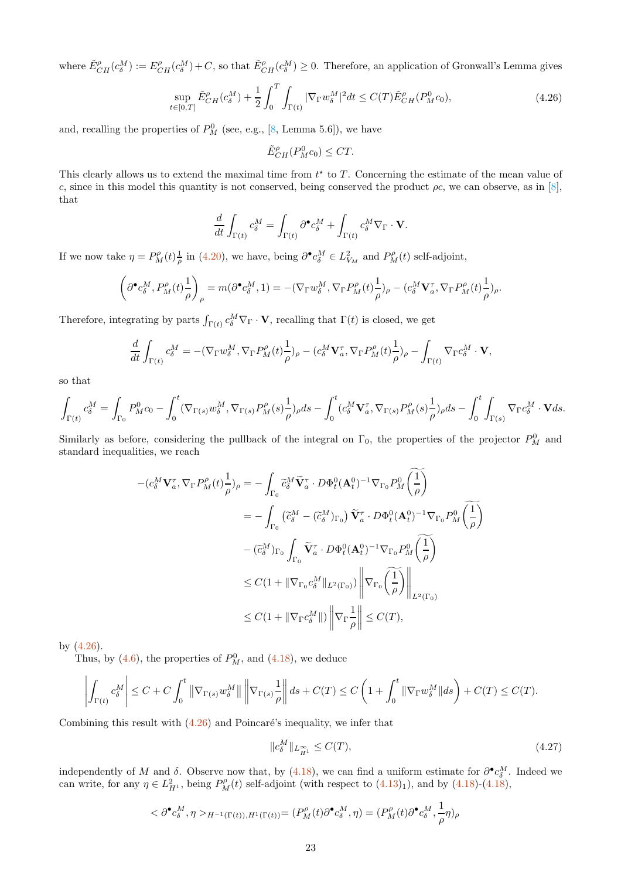where $\tilde{E}^\rho_{CH}(c^M_\delta) := E^\rho_{CH}(c^M_\delta) + C$, so that $\tilde{E}^\rho_{CH}(c^M_\delta) \geq 0$. Therefore, an application of Gronwall's Lemma gives

$$\sup_{t\in[0,T]} \tilde{E}^\rho_{CH}(c^M_\delta) + \frac{1}{2}\int_0^T \int_{\Gamma(t)} |\nabla_\Gamma w^M_\delta|^2 dt \leq C(T)\tilde{E}^\rho_{CH}(P^0_M c_0), \tag{4.26}$$

and, recalling the properties of $P^0_M$ (see, e.g., [8, Lemma 5.6]), we have

$$\tilde{E}^\rho_{CH}(P^0_M c_0) \leq CT.$$

This clearly allows us to extend the maximal time from $t^\star$ to $T$. Concerning the estimate of the mean value of $c$, since in this model this quantity is not conserved, being conserved the product $\rho c$, we can observe, as in [8], that

$$\frac{d}{dt}\int_{\Gamma(t)} c^M_\delta = \int_{\Gamma(t)} \partial^\bullet c^M_\delta + \int_{\Gamma(t)} c^M_\delta \nabla_\Gamma \cdot \mathbf{V}.$$

If we now take $\eta = P^\rho_M(t)\frac{1}{\rho}$ in (4.20), we have, being $\partial^\bullet c^M_\delta \in L^2_{V_M}$ and $P^\rho_M(t)$ self-adjoint,

$$\left(\partial^\bullet c^M_\delta, P^\rho_M(t)\frac{1}{\rho}\right)_\rho = m(\partial^\bullet c^M_\delta, 1) = -(\nabla_\Gamma w^M_\delta, \nabla_\Gamma P^\rho_M(t)\frac{1}{\rho})_\rho - (c^M_\delta \mathbf{V}^\tau_a, \nabla_\Gamma P^\rho_M(t)\frac{1}{\rho})_\rho.$$

Therefore, integrating by parts $\int_{\Gamma(t)} c^M_\delta \nabla_\Gamma \cdot \mathbf{V}$, recalling that $\Gamma(t)$ is closed, we get

$$\frac{d}{dt}\int_{\Gamma(t)} c^M_\delta = -(\nabla_\Gamma w^M_\delta, \nabla_\Gamma P^\rho_M(t)\frac{1}{\rho})_\rho - (c^M_\delta \mathbf{V}^\tau_a, \nabla_\Gamma P^\rho_M(t)\frac{1}{\rho})_\rho - \int_{\Gamma(t)} \nabla_\Gamma c^M_\delta \cdot \mathbf{V},$$

so that

$$\int_{\Gamma(t)} c^M_\delta = \int_{\Gamma_0} P^0_M c_0 - \int_0^t (\nabla_{\Gamma(s)} w^M_\delta, \nabla_{\Gamma(s)} P^\rho_M(s)\frac{1}{\rho})_\rho ds - \int_0^t (c^M_\delta \mathbf{V}^\tau_a, \nabla_{\Gamma(s)} P^\rho_M(s)\frac{1}{\rho})_\rho ds - \int_0^t \int_{\Gamma(s)} \nabla_\Gamma c^M_\delta \cdot \mathbf{V} ds.$$

Similarly as before, considering the pullback of the integral on $\Gamma_0$, the properties of the projector $P^0_M$ and standard inequalities, we reach

$$\begin{aligned}
-(c^M_\delta \mathbf{V}^\tau_a, \nabla_\Gamma P^\rho_M(t)\frac{1}{\rho})_\rho &= -\int_{\Gamma_0} \widetilde{c}^M_\delta \widetilde{\mathbf{V}}^\tau_a \cdot D\Phi^0_t (\mathbf{A}^0_t)^{-1} \nabla_{\Gamma_0} P^0_M \widetilde{\left(\frac{1}{\rho}\right)} \\
&= -\int_{\Gamma_0} \left(\widetilde{c}^M_\delta - (\widetilde{c}^M_\delta)_{\Gamma_0}\right) \widetilde{\mathbf{V}}^\tau_a \cdot D\Phi^0_t (\mathbf{A}^0_t)^{-1} \nabla_{\Gamma_0} P^0_M \widetilde{\left(\frac{1}{\rho}\right)} \\
&\quad - (\widetilde{c}^M_\delta)_{\Gamma_0} \int_{\Gamma_0} \widetilde{\mathbf{V}}^\tau_a \cdot D\Phi^0_t (\mathbf{A}^0_t)^{-1} \nabla_{\Gamma_0} P^0_M \widetilde{\left(\frac{1}{\rho}\right)} \\
&\leq C(1 + \|\nabla_{\Gamma_0} c^M_\delta\|_{L^2(\Gamma_0)}) \left\| \nabla_{\Gamma_0} \widetilde{\left(\frac{1}{\rho}\right)} \right\|_{L^2(\Gamma_0)} \\
&\leq C(1 + \|\nabla_\Gamma c^M_\delta\|) \left\| \nabla_\Gamma \frac{1}{\rho} \right\| \leq C(T),
\end{aligned}$$

by (4.26).

Thus, by (4.6), the properties of $P^0_M$, and (4.18), we deduce

$$\left| \int_{\Gamma(t)} c^M_\delta \right| \leq C + C\int_0^t \|\nabla_{\Gamma(s)} w^M_\delta\| \left\| \nabla_{\Gamma(s)} \frac{1}{\rho} \right\| ds + C(T) \leq C\left(1 + \int_0^t \|\nabla_\Gamma w^M_\delta\| ds\right) + C(T) \leq C(T).$$

Combining this result with (4.26) and Poincaré's inequality, we infer that

$$\|c^M_\delta\|_{L^\infty_{H^1}} \leq C(T), \tag{4.27}$$

independently of $M$ and $\delta$. Observe now that, by (4.18), we can find a uniform estimate for $\partial^\bullet c^M_\delta$. Indeed we can write, for any $\eta \in L^2_{H^1}$, being $P^\rho_M(t)$ self-adjoint (with respect to (4.13)$_1$), and by (4.18)-(4.18),

$$< \partial^\bullet c^M_\delta, \eta >_{H^{-1}(\Gamma(t)), H^1(\Gamma(t))} = (P^\rho_M(t)\partial^\bullet c^M_\delta, \eta) = (P^\rho_M(t)\partial^\bullet c^M_\delta, \frac{1}{\rho}\eta)_\rho$$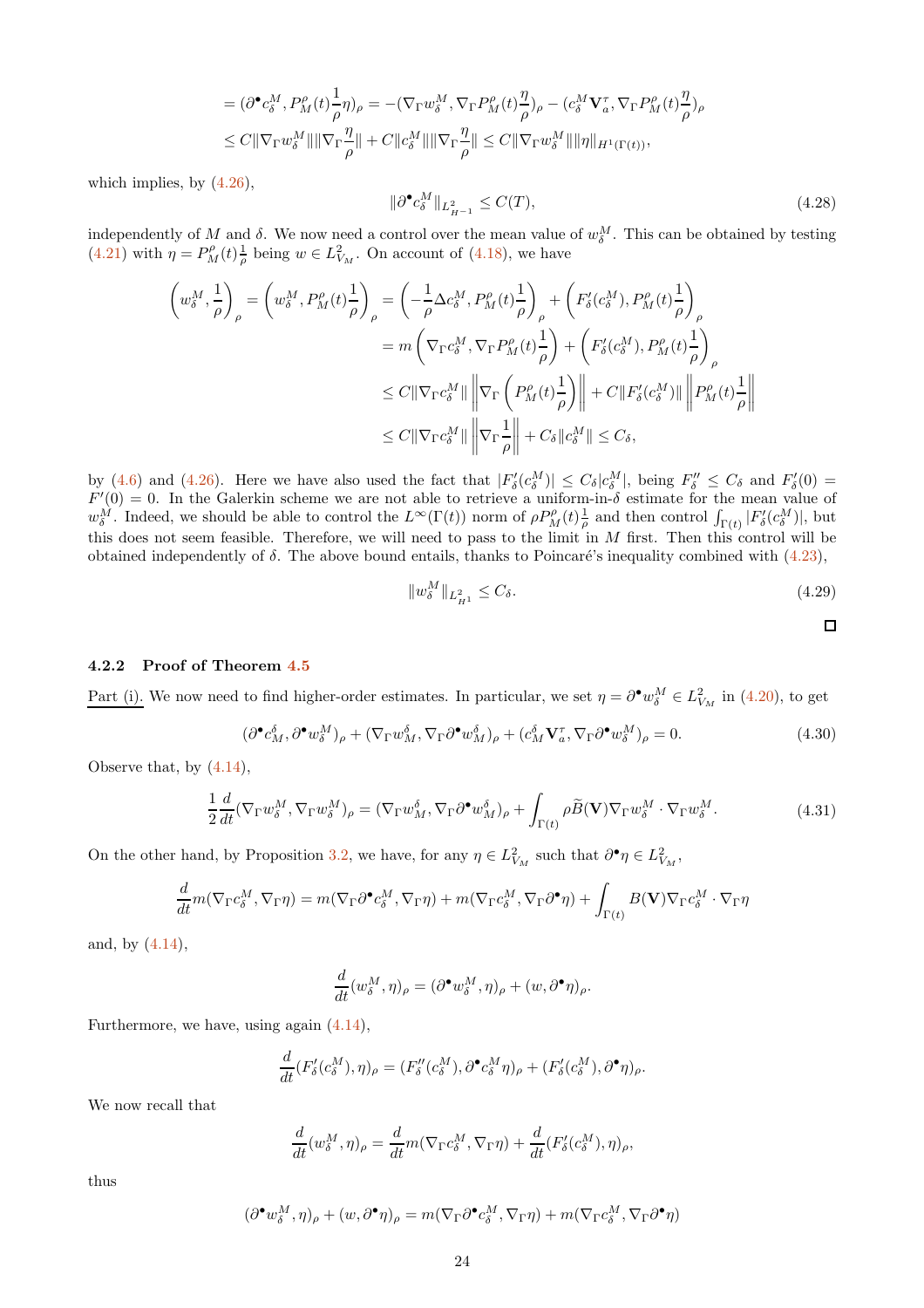$$
\begin{aligned}
&= (\partial^\bullet c^M_\delta, P^\rho_M(t)\frac{1}{\rho}\eta)_\rho = -(\nabla_\Gamma w^M_\delta, \nabla_\Gamma P^\rho_M(t)\frac{\eta}{\rho})_\rho - (c^M_\delta \mathbf{V}^\tau_a, \nabla_\Gamma P^\rho_M(t)\frac{\eta}{\rho})_\rho \\
&\le C\|\nabla_\Gamma w^M_\delta\|\|\nabla_\Gamma \frac{\eta}{\rho}\| + C\|c^M_\delta\|\|\nabla_\Gamma \frac{\eta}{\rho}\| \le C\|\nabla_\Gamma w^M_\delta\|\|\eta\|_{H^1(\Gamma(t))},
\end{aligned}
$$

which implies, by (4.26),

$$
\|\partial^\bullet c^M_\delta\|_{L^2_{H^{-1}}} \le C(T), \tag{4.28}
$$

independently of $M$ and $\delta$. We now need a control over the mean value of $w^M_\delta$. This can be obtained by testing (4.21) with $\eta = P^\rho_M(t)\frac{1}{\rho}$ being $w \in L^2_{V_M}$. On account of (4.18), we have

$$
\begin{aligned}
\left(w^M_\delta, \frac{1}{\rho}\right)_\rho = \left(w^M_\delta, P^\rho_M(t)\frac{1}{\rho}\right)_\rho &= \left(-\frac{1}{\rho}\Delta c^M_\delta, P^\rho_M(t)\frac{1}{\rho}\right)_\rho + \left(F'_\delta(c^M_\delta), P^\rho_M(t)\frac{1}{\rho}\right)_\rho \\
&= m\left(\nabla_\Gamma c^M_\delta, \nabla_\Gamma P^\rho_M(t)\frac{1}{\rho}\right) + \left(F'_\delta(c^M_\delta), P^\rho_M(t)\frac{1}{\rho}\right)_\rho \\
&\le C\|\nabla_\Gamma c^M_\delta\| \left\|\nabla_\Gamma\left(P^\rho_M(t)\frac{1}{\rho}\right)\right\| + C\|F'_\delta(c^M_\delta)\| \left\|P^\rho_M(t)\frac{1}{\rho}\right\| \\
&\le C\|\nabla_\Gamma c^M_\delta\| \left\|\nabla_\Gamma \frac{1}{\rho}\right\| + C_\delta\|c^M_\delta\| \le C_\delta,
\end{aligned}
$$

by (4.6) and (4.26). Here we have also used the fact that $|F'_\delta(c^M_\delta)| \le C_\delta|c^M_\delta|$, being $F''_\delta \le C_\delta$ and $F'_\delta(0) = F'(0) = 0$. In the Galerkin scheme we are not able to retrieve a uniform-in-$\delta$ estimate for the mean value of $w^M_\delta$. Indeed, we should be able to control the $L^\infty(\Gamma(t))$ norm of $\rho P^\rho_M(t)\frac{1}{\rho}$ and then control $\int_{\Gamma(t)} |F'_\delta(c^M_\delta)|$, but this does not seem feasible. Therefore, we will need to pass to the limit in $M$ first. Then this control will be obtained independently of $\delta$. The above bound entails, thanks to Poincaré's inequality combined with (4.23),

$$
\|w^M_\delta\|_{L^2_{H^1}} \le C_\delta. \tag{4.29}
$$

□

#### 4.2.2 Proof of Theorem 4.5

Part (i). We now need to find higher-order estimates. In particular, we set $\eta = \partial^\bullet w^M_\delta \in L^2_{V_M}$ in (4.20), to get

$$
(\partial^\bullet c^\delta_M, \partial^\bullet w^M_\delta)_\rho + (\nabla_\Gamma w^\delta_M, \nabla_\Gamma \partial^\bullet w^\delta_M)_\rho + (c^\delta_M \mathbf{V}^\tau_a, \nabla_\Gamma \partial^\bullet w^M_\delta)_\rho = 0. \tag{4.30}
$$

Observe that, by (4.14),

$$
\frac{1}{2}\frac{d}{dt}(\nabla_\Gamma w^M_\delta, \nabla_\Gamma w^M_\delta)_\rho = (\nabla_\Gamma w^\delta_M, \nabla_\Gamma \partial^\bullet w^\delta_M)_\rho + \int_{\Gamma(t)} \rho \widetilde{B}(\mathbf{V})\nabla_\Gamma w^M_\delta \cdot \nabla_\Gamma w^M_\delta. \tag{4.31}
$$

On the other hand, by Proposition 3.2, we have, for any $\eta \in L^2_{V_M}$ such that $\partial^\bullet \eta \in L^2_{V_M}$,

$$
\frac{d}{dt} m(\nabla_\Gamma c^M_\delta, \nabla_\Gamma \eta) = m(\nabla_\Gamma \partial^\bullet c^M_\delta, \nabla_\Gamma \eta) + m(\nabla_\Gamma c^M_\delta, \nabla_\Gamma \partial^\bullet \eta) + \int_{\Gamma(t)} B(\mathbf{V})\nabla_\Gamma c^M_\delta \cdot \nabla_\Gamma \eta
$$

and, by (4.14),

$$
\frac{d}{dt}(w^M_\delta, \eta)_\rho = (\partial^\bullet w^M_\delta, \eta)_\rho + (w, \partial^\bullet \eta)_\rho.
$$

Furthermore, we have, using again (4.14),

$$
\frac{d}{dt}(F'_\delta(c^M_\delta), \eta)_\rho = (F''_\delta(c^M_\delta), \partial^\bullet c^M_\delta \eta)_\rho + (F'_\delta(c^M_\delta), \partial^\bullet \eta)_\rho.
$$

We now recall that

$$
\frac{d}{dt}(w^M_\delta, \eta)_\rho = \frac{d}{dt} m(\nabla_\Gamma c^M_\delta, \nabla_\Gamma \eta) + \frac{d}{dt}(F'_\delta(c^M_\delta), \eta)_\rho,
$$

thus

$$
(\partial^\bullet w^M_\delta, \eta)_\rho + (w, \partial^\bullet \eta)_\rho = m(\nabla_\Gamma \partial^\bullet c^M_\delta, \nabla_\Gamma \eta) + m(\nabla_\Gamma c^M_\delta, \nabla_\Gamma \partial^\bullet \eta)
$$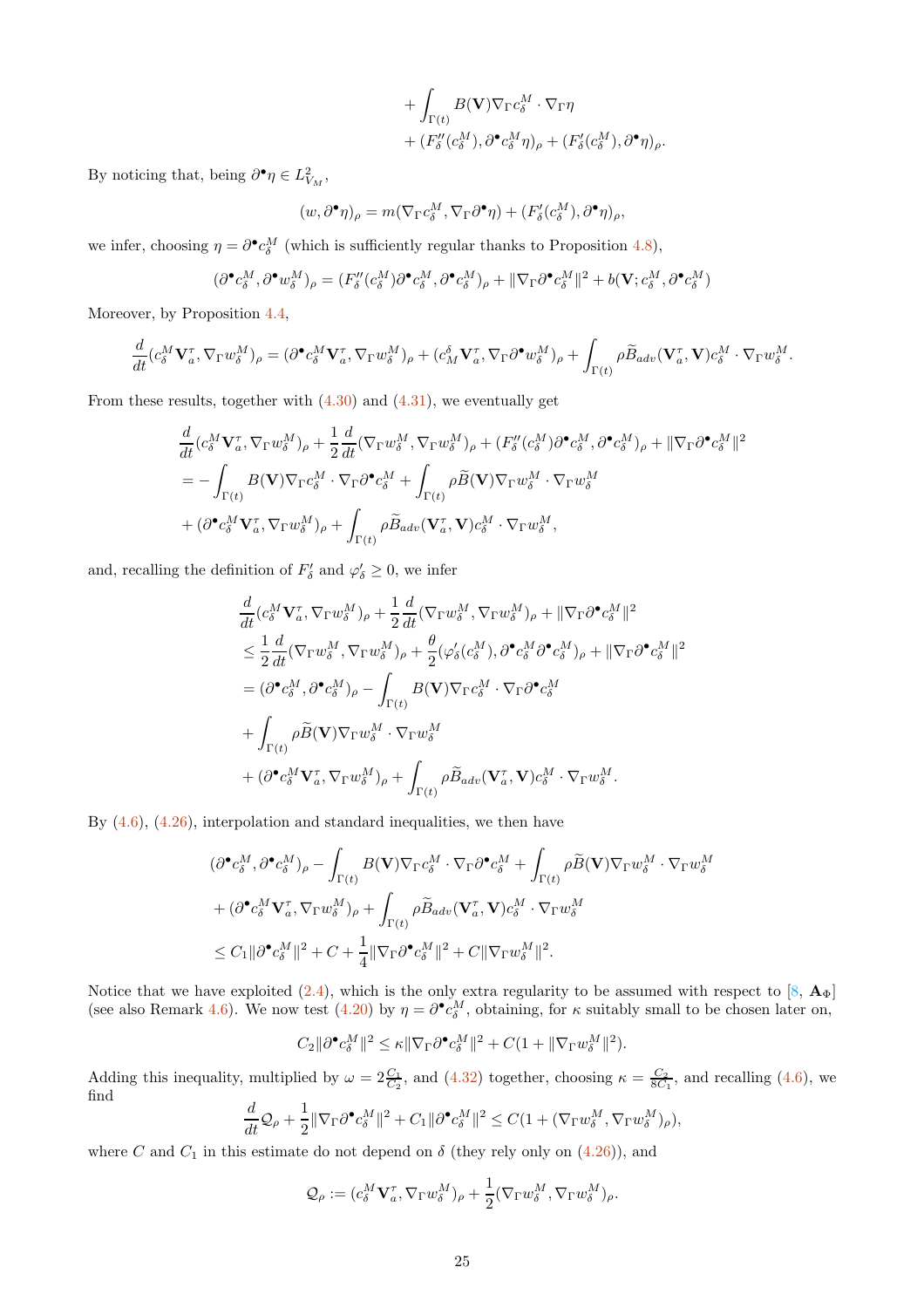$$
\begin{aligned}
&+ \int_{\Gamma(t)} B(\mathbf{V})\nabla_\Gamma c_\delta^M \cdot \nabla_\Gamma \eta \\
&+ (F_\delta''(c_\delta^M), \partial^\bullet c_\delta^M \eta)_\rho + (F_\delta'(c_\delta^M), \partial^\bullet \eta)_\rho.
\end{aligned}
$$

By noticing that, being $\partial^\bullet \eta \in L^2_{V_M}$,

$$
(w, \partial^\bullet \eta)_\rho = m(\nabla_\Gamma c_\delta^M, \nabla_\Gamma \partial^\bullet \eta) + (F_\delta'(c_\delta^M), \partial^\bullet \eta)_\rho,
$$

we infer, choosing $\eta = \partial^\bullet c_\delta^M$ (which is sufficiently regular thanks to Proposition 4.8),

$$
(\partial^\bullet c_\delta^M, \partial^\bullet w_\delta^M)_\rho = (F_\delta''(c_\delta^M)\partial^\bullet c_\delta^M, \partial^\bullet c_\delta^M)_\rho + \|\nabla_\Gamma \partial^\bullet c_\delta^M\|^2 + b(\mathbf{V}; c_\delta^M, \partial^\bullet c_\delta^M)
$$

Moreover, by Proposition 4.4,

$$
\frac{d}{dt}(c_\delta^M \mathbf{V}_a^\tau, \nabla_\Gamma w_\delta^M)_\rho = (\partial^\bullet c_\delta^M \mathbf{V}_a^\tau, \nabla_\Gamma w_\delta^M)_\rho + (c_M^\delta \mathbf{V}_a^\tau, \nabla_\Gamma \partial^\bullet w_\delta^M)_\rho + \int_{\Gamma(t)} \rho \widetilde{B}_{adv}(\mathbf{V}_a^\tau, \mathbf{V}) c_\delta^M \cdot \nabla_\Gamma w_\delta^M.
$$

From these results, together with (4.30) and (4.31), we eventually get

$$
\begin{aligned}
&\frac{d}{dt}(c_\delta^M \mathbf{V}_a^\tau, \nabla_\Gamma w_\delta^M)_\rho + \frac{1}{2}\frac{d}{dt}(\nabla_\Gamma w_\delta^M, \nabla_\Gamma w_\delta^M)_\rho + (F_\delta''(c_\delta^M)\partial^\bullet c_\delta^M, \partial^\bullet c_\delta^M)_\rho + \|\nabla_\Gamma \partial^\bullet c_\delta^M\|^2 \\
&= -\int_{\Gamma(t)} B(\mathbf{V})\nabla_\Gamma c_\delta^M \cdot \nabla_\Gamma \partial^\bullet c_\delta^M + \int_{\Gamma(t)} \rho \widetilde{B}(\mathbf{V})\nabla_\Gamma w_\delta^M \cdot \nabla_\Gamma w_\delta^M \\
&+ (\partial^\bullet c_\delta^M \mathbf{V}_a^\tau, \nabla_\Gamma w_\delta^M)_\rho + \int_{\Gamma(t)} \rho \widetilde{B}_{adv}(\mathbf{V}_a^\tau, \mathbf{V}) c_\delta^M \cdot \nabla_\Gamma w_\delta^M,
\end{aligned}
$$

and, recalling the definition of $F_\delta'$ and $\varphi_\delta' \geq 0$, we infer

$$
\begin{aligned}
&\frac{d}{dt}(c_\delta^M \mathbf{V}_a^\tau, \nabla_\Gamma w_\delta^M)_\rho + \frac{1}{2}\frac{d}{dt}(\nabla_\Gamma w_\delta^M, \nabla_\Gamma w_\delta^M)_\rho + \|\nabla_\Gamma \partial^\bullet c_\delta^M\|^2 \\
&\leq \frac{1}{2}\frac{d}{dt}(\nabla_\Gamma w_\delta^M, \nabla_\Gamma w_\delta^M)_\rho + \frac{\theta}{2}(\varphi_\delta'(c_\delta^M), \partial^\bullet c_\delta^M \partial^\bullet c_\delta^M)_\rho + \|\nabla_\Gamma \partial^\bullet c_\delta^M\|^2 \\
&= (\partial^\bullet c_\delta^M, \partial^\bullet c_\delta^M)_\rho - \int_{\Gamma(t)} B(\mathbf{V})\nabla_\Gamma c_\delta^M \cdot \nabla_\Gamma \partial^\bullet c_\delta^M \\
&+ \int_{\Gamma(t)} \rho \widetilde{B}(\mathbf{V})\nabla_\Gamma w_\delta^M \cdot \nabla_\Gamma w_\delta^M \\
&+ (\partial^\bullet c_\delta^M \mathbf{V}_a^\tau, \nabla_\Gamma w_\delta^M)_\rho + \int_{\Gamma(t)} \rho \widetilde{B}_{adv}(\mathbf{V}_a^\tau, \mathbf{V}) c_\delta^M \cdot \nabla_\Gamma w_\delta^M.
\end{aligned}
$$

By (4.6), (4.26), interpolation and standard inequalities, we then have

$$
\begin{aligned}
&(\partial^\bullet c_\delta^M, \partial^\bullet c_\delta^M)_\rho - \int_{\Gamma(t)} B(\mathbf{V})\nabla_\Gamma c_\delta^M \cdot \nabla_\Gamma \partial^\bullet c_\delta^M + \int_{\Gamma(t)} \rho \widetilde{B}(\mathbf{V})\nabla_\Gamma w_\delta^M \cdot \nabla_\Gamma w_\delta^M \\
&+ (\partial^\bullet c_\delta^M \mathbf{V}_a^\tau, \nabla_\Gamma w_\delta^M)_\rho + \int_{\Gamma(t)} \rho \widetilde{B}_{adv}(\mathbf{V}_a^\tau, \mathbf{V}) c_\delta^M \cdot \nabla_\Gamma w_\delta^M \\
&\leq C_1 \|\partial^\bullet c_\delta^M\|^2 + C + \frac{1}{4}\|\nabla_\Gamma \partial^\bullet c_\delta^M\|^2 + C\|\nabla_\Gamma w_\delta^M\|^2.
\end{aligned}
$$

Notice that we have exploited (2.4), which is the only extra regularity to be assumed with respect to [8, $\mathbf{A}_\Phi$] (see also Remark 4.6). We now test (4.20) by $\eta = \partial^\bullet c_\delta^M$, obtaining, for $\kappa$ suitably small to be chosen later on,

$$
C_2 \|\partial^\bullet c_\delta^M\|^2 \leq \kappa \|\nabla_\Gamma \partial^\bullet c_\delta^M\|^2 + C(1 + \|\nabla_\Gamma w_\delta^M\|^2).
$$

Adding this inequality, multiplied by $\omega = 2\frac{C_1}{C_2}$, and (4.32) together, choosing $\kappa = \frac{C_2}{8C_1}$, and recalling (4.6), we find

$$
\frac{d}{dt}\mathcal{Q}_\rho + \frac{1}{2}\|\nabla_\Gamma \partial^\bullet c_\delta^M\|^2 + C_1\|\partial^\bullet c_\delta^M\|^2 \leq C(1 + (\nabla_\Gamma w_\delta^M, \nabla_\Gamma w_\delta^M)_\rho),
$$

where $C$ and $C_1$ in this estimate do not depend on $\delta$ (they rely only on (4.26)), and

$$
\mathcal{Q}_\rho := (c_\delta^M \mathbf{V}_a^\tau, \nabla_\Gamma w_\delta^M)_\rho + \frac{1}{2}(\nabla_\Gamma w_\delta^M, \nabla_\Gamma w_\delta^M)_\rho.
$$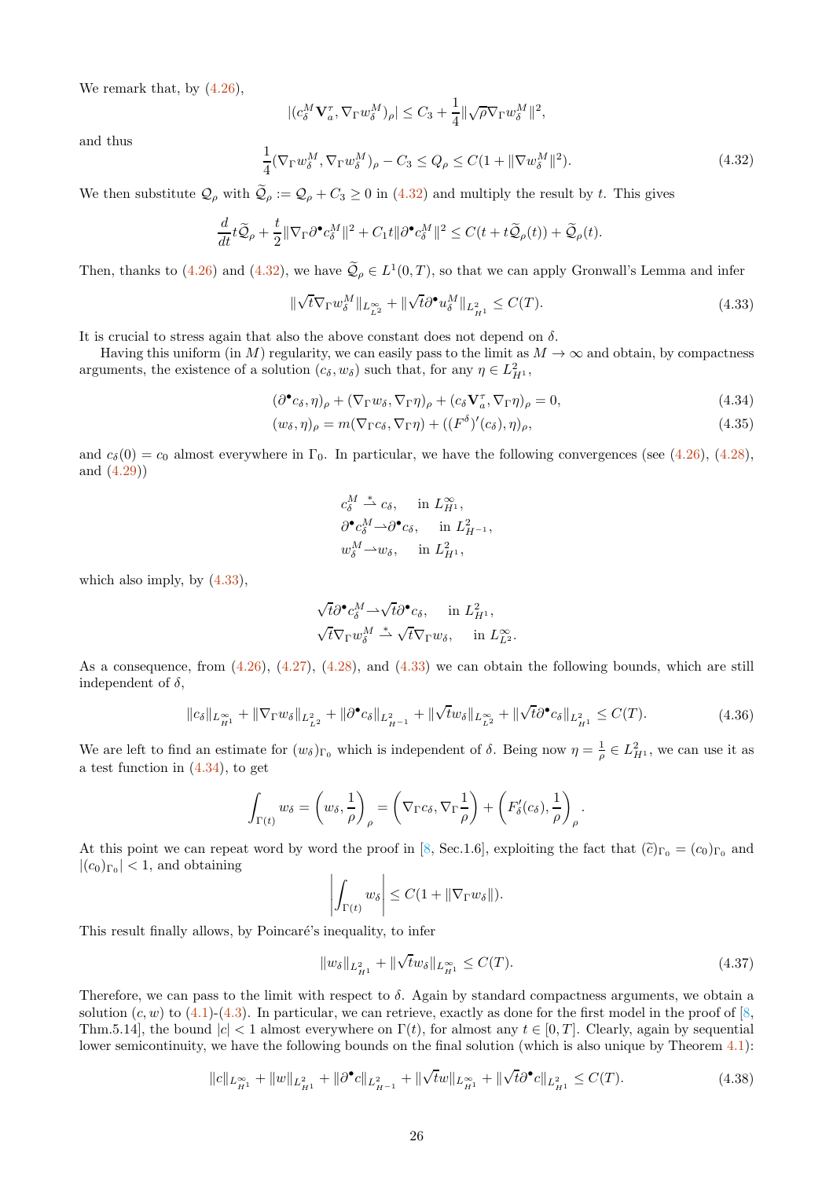We remark that, by (4.26),

$$|(c_\delta^M \mathbf{V}_a^\tau, \nabla_\Gamma w_\delta^M)_\rho| \le C_3 + \frac{1}{4}\|\sqrt{\rho}\nabla_\Gamma w_\delta^M\|^2,$$

and thus

$$\frac{1}{4}(\nabla_\Gamma w_\delta^M, \nabla_\Gamma w_\delta^M)_\rho - C_3 \le Q_\rho \le C(1 + \|\nabla w_\delta^M\|^2). \tag{4.32}$$

We then substitute $\mathcal{Q}_\rho$ with $\widetilde{\mathcal{Q}}_\rho := \mathcal{Q}_\rho + C_3 \ge 0$ in (4.32) and multiply the result by $t$. This gives

$$\frac{d}{dt} t\widetilde{\mathcal{Q}}_\rho + \frac{t}{2}\|\nabla_\Gamma \partial^\bullet c_\delta^M\|^2 + C_1 t\|\partial^\bullet c_\delta^M\|^2 \le C(t + t\widetilde{\mathcal{Q}}_\rho(t)) + \widetilde{\mathcal{Q}}_\rho(t).$$

Then, thanks to (4.26) and (4.32), we have $\widetilde{\mathcal{Q}}_\rho \in L^1(0,T)$, so that we can apply Gronwall's Lemma and infer

$$\|\sqrt{t}\nabla_\Gamma w_\delta^M\|_{L^\infty_{L^2}} + \|\sqrt{t}\partial^\bullet u_\delta^M\|_{L^2_{H^1}} \le C(T). \tag{4.33}$$

It is crucial to stress again that also the above constant does not depend on $\delta$.

Having this uniform (in $M$) regularity, we can easily pass to the limit as $M \to \infty$ and obtain, by compactness arguments, the existence of a solution $(c_\delta, w_\delta)$ such that, for any $\eta \in L^2_{H^1}$,

$$(\partial^\bullet c_\delta, \eta)_\rho + (\nabla_\Gamma w_\delta, \nabla_\Gamma \eta)_\rho + (c_\delta \mathbf{V}_a^\tau, \nabla_\Gamma \eta)_\rho = 0, \tag{4.34}$$

$$(w_\delta, \eta)_\rho = m(\nabla_\Gamma c_\delta, \nabla_\Gamma \eta) + ((F^\delta)'(c_\delta), \eta)_\rho, \tag{4.35}$$

and $c_\delta(0) = c_0$ almost everywhere in $\Gamma_0$. In particular, we have the following convergences (see (4.26), (4.28), and (4.29))

$$c_\delta^M \overset{*}{\rightharpoonup} c_\delta, \quad \text{in } L^\infty_{H^1},$$
$$\partial^\bullet c_\delta^M \rightharpoonup \partial^\bullet c_\delta, \quad \text{in } L^2_{H^{-1}},$$
$$w_\delta^M \rightharpoonup w_\delta, \quad \text{in } L^2_{H^1},$$

which also imply, by (4.33),

$$\sqrt{t}\partial^\bullet c_\delta^M \rightharpoonup \sqrt{t}\partial^\bullet c_\delta, \quad \text{in } L^2_{H^1},$$
$$\sqrt{t}\nabla_\Gamma w_\delta^M \overset{*}{\rightharpoonup} \sqrt{t}\nabla_\Gamma w_\delta, \quad \text{in } L^\infty_{L^2}.$$

As a consequence, from (4.26), (4.27), (4.28), and (4.33) we can obtain the following bounds, which are still independent of $\delta$,

$$\|c_\delta\|_{L^\infty_{H^1}} + \|\nabla_\Gamma w_\delta\|_{L^2_{L^2}} + \|\partial^\bullet c_\delta\|_{L^2_{H^{-1}}} + \|\sqrt{t} w_\delta\|_{L^\infty_{L^2}} + \|\sqrt{t}\partial^\bullet c_\delta\|_{L^2_{H^1}} \le C(T). \tag{4.36}$$

We are left to find an estimate for $(w_\delta)_{\Gamma_0}$ which is independent of $\delta$. Being now $\eta = \frac{1}{\rho} \in L^2_{H^1}$, we can use it as a test function in (4.34), to get

$$\int_{\Gamma(t)} w_\delta = \left(w_\delta, \frac{1}{\rho}\right)_\rho = \left(\nabla_\Gamma c_\delta, \nabla_\Gamma \frac{1}{\rho}\right) + \left(F_\delta'(c_\delta), \frac{1}{\rho}\right)_\rho.$$

At this point we can repeat word by word the proof in [8, Sec.1.6], exploiting the fact that $(\widetilde{c})_{\Gamma_0} = (c_0)_{\Gamma_0}$ and $|(c_0)_{\Gamma_0}| < 1$, and obtaining

$$\left|\int_{\Gamma(t)} w_\delta\right| \le C(1 + \|\nabla_\Gamma w_\delta\|).$$

This result finally allows, by Poincaré's inequality, to infer

$$\|w_\delta\|_{L^2_{H^1}} + \|\sqrt{t} w_\delta\|_{L^\infty_{H^1}} \le C(T). \tag{4.37}$$

Therefore, we can pass to the limit with respect to $\delta$. Again by standard compactness arguments, we obtain a solution $(c, w)$ to (4.1)-(4.3). In particular, we can retrieve, exactly as done for the first model in the proof of [8, Thm.5.14], the bound $|c| < 1$ almost everywhere on $\Gamma(t)$, for almost any $t \in [0,T]$. Clearly, again by sequential lower semicontinuity, we have the following bounds on the final solution (which is also unique by Theorem 4.1):

$$\|c\|_{L^\infty_{H^1}} + \|w\|_{L^2_{H^1}} + \|\partial^\bullet c\|_{L^2_{H^{-1}}} + \|\sqrt{t} w\|_{L^\infty_{H^1}} + \|\sqrt{t}\partial^\bullet c\|_{L^2_{H^1}} \le C(T). \tag{4.38}$$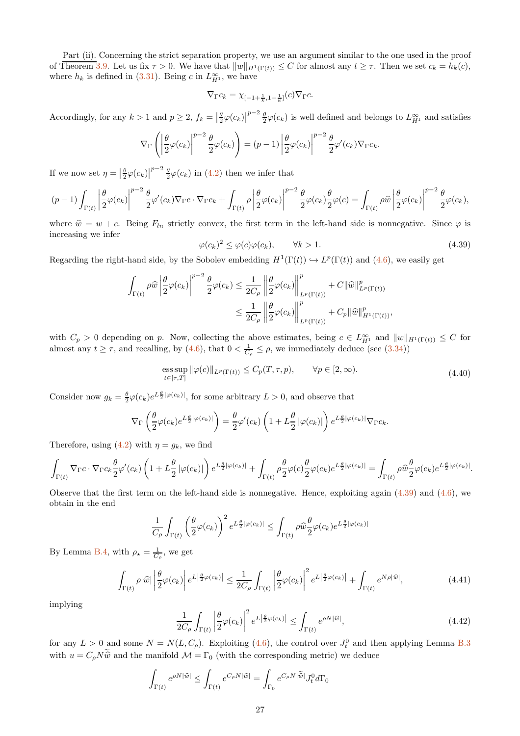Part (ii). Concerning the strict separation property, we use an argument similar to the one used in the proof of Theorem 3.9. Let us fix $\tau > 0$. We have that $\|w\|_{H^1(\Gamma(t))} \le C$ for almost any $t \ge \tau$. Then we set $c_k = h_k(c)$, where $h_k$ is defined in (3.31). Being $c$ in $L^\infty_{H^1}$, we have

$$\nabla_\Gamma c_k = \chi_{[-1+\frac{1}{k}, 1-\frac{1}{k}]}(c)\nabla_\Gamma c.$$

Accordingly, for any $k > 1$ and $p \ge 2$, $f_k = \left|\frac{\theta}{2}\varphi(c_k)\right|^{p-2}\frac{\theta}{2}\varphi(c_k)$ is well defined and belongs to $L^\infty_{H^1}$ and satisfies

$$\nabla_\Gamma\left(\left|\frac{\theta}{2}\varphi(c_k)\right|^{p-2}\frac{\theta}{2}\varphi(c_k)\right) = (p-1)\left|\frac{\theta}{2}\varphi(c_k)\right|^{p-2}\frac{\theta}{2}\varphi'(c_k)\nabla_\Gamma c_k.$$

If we now set $\eta = \left|\frac{\theta}{2}\varphi(c_k)\right|^{p-2}\frac{\theta}{2}\varphi(c_k)$ in (4.2) then we infer that

$$(p-1)\int_{\Gamma(t)}\left|\frac{\theta}{2}\varphi(c_k)\right|^{p-2}\frac{\theta}{2}\varphi'(c_k)\nabla_\Gamma c\cdot\nabla_\Gamma c_k + \int_{\Gamma(t)}\rho\left|\frac{\theta}{2}\varphi(c_k)\right|^{p-2}\frac{\theta}{2}\varphi(c_k)\frac{\theta}{2}\varphi(c) = \int_{\Gamma(t)}\rho\widehat{w}\left|\frac{\theta}{2}\varphi(c_k)\right|^{p-2}\frac{\theta}{2}\varphi(c_k),$$

where $\widehat{w} = w + c$. Being $F_{ln}$ strictly convex, the first term in the left-hand side is nonnegative. Since $\varphi$ is increasing we infer

$$\varphi(c_k)^2 \le \varphi(c)\varphi(c_k), \qquad \forall k > 1. \tag{4.39}$$

Regarding the right-hand side, by the Sobolev embedding $H^1(\Gamma(t)) \hookrightarrow L^p(\Gamma(t))$ and (4.6), we easily get

$$\begin{aligned}\int_{\Gamma(t)}\rho\widehat{w}\left|\frac{\theta}{2}\varphi(c_k)\right|^{p-2}\frac{\theta}{2}\varphi(c_k) &\le \frac{1}{2C_\rho}\left\|\frac{\theta}{2}\varphi(c_k)\right\|^p_{L^p(\Gamma(t))} + C\|\widehat{w}\|^p_{L^p(\Gamma(t))}\\ &\le \frac{1}{2C_\rho}\left\|\frac{\theta}{2}\varphi(c_k)\right\|^p_{L^p(\Gamma(t))} + C_p\|\widehat{w}\|^p_{H^1(\Gamma(t))},\end{aligned}$$

with $C_p > 0$ depending on $p$. Now, collecting the above estimates, being $c \in L^\infty_{H^1}$ and $\|w\|_{H^1(\Gamma(t))} \le C$ for almost any $t \ge \tau$, and recalling, by (4.6), that $0 < \frac{1}{C_\rho} \le \rho$, we immediately deduce (see (3.34))

$$\operatorname*{ess\,sup}_{t\in[\tau,T]}\|\varphi(c)\|_{L^p(\Gamma(t))} \le C_p(T,\tau,p), \qquad \forall p \in [2,\infty). \tag{4.40}$$

Consider now $g_k = \frac{\theta}{2}\varphi(c_k)e^{L\frac{\theta}{2}|\varphi(c_k)|}$, for some arbitrary $L > 0$, and observe that

$$\nabla_\Gamma\left(\frac{\theta}{2}\varphi(c_k)e^{L\frac{\theta}{2}|\varphi(c_k)|}\right) = \frac{\theta}{2}\varphi'(c_k)\left(1 + L\frac{\theta}{2}|\varphi(c_k)|\right)e^{L\frac{\theta}{2}|\varphi(c_k)|}\nabla_\Gamma c_k.$$

Therefore, using (4.2) with $\eta = g_k$, we find

$$\int_{\Gamma(t)}\nabla_\Gamma c\cdot\nabla_\Gamma c_k\frac{\theta}{2}\varphi'(c_k)\left(1 + L\frac{\theta}{2}|\varphi(c_k)|\right)e^{L\frac{\theta}{2}|\varphi(c_k)|} + \int_{\Gamma(t)}\rho\frac{\theta}{2}\varphi(c)\frac{\theta}{2}\varphi(c_k)e^{L\frac{\theta}{2}|\varphi(c_k)|} = \int_{\Gamma(t)}\rho\widehat{w}\frac{\theta}{2}\varphi(c_k)e^{L\frac{\theta}{2}|\varphi(c_k)|}.$$

Observe that the first term on the left-hand side is nonnegative. Hence, exploiting again (4.39) and (4.6), we obtain in the end

$$\frac{1}{C_\rho}\int_{\Gamma(t)}\left(\frac{\theta}{2}\varphi(c_k)\right)^2 e^{L\frac{\theta}{2}|\varphi(c_k)|} \le \int_{\Gamma(t)}\rho\widehat{w}\frac{\theta}{2}\varphi(c_k)e^{L\frac{\theta}{2}|\varphi(c_k)|}$$

By Lemma B.4, with $\rho_\star = \frac{1}{C_\rho}$, we get

$$\int_{\Gamma(t)}\rho|\widehat{w}|\left|\frac{\theta}{2}\varphi(c_k)\right|e^{L\left|\frac{\theta}{2}\varphi(c_k)\right|} \le \frac{1}{2C_\rho}\int_{\Gamma(t)}\left|\frac{\theta}{2}\varphi(c_k)\right|^2 e^{L\left|\frac{\theta}{2}\varphi(c_k)\right|} + \int_{\Gamma(t)}e^{N\rho|\widehat{w}|}, \tag{4.41}$$

implying

$$\frac{1}{2C_\rho}\int_{\Gamma(t)}\left|\frac{\theta}{2}\varphi(c_k)\right|^2 e^{L\left|\frac{\theta}{2}\varphi(c_k)\right|} \le \int_{\Gamma(t)}e^{\rho N|\widehat{w}|}, \tag{4.42}$$

for any $L > 0$ and some $N = N(L, C_\rho)$. Exploiting (4.6), the control over $J_t^0$ and then applying Lemma B.3 with $u = C_\rho N\widetilde{\widehat{w}}$ and the manifold $\mathcal{M} = \Gamma_0$ (with the corresponding metric) we deduce

$$\int_{\Gamma(t)}e^{\rho N|\widehat{w}|} \le \int_{\Gamma(t)}e^{C_\rho N|\widehat{w}|} = \int_{\Gamma_0}e^{C_\rho N|\widetilde{\widehat{w}}|}J_t^0\,d\Gamma_0$$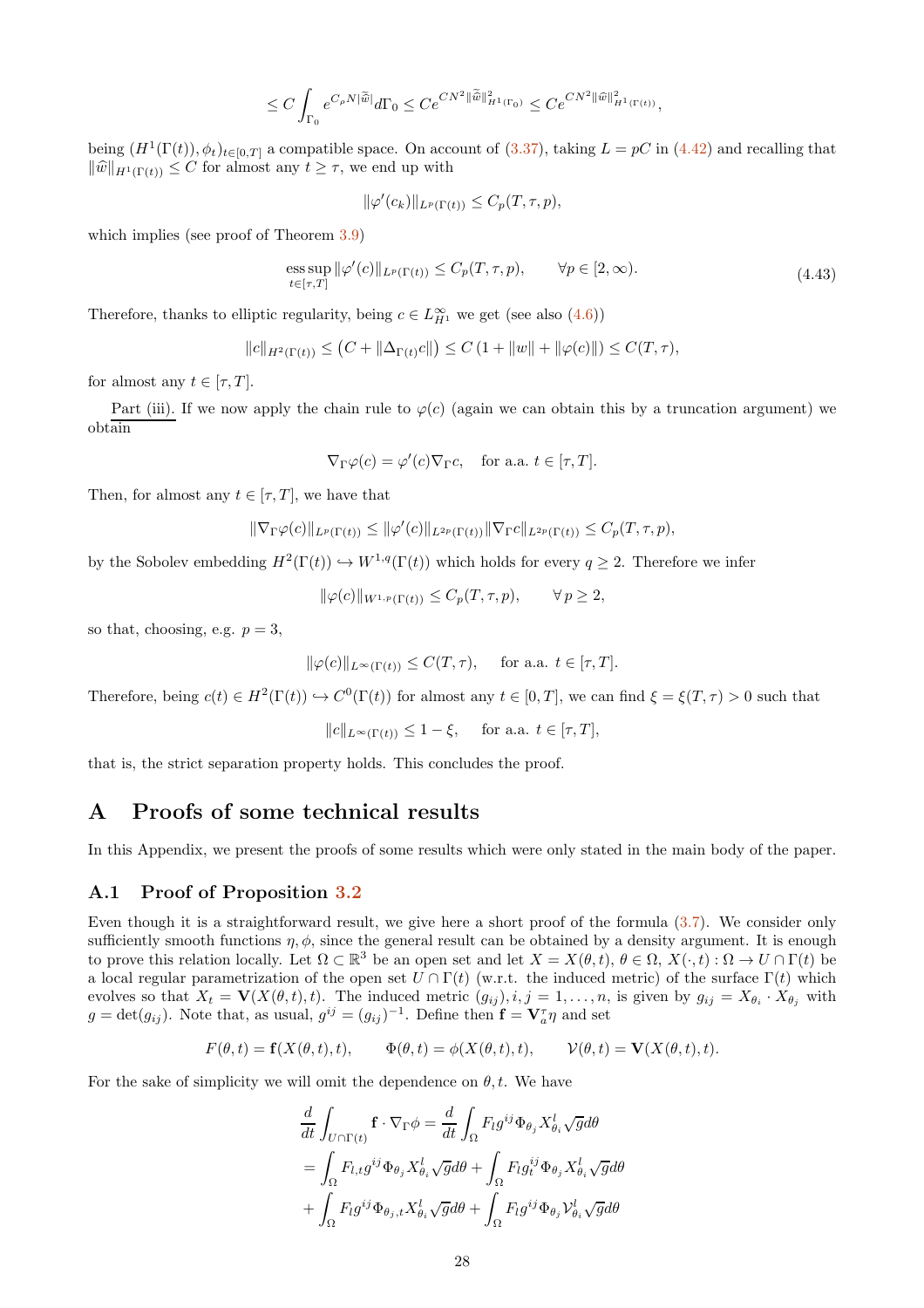$$\leq C \int_{\Gamma_0} e^{C_\rho N |\widetilde{\widehat{w}}|} d\Gamma_0 \leq C e^{CN^2 \|\widetilde{\widehat{w}}\|^2_{H^1(\Gamma_0)}} \leq C e^{CN^2 \|\widehat{w}\|^2_{H^1(\Gamma(t))}},$$

being $(H^1(\Gamma(t)), \phi_t)_{t\in[0,T]}$ a compatible space. On account of (3.37), taking $L = pC$ in (4.42) and recalling that $\|\widehat{w}\|_{H^1(\Gamma(t))} \leq C$ for almost any $t \geq \tau$, we end up with

$$\|\varphi'(c_k)\|_{L^p(\Gamma(t))} \leq C_p(T, \tau, p),$$

which implies (see proof of Theorem 3.9)

$$\operatorname*{ess\,sup}_{t\in[\tau,T]} \|\varphi'(c)\|_{L^p(\Gamma(t))} \leq C_p(T, \tau, p), \qquad \forall p \in [2, \infty). \tag{4.43}$$

Therefore, thanks to elliptic regularity, being $c \in L^\infty_{H^1}$ we get (see also (4.6))

$$\|c\|_{H^2(\Gamma(t))} \leq \left(C + \|\Delta_{\Gamma(t)} c\|\right) \leq C\left(1 + \|w\| + \|\varphi(c)\|\right) \leq C(T, \tau),$$

for almost any $t \in [\tau, T]$.

Part (iii). If we now apply the chain rule to $\varphi(c)$ (again we can obtain this by a truncation argument) we obtain

$$\nabla_\Gamma \varphi(c) = \varphi'(c) \nabla_\Gamma c, \quad \text{for a.a. } t \in [\tau, T].$$

Then, for almost any $t \in [\tau, T]$, we have that

$$\|\nabla_\Gamma \varphi(c)\|_{L^p(\Gamma(t))} \leq \|\varphi'(c)\|_{L^{2p}(\Gamma(t))} \|\nabla_\Gamma c\|_{L^{2p}(\Gamma(t))} \leq C_p(T, \tau, p),$$

by the Sobolev embedding $H^2(\Gamma(t)) \hookrightarrow W^{1,q}(\Gamma(t))$ which holds for every $q \geq 2$. Therefore we infer

$$\|\varphi(c)\|_{W^{1,p}(\Gamma(t))} \leq C_p(T, \tau, p), \qquad \forall\, p \geq 2,$$

so that, choosing, e.g. $p = 3$,

$$\|\varphi(c)\|_{L^\infty(\Gamma(t))} \leq C(T, \tau), \quad \text{ for a.a. } t \in [\tau, T].$$

Therefore, being $c(t) \in H^2(\Gamma(t)) \hookrightarrow C^0(\Gamma(t))$ for almost any $t \in [0, T]$, we can find $\xi = \xi(T, \tau) > 0$ such that

$$\|c\|_{L^\infty(\Gamma(t))} \leq 1 - \xi, \quad \text{ for a.a. } t \in [\tau, T],$$

that is, the strict separation property holds. This concludes the proof.

# A Proofs of some technical results

In this Appendix, we present the proofs of some results which were only stated in the main body of the paper.

## A.1 Proof of Proposition 3.2

Even though it is a straightforward result, we give here a short proof of the formula (3.7). We consider only sufficiently smooth functions $\eta, \phi$, since the general result can be obtained by a density argument. It is enough to prove this relation locally. Let $\Omega \subset \mathbb{R}^3$ be an open set and let $X = X(\theta, t)$, $\theta \in \Omega$, $X(\cdot, t) : \Omega \to U \cap \Gamma(t)$ be a local regular parametrization of the open set $U \cap \Gamma(t)$ (w.r.t. the induced metric) of the surface $\Gamma(t)$ which evolves so that $X_t = \mathbf{V}(X(\theta, t), t)$. The induced metric $(g_{ij}), i, j = 1, \ldots, n$, is given by $g_{ij} = X_{\theta_i} \cdot X_{\theta_j}$ with $g = \det(g_{ij})$. Note that, as usual, $g^{ij} = (g_{ij})^{-1}$. Define then $\mathbf{f} = \mathbf{V}_a^\tau \eta$ and set

$$F(\theta, t) = \mathbf{f}(X(\theta, t), t), \qquad \Phi(\theta, t) = \phi(X(\theta, t), t), \qquad \mathcal{V}(\theta, t) = \mathbf{V}(X(\theta, t), t).$$

For the sake of simplicity we will omit the dependence on $\theta, t$. We have

$$\begin{aligned}
\frac{d}{dt} \int_{U\cap\Gamma(t)} \mathbf{f} \cdot \nabla_\Gamma \phi &= \frac{d}{dt} \int_\Omega F_l g^{ij} \Phi_{\theta_j} X^l_{\theta_i} \sqrt{g} d\theta \\
&= \int_\Omega F_{l,t} g^{ij} \Phi_{\theta_j} X^l_{\theta_i} \sqrt{g} d\theta + \int_\Omega F_l g^{ij}_t \Phi_{\theta_j} X^l_{\theta_i} \sqrt{g} d\theta \\
&+ \int_\Omega F_l g^{ij} \Phi_{\theta_j, t} X^l_{\theta_i} \sqrt{g} d\theta + \int_\Omega F_l g^{ij} \Phi_{\theta_j} \mathcal{V}^l_{\theta_i} \sqrt{g} d\theta
\end{aligned}$$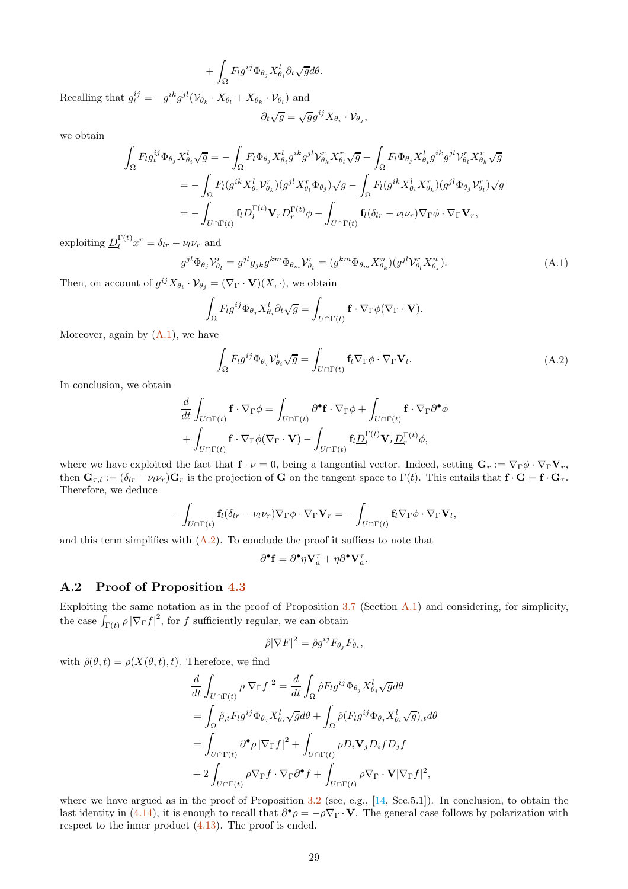$$
+\int_\Omega F_l g^{ij}\Phi_{\theta_j}X^l_{\theta_i}\partial_t\sqrt{g}d\theta.
$$

Recalling that $g^{ij}_t = -g^{ik}g^{jl}(\mathcal{V}_{\theta_k}\cdot X_{\theta_l} + X_{\theta_k}\cdot\mathcal{V}_{\theta_l})$ and

$$
\partial_t\sqrt{g} = \sqrt{g}g^{ij}X_{\theta_i}\cdot\mathcal{V}_{\theta_j},
$$

we obtain

$$
\begin{aligned}
\int_\Omega F_l g^{ij}_t\Phi_{\theta_j}X^l_{\theta_i}\sqrt{g} &= -\int_\Omega F_l\Phi_{\theta_j}X^l_{\theta_i}g^{ik}g^{jl}\mathcal{V}^r_{\theta_k}X^r_{\theta_l}\sqrt{g} - \int_\Omega F_l\Phi_{\theta_j}X^l_{\theta_i}g^{ik}g^{jl}\mathcal{V}^r_{\theta_l}X^r_{\theta_k}\sqrt{g}\\
&= -\int_\Omega F_l(g^{ik}X^l_{\theta_i}\mathcal{V}^r_{\theta_k})(g^{jl}X^r_{\theta_l}\Phi_{\theta_j})\sqrt{g} - \int_\Omega F_l(g^{ik}X^l_{\theta_i}X^r_{\theta_k})(g^{jl}\Phi_{\theta_j}\mathcal{V}^r_{\theta_l})\sqrt{g}\\
&= -\int_{U\cap\Gamma(t)}\mathbf{f}_l\underline{D}^{\Gamma(t)}_l\mathbf{V}_r\underline{D}^{\Gamma(t)}_r\phi - \int_{U\cap\Gamma(t)}\mathbf{f}_l(\delta_{lr}-\nu_l\nu_r)\nabla_\Gamma\phi\cdot\nabla_\Gamma\mathbf{V}_r,
\end{aligned}
$$

exploiting $\underline{D}^{\Gamma(t)}_l x^r = \delta_{lr} - \nu_l\nu_r$ and

$$
g^{jl}\Phi_{\theta_j}\mathcal{V}^r_{\theta_l} = g^{jl}g_{jk}g^{km}\Phi_{\theta_m}\mathcal{V}^r_{\theta_l} = (g^{km}\Phi_{\theta_m}X^n_{\theta_k})(g^{jl}\mathcal{V}^r_{\theta_l}X^n_{\theta_j}). \tag{A.1}
$$

Then, on account of $g^{ij}X_{\theta_i}\cdot\mathcal{V}_{\theta_j} = (\nabla_\Gamma\cdot\mathbf{V})(X,\cdot)$, we obtain

$$
\int_\Omega F_l g^{ij}\Phi_{\theta_j}X^l_{\theta_i}\partial_t\sqrt{g} = \int_{U\cap\Gamma(t)}\mathbf{f}\cdot\nabla_\Gamma\phi(\nabla_\Gamma\cdot\mathbf{V}).
$$

Moreover, again by (A.1), we have

$$
\int_\Omega F_l g^{ij}\Phi_{\theta_j}\mathcal{V}^l_{\theta_i}\sqrt{g} = \int_{U\cap\Gamma(t)}\mathbf{f}_l\nabla_\Gamma\phi\cdot\nabla_\Gamma\mathbf{V}_l. \tag{A.2}
$$

In conclusion, we obtain

$$
\begin{aligned}
\frac{d}{dt}\int_{U\cap\Gamma(t)}\mathbf{f}\cdot\nabla_\Gamma\phi &= \int_{U\cap\Gamma(t)}\partial^\bullet\mathbf{f}\cdot\nabla_\Gamma\phi + \int_{U\cap\Gamma(t)}\mathbf{f}\cdot\nabla_\Gamma\partial^\bullet\phi\\
&+\int_{U\cap\Gamma(t)}\mathbf{f}\cdot\nabla_\Gamma\phi(\nabla_\Gamma\cdot\mathbf{V}) - \int_{U\cap\Gamma(t)}\mathbf{f}_l\underline{D}^{\Gamma(t)}_l\mathbf{V}_r\underline{D}^{\Gamma(t)}_r\phi,
\end{aligned}
$$

where we have exploited the fact that $\mathbf{f}\cdot\nu = 0$, being a tangential vector. Indeed, setting $\mathbf{G}_r := \nabla_\Gamma\phi\cdot\nabla_\Gamma\mathbf{V}_r$, then $\mathbf{G}_{\tau,l} := (\delta_{lr}-\nu_l\nu_r)\mathbf{G}_r$ is the projection of $\mathbf{G}$ on the tangent space to $\Gamma(t)$. This entails that $\mathbf{f}\cdot\mathbf{G} = \mathbf{f}\cdot\mathbf{G}_\tau$. Therefore, we deduce

$$
-\int_{U\cap\Gamma(t)}\mathbf{f}_l(\delta_{lr}-\nu_l\nu_r)\nabla_\Gamma\phi\cdot\nabla_\Gamma\mathbf{V}_r = -\int_{U\cap\Gamma(t)}\mathbf{f}_l\nabla_\Gamma\phi\cdot\nabla_\Gamma\mathbf{V}_l,
$$

and this term simplifies with (A.2). To conclude the proof it suffices to note that

$$
\partial^\bullet\mathbf{f} = \partial^\bullet\eta\mathbf{V}^\tau_a + \eta\partial^\bullet\mathbf{V}^\tau_a.
$$

## A.2 Proof of Proposition 4.3

Exploiting the same notation as in the proof of Proposition 3.7 (Section A.1) and considering, for simplicity, the case $\int_{\Gamma(t)}\rho\left|\nabla_\Gamma f\right|^2$, for $f$ sufficiently regular, we can obtain

$$
\hat{\rho}|\nabla F|^2 = \hat{\rho}g^{ij}F_{\theta_j}F_{\theta_i},
$$

with $\hat{\rho}(\theta,t) = \rho(X(\theta,t),t)$. Therefore, we find

$$
\begin{aligned}
\frac{d}{dt}\int_{U\cap\Gamma(t)}\rho|\nabla_\Gamma f|^2 &= \frac{d}{dt}\int_\Omega\hat{\rho}F_l g^{ij}\Phi_{\theta_j}X^l_{\theta_i}\sqrt{g}d\theta\\
&= \int_\Omega\hat{\rho}_{,t}F_l g^{ij}\Phi_{\theta_j}X^l_{\theta_i}\sqrt{g}d\theta + \int_\Omega\hat{\rho}(F_l g^{ij}\Phi_{\theta_j}X^l_{\theta_i}\sqrt{g})_{,t}d\theta\\
&= \int_{U\cap\Gamma(t)}\partial^\bullet\rho\left|\nabla_\Gamma f\right|^2 + \int_{U\cap\Gamma(t)}\rho D_i\mathbf{V}_j D_i f D_j f\\
&+2\int_{U\cap\Gamma(t)}\rho\nabla_\Gamma f\cdot\nabla_\Gamma\partial^\bullet f + \int_{U\cap\Gamma(t)}\rho\nabla_\Gamma\cdot\mathbf{V}|\nabla_\Gamma f|^2,
\end{aligned}
$$

where we have argued as in the proof of Proposition 3.2 (see, e.g., [14, Sec.5.1]). In conclusion, to obtain the last identity in (4.14), it is enough to recall that $\partial^\bullet\rho = -\rho\nabla_\Gamma\cdot\mathbf{V}$. The general case follows by polarization with respect to the inner product (4.13). The proof is ended.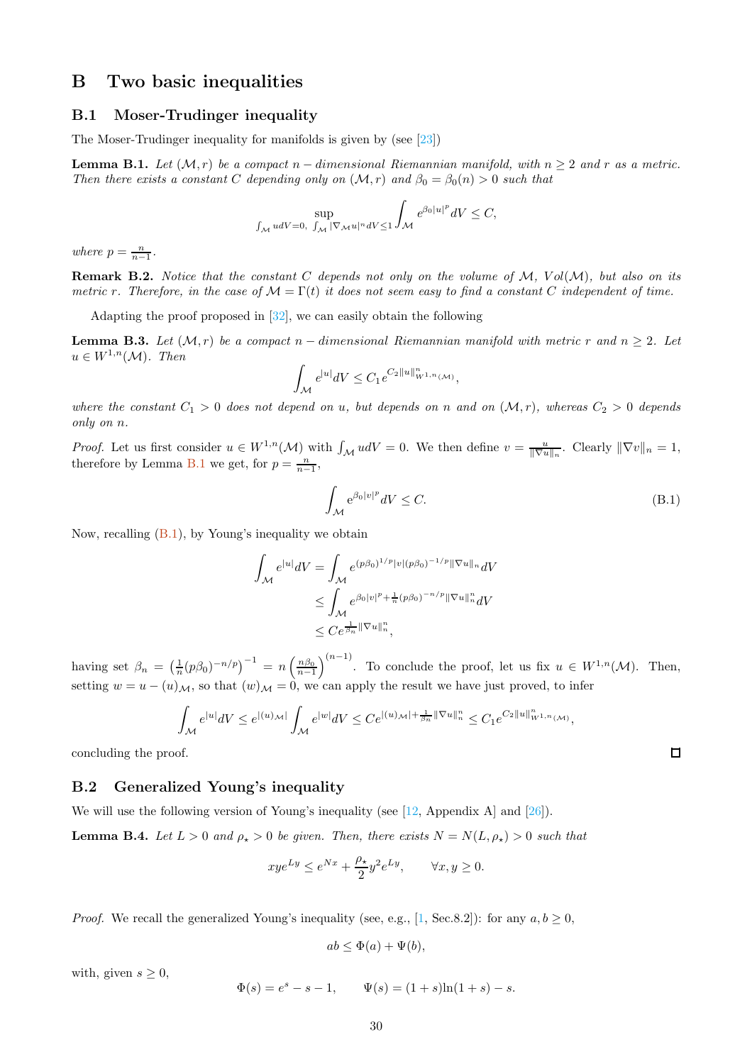# B Two basic inequalities

## B.1 Moser-Trudinger inequality

The Moser-Trudinger inequality for manifolds is given by (see [23])

**Lemma B.1.** *Let $(\mathcal{M}, r)$ be a compact $n-$dimensional Riemannian manifold, with $n \geq 2$ and $r$ as a metric. Then there exists a constant $C$ depending only on $(\mathcal{M}, r)$ and $\beta_0 = \beta_0(n) > 0$ such that*

$$\sup_{\int_{\mathcal{M}} u dV = 0,\ \int_{\mathcal{M}} |\nabla_{\mathcal{M}} u|^n dV \leq 1} \int_{\mathcal{M}} e^{\beta_0 |u|^p} dV \leq C,$$

*where $p = \frac{n}{n-1}$.*

**Remark B.2.** *Notice that the constant $C$ depends not only on the volume of $\mathcal{M}$, $Vol(\mathcal{M})$, but also on its metric $r$. Therefore, in the case of $\mathcal{M} = \Gamma(t)$ it does not seem easy to find a constant $C$ independent of time.*

Adapting the proof proposed in [32], we can easily obtain the following

**Lemma B.3.** *Let $(\mathcal{M}, r)$ be a compact $n-$dimensional Riemannian manifold with metric $r$ and $n \geq 2$. Let $u \in W^{1,n}(\mathcal{M})$. Then*

$$\int_{\mathcal{M}} e^{|u|} dV \leq C_1 e^{C_2 \|u\|^n_{W^{1,n}(\mathcal{M})}},$$

*where the constant $C_1 > 0$ does not depend on $u$, but depends on $n$ and on $(\mathcal{M}, r)$, whereas $C_2 > 0$ depends only on $n$.*

*Proof.* Let us first consider $u \in W^{1,n}(\mathcal{M})$ with $\int_{\mathcal{M}} u dV = 0$. We then define $v = \frac{u}{\|\nabla u\|_n}$. Clearly $\|\nabla v\|_n = 1$, therefore by Lemma B.1 we get, for $p = \frac{n}{n-1}$,

$$\int_{\mathcal{M}} e^{\beta_0 |v|^p} dV \leq C. \tag{B.1}$$

Now, recalling (B.1), by Young's inequality we obtain

$$\begin{aligned}
\int_{\mathcal{M}} e^{|u|} dV &= \int_{\mathcal{M}} e^{(p\beta_0)^{1/p} |v| (p\beta_0)^{-1/p} \|\nabla u\|_n} dV \\
&\leq \int_{\mathcal{M}} e^{\beta_0 |v|^p + \frac{1}{n}(p\beta_0)^{-n/p} \|\nabla u\|^n_n} dV \\
&\leq C e^{\frac{1}{\beta_n} \|\nabla u\|^n_n},
\end{aligned}$$

having set $\beta_n = \left(\frac{1}{n}(p\beta_0)^{-n/p}\right)^{-1} = n\left(\frac{n\beta_0}{n-1}\right)^{(n-1)}$. To conclude the proof, let us fix $u \in W^{1,n}(\mathcal{M})$. Then, setting $w = u - (u)_{\mathcal{M}}$, so that $(w)_{\mathcal{M}} = 0$, we can apply the result we have just proved, to infer

$$\int_{\mathcal{M}} e^{|u|} dV \leq e^{|(u)_{\mathcal{M}}|} \int_{\mathcal{M}} e^{|w|} dV \leq C e^{|(u)_{\mathcal{M}}| + \frac{1}{\beta_n} \|\nabla u\|^n_n} \leq C_1 e^{C_2 \|u\|^n_{W^{1,n}(\mathcal{M})}},$$

concluding the proof. ◻

## B.2 Generalized Young's inequality

We will use the following version of Young's inequality (see [12, Appendix A] and [26]).

**Lemma B.4.** *Let $L > 0$ and $\rho_\star > 0$ be given. Then, there exists $N = N(L, \rho_\star) > 0$ such that*

$$xy e^{Ly} \leq e^{Nx} + \frac{\rho_\star}{2} y^2 e^{Ly}, \qquad \forall x, y \geq 0.$$

*Proof.* We recall the generalized Young's inequality (see, e.g., [1, Sec.8.2]): for any $a, b \geq 0$,

$$ab \leq \Phi(a) + \Psi(b),$$

with, given $s \geq 0$,

$$\Phi(s) = e^s - s - 1, \qquad \Psi(s) = (1+s)\ln(1+s) - s.$$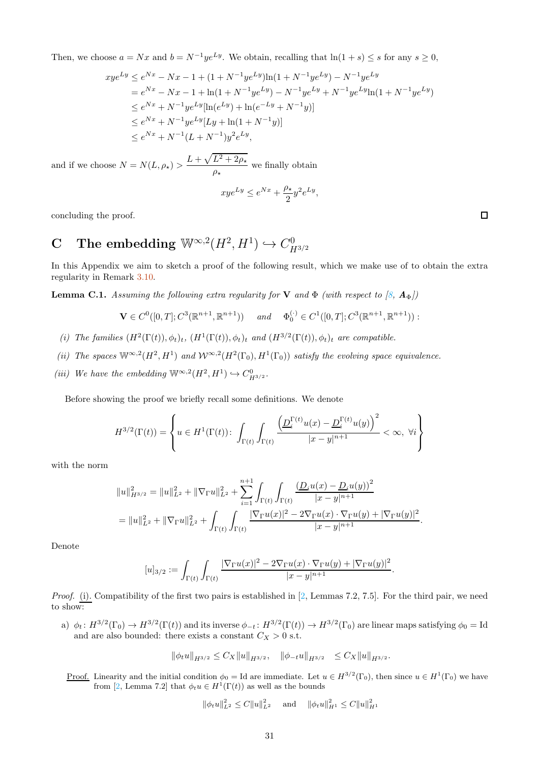Then, we choose $a = Nx$ and $b = N^{-1}ye^{Ly}$. We obtain, recalling that $\ln(1+s) \le s$ for any $s \ge 0$,

$$
\begin{aligned}
xye^{Ly} &\le e^{Nx} - Nx - 1 + (1 + N^{-1}ye^{Ly})\ln(1 + N^{-1}ye^{Ly}) - N^{-1}ye^{Ly} \\
&= e^{Nx} - Nx - 1 + \ln(1 + N^{-1}ye^{Ly}) - N^{-1}ye^{Ly} + N^{-1}ye^{Ly}\ln(1 + N^{-1}ye^{Ly}) \\
&\le e^{Nx} + N^{-1}ye^{Ly}[\ln(e^{Ly}) + \ln(e^{-Ly} + N^{-1}y)] \\
&\le e^{Nx} + N^{-1}ye^{Ly}[Ly + \ln(1 + N^{-1}y)] \\
&\le e^{Nx} + N^{-1}(L + N^{-1})y^2e^{Ly},
\end{aligned}
$$

and if we choose $N = N(L, \rho_\star) > \dfrac{L + \sqrt{L^2 + 2\rho_\star}}{\rho_\star}$ we finally obtain

$$
xye^{Ly} \le e^{Nx} + \frac{\rho_\star}{2}y^2e^{Ly},
$$

concluding the proof. □

# C The embedding $\mathbb{W}^{\infty,2}(H^2, H^1) \hookrightarrow C^0_{H^{3/2}}$

In this Appendix we aim to sketch a proof of the following result, which we make use of to obtain the extra regularity in Remark 3.10.

**Lemma C.1.** *Assuming the following extra regularity for* $\mathbf{V}$ *and* $\Phi$ *(with respect to [8,* $\boldsymbol{A}_\Phi$*])*

$$
\mathbf{V} \in C^0([0,T]; C^3(\mathbb{R}^{n+1}, \mathbb{R}^{n+1})) \quad \text{and} \quad \Phi_0^{(\cdot)} \in C^1([0,T]; C^3(\mathbb{R}^{n+1}, \mathbb{R}^{n+1})):
$$

*(i) The families* $(H^2(\Gamma(t)), \phi_t)_t$*,* $(H^1(\Gamma(t)), \phi_t)_t$ *and* $(H^{3/2}(\Gamma(t)), \phi_t)_t$ *are compatible.*

*(ii) The spaces* $\mathbb{W}^{\infty,2}(H^2, H^1)$ *and* $\mathcal{W}^{\infty,2}(H^2(\Gamma_0), H^1(\Gamma_0))$ *satisfy the evolving space equivalence.*

*(iii) We have the embedding* $\mathbb{W}^{\infty,2}(H^2, H^1) \hookrightarrow C^0_{H^{3/2}}$*.*

Before showing the proof we briefly recall some definitions. We denote

$$
H^{3/2}(\Gamma(t)) = \left\{ u \in H^1(\Gamma(t)) \colon \int_{\Gamma(t)} \int_{\Gamma(t)} \frac{\left(\underline{D}_i^{\Gamma(t)}u(x) - \underline{D}_i^{\Gamma(t)}u(y)\right)^2}{|x-y|^{n+1}} < \infty, \ \forall i \right\}
$$

with the norm

$$
\begin{aligned}
\|u\|^2_{H^{3/2}} &= \|u\|^2_{L^2} + \|\nabla_\Gamma u\|^2_{L^2} + \sum_{i=1}^{n+1} \int_{\Gamma(t)} \int_{\Gamma(t)} \frac{(\underline{D}_i u(x) - \underline{D}_i u(y))^2}{|x-y|^{n+1}} \\
&= \|u\|^2_{L^2} + \|\nabla_\Gamma u\|^2_{L^2} + \int_{\Gamma(t)} \int_{\Gamma(t)} \frac{|\nabla_\Gamma u(x)|^2 - 2\nabla_\Gamma u(x) \cdot \nabla_\Gamma u(y) + |\nabla_\Gamma u(y)|^2}{|x-y|^{n+1}}.
\end{aligned}
$$

Denote

$$
[u]_{3/2} := \int_{\Gamma(t)} \int_{\Gamma(t)} \frac{|\nabla_\Gamma u(x)|^2 - 2\nabla_\Gamma u(x) \cdot \nabla_\Gamma u(y) + |\nabla_\Gamma u(y)|^2}{|x-y|^{n+1}}.
$$

*Proof.* (i). Compatibility of the first two pairs is established in [2, Lemmas 7.2, 7.5]. For the third pair, we need to show:

a) $\phi_t \colon H^{3/2}(\Gamma_0) \to H^{3/2}(\Gamma(t))$ and its inverse $\phi_{-t} \colon H^{3/2}(\Gamma(t)) \to H^{3/2}(\Gamma_0)$ are linear maps satisfying $\phi_0 = \mathrm{Id}$ and are also bounded: there exists a constant $C_X > 0$ s.t.

$$
\|\phi_t u\|_{H^{3/2}} \le C_X \|u\|_{H^{3/2}}, \quad \|\phi_{-t} u\|_{H^{3/2}} \le C_X \|u\|_{H^{3/2}}.
$$

<u>Proof.</u> Linearity and the initial condition $\phi_0 = \mathrm{Id}$ are immediate. Let $u \in H^{3/2}(\Gamma_0)$, then since $u \in H^1(\Gamma_0)$ we have from [2, Lemma 7.2] that $\phi_t u \in H^1(\Gamma(t))$ as well as the bounds

$$
\|\phi_t u\|^2_{L^2} \le C\|u\|^2_{L^2} \quad \text{and} \quad \|\phi_t u\|^2_{H^1} \le C\|u\|^2_{H^1}
$$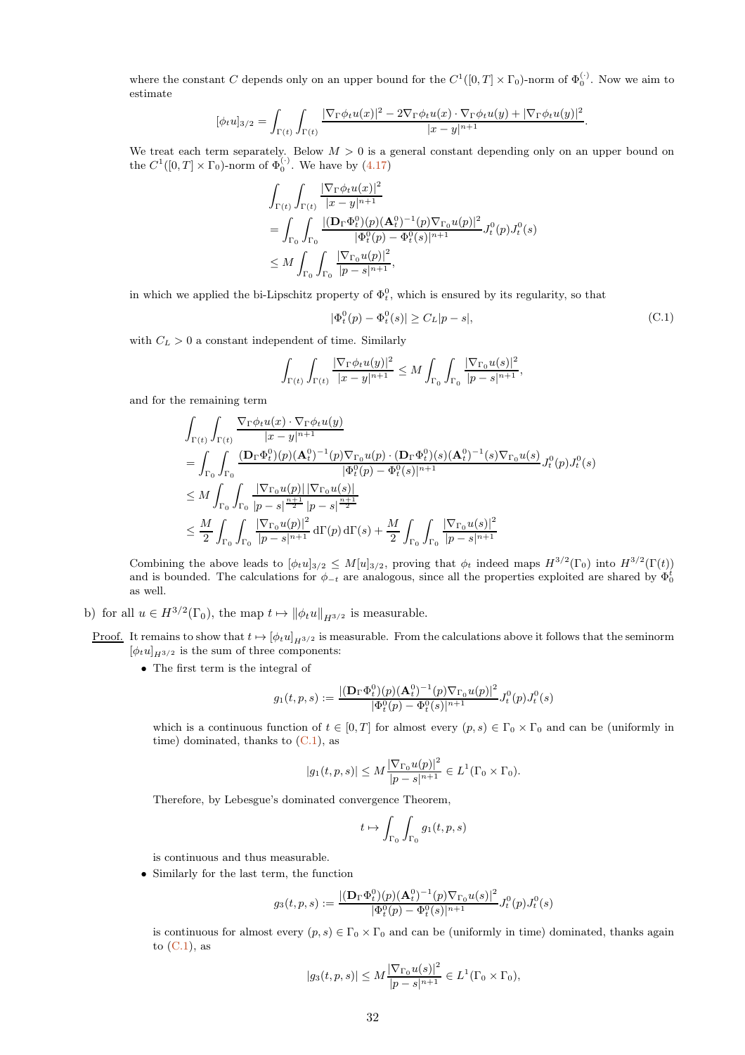where the constant $C$ depends only on an upper bound for the $C^1([0,T]\times\Gamma_0)$-norm of $\Phi_0^{(\cdot)}$. Now we aim to estimate

$$[\phi_t u]_{3/2} = \int_{\Gamma(t)}\int_{\Gamma(t)} \frac{|\nabla_\Gamma \phi_t u(x)|^2 - 2\nabla_\Gamma\phi_t u(x)\cdot\nabla_\Gamma\phi_t u(y) + |\nabla_\Gamma\phi_t u(y)|^2}{|x-y|^{n+1}}.$$

We treat each term separately. Below $M>0$ is a general constant depending only on an upper bound on the $C^1([0,T]\times\Gamma_0)$-norm of $\Phi_0^{(\cdot)}$. We have by (4.17)

$$\begin{aligned}
&\int_{\Gamma(t)}\int_{\Gamma(t)} \frac{|\nabla_\Gamma\phi_t u(x)|^2}{|x-y|^{n+1}} \\
&= \int_{\Gamma_0}\int_{\Gamma_0} \frac{|(\mathbf{D}_\Gamma\Phi_t^0)(p)(\mathbf{A}_t^0)^{-1}(p)\nabla_{\Gamma_0}u(p)|^2}{|\Phi_t^0(p)-\Phi_t^0(s)|^{n+1}} J_t^0(p)J_t^0(s) \\
&\le M\int_{\Gamma_0}\int_{\Gamma_0}\frac{|\nabla_{\Gamma_0}u(p)|^2}{|p-s|^{n+1}},
\end{aligned}$$

in which we applied the bi-Lipschitz property of $\Phi_t^0$, which is ensured by its regularity, so that

$$|\Phi_t^0(p)-\Phi_t^0(s)| \ge C_L|p-s|, \tag{C.1}$$

with $C_L>0$ a constant independent of time. Similarly

$$\int_{\Gamma(t)}\int_{\Gamma(t)}\frac{|\nabla_\Gamma\phi_t u(y)|^2}{|x-y|^{n+1}} \le M\int_{\Gamma_0}\int_{\Gamma_0}\frac{|\nabla_{\Gamma_0}u(s)|^2}{|p-s|^{n+1}},$$

and for the remaining term

$$\begin{aligned}
&\int_{\Gamma(t)}\int_{\Gamma(t)}\frac{\nabla_\Gamma\phi_t u(x)\cdot\nabla_\Gamma\phi_t u(y)}{|x-y|^{n+1}} \\
&= \int_{\Gamma_0}\int_{\Gamma_0}\frac{(\mathbf{D}_\Gamma\Phi_t^0)(p)(\mathbf{A}_t^0)^{-1}(p)\nabla_{\Gamma_0}u(p)\cdot(\mathbf{D}_\Gamma\Phi_t^0)(s)(\mathbf{A}_t^0)^{-1}(s)\nabla_{\Gamma_0}u(s)}{|\Phi_t^0(p)-\Phi_t^0(s)|^{n+1}}J_t^0(p)J_t^0(s) \\
&\le M\int_{\Gamma_0}\int_{\Gamma_0}\frac{|\nabla_{\Gamma_0}u(p)|\,|\nabla_{\Gamma_0}u(s)|}{|p-s|^{\frac{n+1}{2}}\,|p-s|^{\frac{n+1}{2}}} \\
&\le \frac{M}{2}\int_{\Gamma_0}\int_{\Gamma_0}\frac{|\nabla_{\Gamma_0}u(p)|^2}{|p-s|^{n+1}}\,\mathrm{d}\Gamma(p)\,\mathrm{d}\Gamma(s) + \frac{M}{2}\int_{\Gamma_0}\int_{\Gamma_0}\frac{|\nabla_{\Gamma_0}u(s)|^2}{|p-s|^{n+1}}
\end{aligned}$$

Combining the above leads to $[\phi_t u]_{3/2}\le M[u]_{3/2}$, proving that $\phi_t$ indeed maps $H^{3/2}(\Gamma_0)$ into $H^{3/2}(\Gamma(t))$ and is bounded. The calculations for $\phi_{-t}$ are analogous, since all the properties exploited are shared by $\Phi_0^t$ as well.

b) for all $u\in H^{3/2}(\Gamma_0)$, the map $t\mapsto \|\phi_t u\|_{H^{3/2}}$ is measurable.

<u>Proof.</u> It remains to show that $t\mapsto[\phi_t u]_{H^{3/2}}$ is measurable. From the calculations above it follows that the seminorm $[\phi_t u]_{H^{3/2}}$ is the sum of three components:

- The first term is the integral of

$$g_1(t,p,s) := \frac{|(\mathbf{D}_\Gamma\Phi_t^0)(p)(\mathbf{A}_t^0)^{-1}(p)\nabla_{\Gamma_0}u(p)|^2}{|\Phi_t^0(p)-\Phi_t^0(s)|^{n+1}}J_t^0(p)J_t^0(s)$$

which is a continuous function of $t\in[0,T]$ for almost every $(p,s)\in\Gamma_0\times\Gamma_0$ and can be (uniformly in time) dominated, thanks to (C.1), as

$$|g_1(t,p,s)|\le M\frac{|\nabla_{\Gamma_0}u(p)|^2}{|p-s|^{n+1}}\in L^1(\Gamma_0\times\Gamma_0).$$

Therefore, by Lebesgue's dominated convergence Theorem,

$$t\mapsto\int_{\Gamma_0}\int_{\Gamma_0}g_1(t,p,s)$$

is continuous and thus measurable.

- Similarly for the last term, the function

$$g_3(t,p,s) := \frac{|(\mathbf{D}_\Gamma\Phi_t^0)(p)(\mathbf{A}_t^0)^{-1}(p)\nabla_{\Gamma_0}u(s)|^2}{|\Phi_t^0(p)-\Phi_t^0(s)|^{n+1}}J_t^0(p)J_t^0(s)$$

is continuous for almost every $(p,s)\in\Gamma_0\times\Gamma_0$ and can be (uniformly in time) dominated, thanks again to (C.1), as

$$|g_3(t,p,s)|\le M\frac{|\nabla_{\Gamma_0}u(s)|^2}{|p-s|^{n+1}}\in L^1(\Gamma_0\times\Gamma_0),$$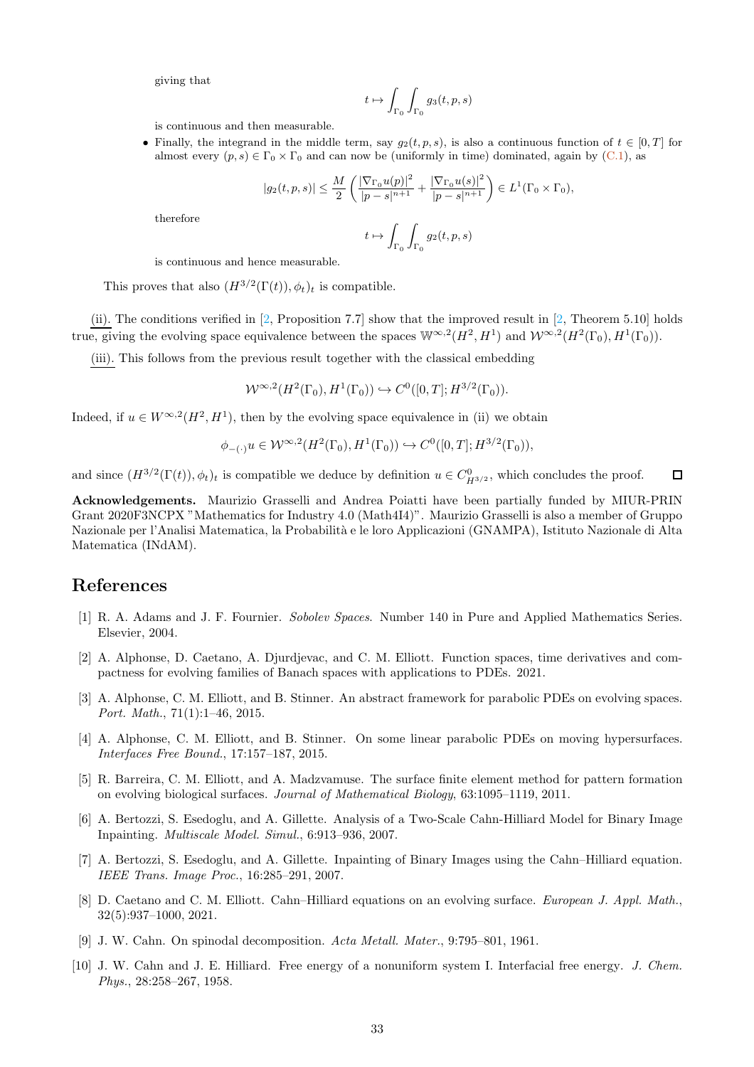giving that

$$t \mapsto \int_{\Gamma_0} \int_{\Gamma_0} g_3(t,p,s)$$

is continuous and then measurable.

- Finally, the integrand in the middle term, say $g_2(t,p,s)$, is also a continuous function of $t \in [0,T]$ for almost every $(p,s) \in \Gamma_0 \times \Gamma_0$ and can now be (uniformly in time) dominated, again by (C.1), as

$$|g_2(t,p,s)| \leq \frac{M}{2} \left( \frac{|\nabla_{\Gamma_0} u(p)|^2}{|p-s|^{n+1}} + \frac{|\nabla_{\Gamma_0} u(s)|^2}{|p-s|^{n+1}} \right) \in L^1(\Gamma_0 \times \Gamma_0),$$

therefore

$$t \mapsto \int_{\Gamma_0} \int_{\Gamma_0} g_2(t,p,s)$$

is continuous and hence measurable.

This proves that also $(H^{3/2}(\Gamma(t)), \phi_t)_t$ is compatible.

(ii). The conditions verified in [2, Proposition 7.7] show that the improved result in [2, Theorem 5.10] holds true, giving the evolving space equivalence between the spaces $\mathbb{W}^{\infty,2}(H^2, H^1)$ and $\mathcal{W}^{\infty,2}(H^2(\Gamma_0), H^1(\Gamma_0))$.

(iii). This follows from the previous result together with the classical embedding

$$\mathcal{W}^{\infty,2}(H^2(\Gamma_0), H^1(\Gamma_0)) \hookrightarrow C^0([0,T]; H^{3/2}(\Gamma_0)).$$

Indeed, if $u \in W^{\infty,2}(H^2, H^1)$, then by the evolving space equivalence in (ii) we obtain

$$\phi_{-(\cdot)} u \in \mathcal{W}^{\infty,2}(H^2(\Gamma_0), H^1(\Gamma_0)) \hookrightarrow C^0([0,T]; H^{3/2}(\Gamma_0)),$$

and since $(H^{3/2}(\Gamma(t)), \phi_t)_t$ is compatible we deduce by definition $u \in C^0_{H^{3/2}}$, which concludes the proof. ◻

**Acknowledgements.** Maurizio Grasselli and Andrea Poiatti have been partially funded by MIUR-PRIN Grant 2020F3NCPX "Mathematics for Industry 4.0 (Math4I4)". Maurizio Grasselli is also a member of Gruppo Nazionale per l'Analisi Matematica, la Probabilità e le loro Applicazioni (GNAMPA), Istituto Nazionale di Alta Matematica (INdAM).

## References

[1] R. A. Adams and J. F. Fournier. *Sobolev Spaces*. Number 140 in Pure and Applied Mathematics Series. Elsevier, 2004.

[2] A. Alphonse, D. Caetano, A. Djurdjevac, and C. M. Elliott. Function spaces, time derivatives and compactness for evolving families of Banach spaces with applications to PDEs. 2021.

[3] A. Alphonse, C. M. Elliott, and B. Stinner. An abstract framework for parabolic PDEs on evolving spaces. *Port. Math.*, 71(1):1–46, 2015.

[4] A. Alphonse, C. M. Elliott, and B. Stinner. On some linear parabolic PDEs on moving hypersurfaces. *Interfaces Free Bound.*, 17:157–187, 2015.

[5] R. Barreira, C. M. Elliott, and A. Madzvamuse. The surface finite element method for pattern formation on evolving biological surfaces. *Journal of Mathematical Biology*, 63:1095–1119, 2011.

[6] A. Bertozzi, S. Esedoglu, and A. Gillette. Analysis of a Two-Scale Cahn-Hilliard Model for Binary Image Inpainting. *Multiscale Model. Simul.*, 6:913–936, 2007.

[7] A. Bertozzi, S. Esedoglu, and A. Gillette. Inpainting of Binary Images using the Cahn–Hilliard equation. *IEEE Trans. Image Proc.*, 16:285–291, 2007.

[8] D. Caetano and C. M. Elliott. Cahn–Hilliard equations on an evolving surface. *European J. Appl. Math.*, 32(5):937–1000, 2021.

[9] J. W. Cahn. On spinodal decomposition. *Acta Metall. Mater.*, 9:795–801, 1961.

[10] J. W. Cahn and J. E. Hilliard. Free energy of a nonuniform system I. Interfacial free energy. *J. Chem. Phys.*, 28:258–267, 1958.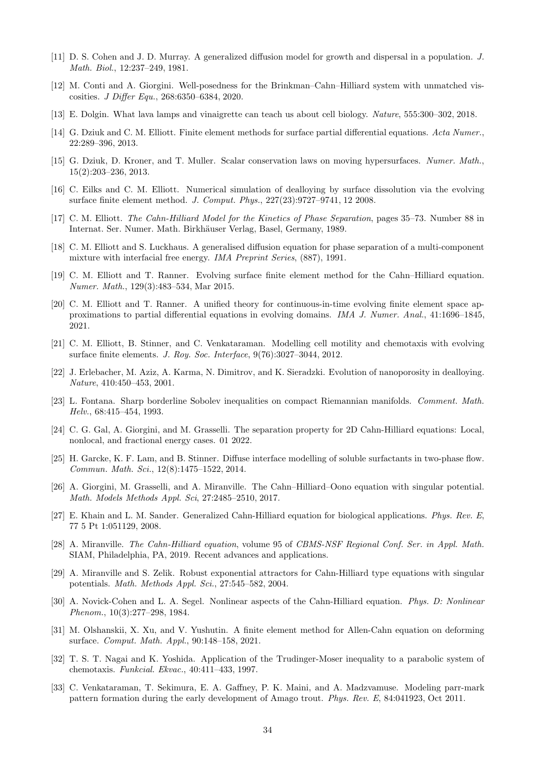[11] D. S. Cohen and J. D. Murray. A generalized diffusion model for growth and dispersal in a population. *J. Math. Biol.*, 12:237–249, 1981.

[12] M. Conti and A. Giorgini. Well-posedness for the Brinkman–Cahn–Hilliard system with unmatched viscosities. *J Differ Equ.*, 268:6350–6384, 2020.

[13] E. Dolgin. What lava lamps and vinaigrette can teach us about cell biology. *Nature*, 555:300–302, 2018.

[14] G. Dziuk and C. M. Elliott. Finite element methods for surface partial differential equations. *Acta Numer.*, 22:289–396, 2013.

[15] G. Dziuk, D. Kroner, and T. Muller. Scalar conservation laws on moving hypersurfaces. *Numer. Math.*, 15(2):203–236, 2013.

[16] C. Eilks and C. M. Elliott. Numerical simulation of dealloying by surface dissolution via the evolving surface finite element method. *J. Comput. Phys.*, 227(23):9727–9741, 12 2008.

[17] C. M. Elliott. *The Cahn-Hilliard Model for the Kinetics of Phase Separation*, pages 35–73. Number 88 in Internat. Ser. Numer. Math. Birkhäuser Verlag, Basel, Germany, 1989.

[18] C. M. Elliott and S. Luckhaus. A generalised diffusion equation for phase separation of a multi-component mixture with interfacial free energy. *IMA Preprint Series*, (887), 1991.

[19] C. M. Elliott and T. Ranner. Evolving surface finite element method for the Cahn–Hilliard equation. *Numer. Math.*, 129(3):483–534, Mar 2015.

[20] C. M. Elliott and T. Ranner. A unified theory for continuous-in-time evolving finite element space approximations to partial differential equations in evolving domains. *IMA J. Numer. Anal.*, 41:1696–1845, 2021.

[21] C. M. Elliott, B. Stinner, and C. Venkataraman. Modelling cell motility and chemotaxis with evolving surface finite elements. *J. Roy. Soc. Interface*, 9(76):3027–3044, 2012.

[22] J. Erlebacher, M. Aziz, A. Karma, N. Dimitrov, and K. Sieradzki. Evolution of nanoporosity in dealloying. *Nature*, 410:450–453, 2001.

[23] L. Fontana. Sharp borderline Sobolev inequalities on compact Riemannian manifolds. *Comment. Math. Helv.*, 68:415–454, 1993.

[24] C. G. Gal, A. Giorgini, and M. Grasselli. The separation property for 2D Cahn-Hilliard equations: Local, nonlocal, and fractional energy cases. 01 2022.

[25] H. Garcke, K. F. Lam, and B. Stinner. Diffuse interface modelling of soluble surfactants in two-phase flow. *Commun. Math. Sci.*, 12(8):1475–1522, 2014.

[26] A. Giorgini, M. Grasselli, and A. Miranville. The Cahn–Hilliard–Oono equation with singular potential. *Math. Models Methods Appl. Sci*, 27:2485–2510, 2017.

[27] E. Khain and L. M. Sander. Generalized Cahn-Hilliard equation for biological applications. *Phys. Rev. E*, 77 5 Pt 1:051129, 2008.

[28] A. Miranville. *The Cahn-Hilliard equation*, volume 95 of *CBMS-NSF Regional Conf. Ser. in Appl. Math.* SIAM, Philadelphia, PA, 2019. Recent advances and applications.

[29] A. Miranville and S. Zelik. Robust exponential attractors for Cahn-Hilliard type equations with singular potentials. *Math. Methods Appl. Sci.*, 27:545–582, 2004.

[30] A. Novick-Cohen and L. A. Segel. Nonlinear aspects of the Cahn-Hilliard equation. *Phys. D: Nonlinear Phenom.*, 10(3):277–298, 1984.

[31] M. Olshanskii, X. Xu, and V. Yushutin. A finite element method for Allen-Cahn equation on deforming surface. *Comput. Math. Appl.*, 90:148–158, 2021.

[32] T. S. T. Nagai and K. Yoshida. Application of the Trudinger-Moser inequality to a parabolic system of chemotaxis. *Funkcial. Ekvac.*, 40:411–433, 1997.

[33] C. Venkataraman, T. Sekimura, E. A. Gaffney, P. K. Maini, and A. Madzvamuse. Modeling parr-mark pattern formation during the early development of Amago trout. *Phys. Rev. E*, 84:041923, Oct 2011.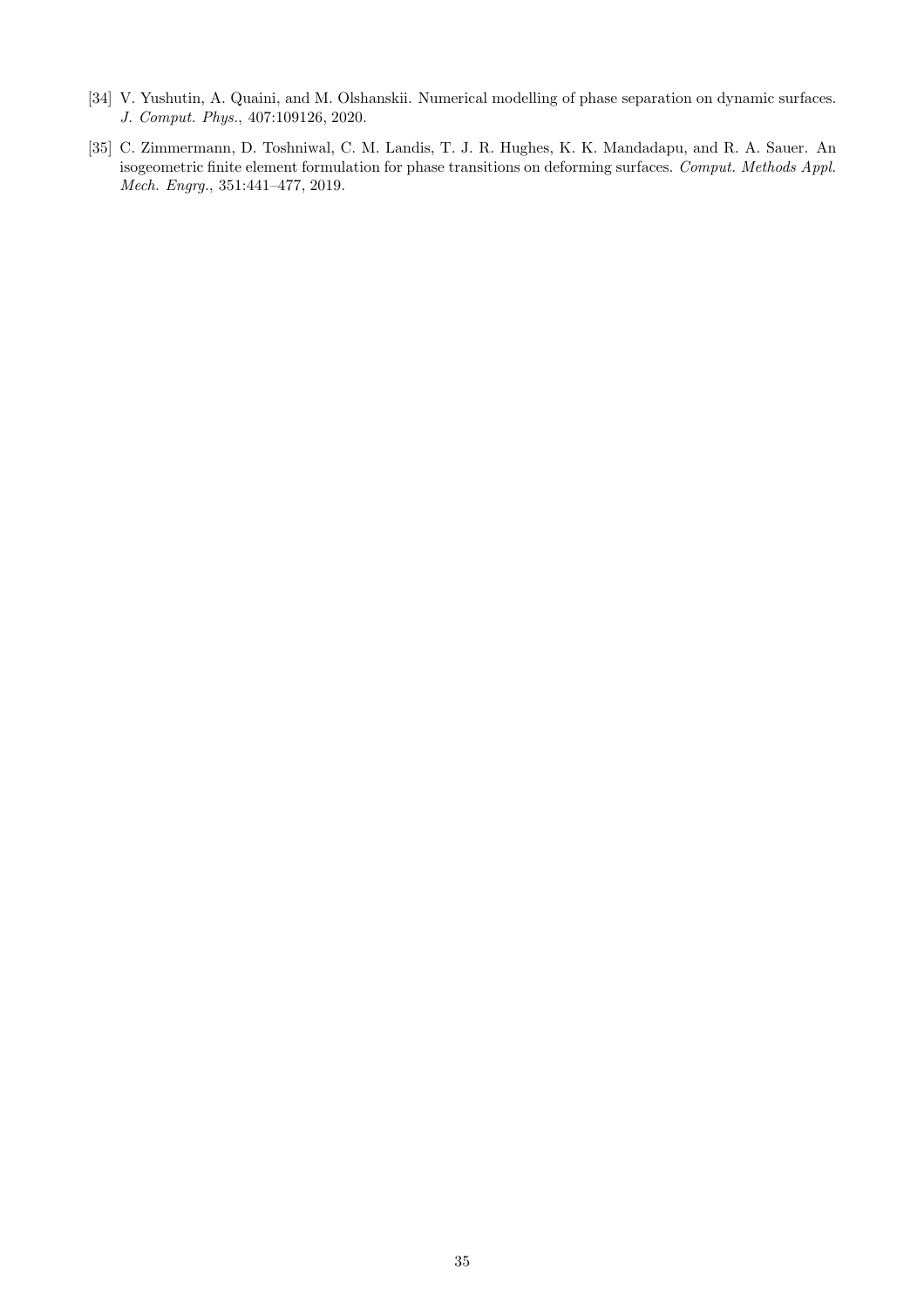[34] V. Yushutin, A. Quaini, and M. Olshanskii. Numerical modelling of phase separation on dynamic surfaces. *J. Comput. Phys.*, 407:109126, 2020.

[35] C. Zimmermann, D. Toshniwal, C. M. Landis, T. J. R. Hughes, K. K. Mandadapu, and R. A. Sauer. An isogeometric finite element formulation for phase transitions on deforming surfaces. *Comput. Methods Appl. Mech. Engrg.*, 351:441–477, 2019.